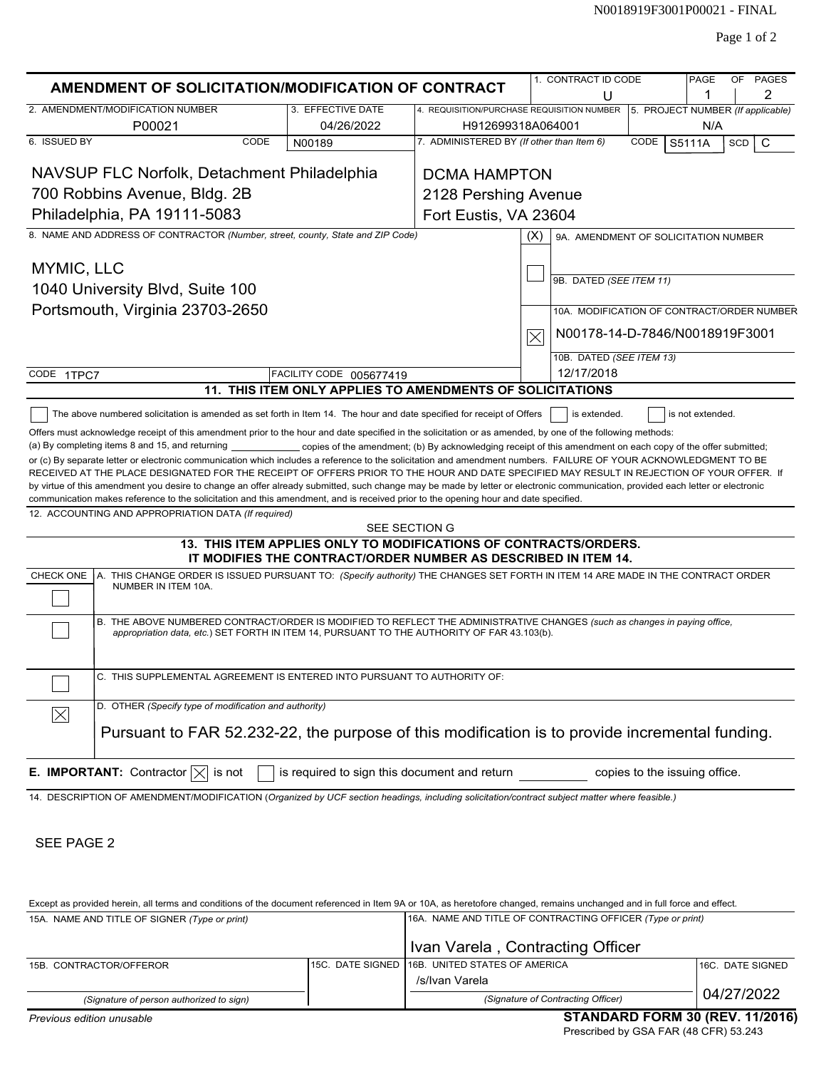N0018919F3001P00021 - FINAL

# AMENDMENT OF SOLICITATION/MODIFICATION OF CONTRACT

| Field | Value |
|---|---|
| 1. CONTRACT ID CODE | U |
| PAGE OF PAGES | 1 of 2 |
| 2. AMENDMENT/MODIFICATION NUMBER | P00021 |
| 3. EFFECTIVE DATE | 04/26/2022 |
| 4. REQUISITION/PURCHASE REQUISITION NUMBER | H912699318A064001 |
| 5. PROJECT NUMBER (If applicable) | N/A |
| 6. ISSUED BY / CODE | N00189 |
| 7. ADMINISTERED BY (If other than Item 6) / CODE | S5111A |
| SCD | C |

**6. ISSUED BY** (CODE N00189)

NAVSUP FLC Norfolk, Detachment Philadelphia
700 Robbins Avenue, Bldg. 2B
Philadelphia, PA 19111-5083

**7. ADMINISTERED BY** *(If other than Item 6)* (CODE S5111A, SCD C)

DCMA HAMPTON
2128 Pershing Avenue
Fort Eustis, VA 23604

**8. NAME AND ADDRESS OF CONTRACTOR** *(Number, street, county, State and ZIP Code)*

MYMIC, LLC
1040 University Blvd, Suite 100
Portsmouth, Virginia 23703-2650

CODE 1TPC7 FACILITY CODE 005677419

(X)

- [ ] 9A. AMENDMENT OF SOLICITATION NUMBER
- 9B. DATED *(SEE ITEM 11)*
- [x] 10A. MODIFICATION OF CONTRACT/ORDER NUMBER: N00178-14-D-7846/N0018919F3001
- 10B. DATED *(SEE ITEM 13)*: 12/17/2018

## 11. THIS ITEM ONLY APPLIES TO AMENDMENTS OF SOLICITATIONS

[ ] The above numbered solicitation is amended as set forth in Item 14. The hour and date specified for receipt of Offers [ ] is extended. [ ] is not extended.

Offers must acknowledge receipt of this amendment prior to the hour and date specified in the solicitation or as amended, by one of the following methods: (a) By completing items 8 and 15, and returning ____________ copies of the amendment; (b) By acknowledging receipt of this amendment on each copy of the offer submitted; or (c) By separate letter or electronic communication which includes a reference to the solicitation and amendment numbers. FAILURE OF YOUR ACKNOWLEDGMENT TO BE RECEIVED AT THE PLACE DESIGNATED FOR THE RECEIPT OF OFFERS PRIOR TO THE HOUR AND DATE SPECIFIED MAY RESULT IN REJECTION OF YOUR OFFER. If by virtue of this amendment you desire to change an offer already submitted, such change may be made by letter or electronic communication, provided each letter or electronic communication makes reference to the solicitation and this amendment, and is received prior to the opening hour and date specified.

**12. ACCOUNTING AND APPROPRIATION DATA** *(If required)*

SEE SECTION G

## 13. THIS ITEM APPLIES ONLY TO MODIFICATIONS OF CONTRACTS/ORDERS. IT MODIFIES THE CONTRACT/ORDER NUMBER AS DESCRIBED IN ITEM 14.

CHECK ONE

- [ ] A. THIS CHANGE ORDER IS ISSUED PURSUANT TO: *(Specify authority)* THE CHANGES SET FORTH IN ITEM 14 ARE MADE IN THE CONTRACT ORDER NUMBER IN ITEM 10A.
- [ ] B. THE ABOVE NUMBERED CONTRACT/ORDER IS MODIFIED TO REFLECT THE ADMINISTRATIVE CHANGES *(such as changes in paying office, appropriation data, etc.)* SET FORTH IN ITEM 14, PURSUANT TO THE AUTHORITY OF FAR 43.103(b).
- [ ] C. THIS SUPPLEMENTAL AGREEMENT IS ENTERED INTO PURSUANT TO AUTHORITY OF:
- [x] D. OTHER *(Specify type of modification and authority)*

Pursuant to FAR 52.232-22, the purpose of this modification is to provide incremental funding.

**E. IMPORTANT:** Contractor [x] is not [ ] is required to sign this document and return ________ copies to the issuing office.

**14. DESCRIPTION OF AMENDMENT/MODIFICATION** *(Organized by UCF section headings, including solicitation/contract subject matter where feasible.)*

SEE PAGE 2

Except as provided herein, all terms and conditions of the document referenced in Item 9A or 10A, as heretofore changed, remains unchanged and in full force and effect.

| 15A. NAME AND TITLE OF SIGNER *(Type or print)* | | 16A. NAME AND TITLE OF CONTRACTING OFFICER *(Type or print)* | |
|---|---|---|---|
| | | Ivan Varela , Contracting Officer | |
| 15B. CONTRACTOR/OFFEROR | 15C. DATE SIGNED | 16B. UNITED STATES OF AMERICA | 16C. DATE SIGNED |
| | | /s/Ivan Varela | 04/27/2022 |
| *(Signature of person authorized to sign)* | | *(Signature of Contracting Officer)* | |

*Previous edition unusable*

**STANDARD FORM 30 (REV. 11/2016)**
Prescribed by GSA FAR (48 CFR) 53.243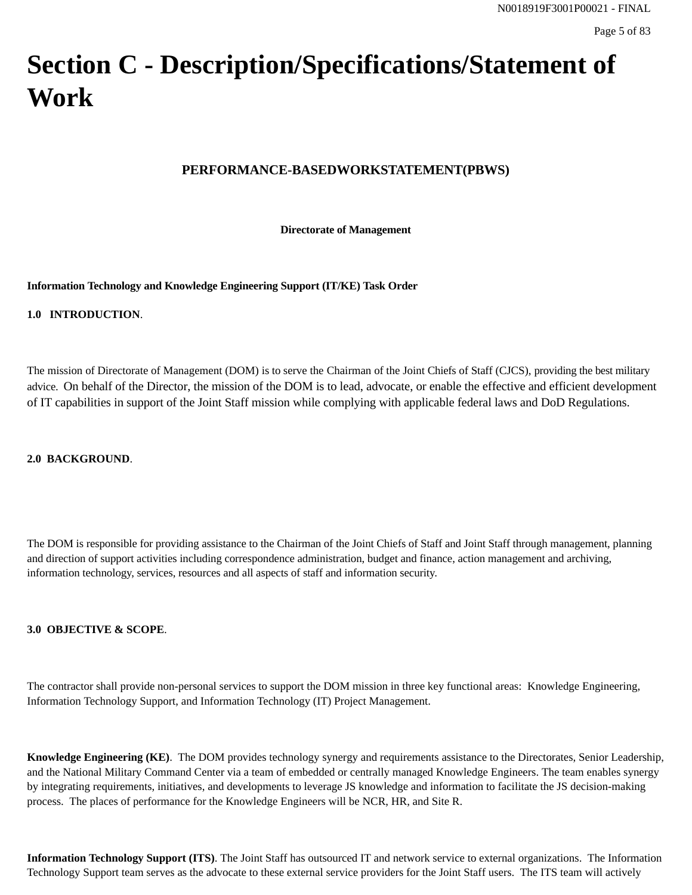# Section C - Description/Specifications/Statement of Work

**PERFORMANCE-BASEDWORKSTATEMENT(PBWS)**

**Directorate of Management**

**Information Technology and Knowledge Engineering Support (IT/KE) Task Order**

**1.0 INTRODUCTION**.

The mission of Directorate of Management (DOM) is to serve the Chairman of the Joint Chiefs of Staff (CJCS), providing the best military advice. On behalf of the Director, the mission of the DOM is to lead, advocate, or enable the effective and efficient development of IT capabilities in support of the Joint Staff mission while complying with applicable federal laws and DoD Regulations.

**2.0 BACKGROUND**.

The DOM is responsible for providing assistance to the Chairman of the Joint Chiefs of Staff and Joint Staff through management, planning and direction of support activities including correspondence administration, budget and finance, action management and archiving, information technology, services, resources and all aspects of staff and information security.

**3.0 OBJECTIVE & SCOPE**.

The contractor shall provide non-personal services to support the DOM mission in three key functional areas: Knowledge Engineering, Information Technology Support, and Information Technology (IT) Project Management.

**Knowledge Engineering (KE)**. The DOM provides technology synergy and requirements assistance to the Directorates, Senior Leadership, and the National Military Command Center via a team of embedded or centrally managed Knowledge Engineers. The team enables synergy by integrating requirements, initiatives, and developments to leverage JS knowledge and information to facilitate the JS decision-making process. The places of performance for the Knowledge Engineers will be NCR, HR, and Site R.

**Information Technology Support (ITS)**. The Joint Staff has outsourced IT and network service to external organizations. The Information Technology Support team serves as the advocate to these external service providers for the Joint Staff users. The ITS team will actively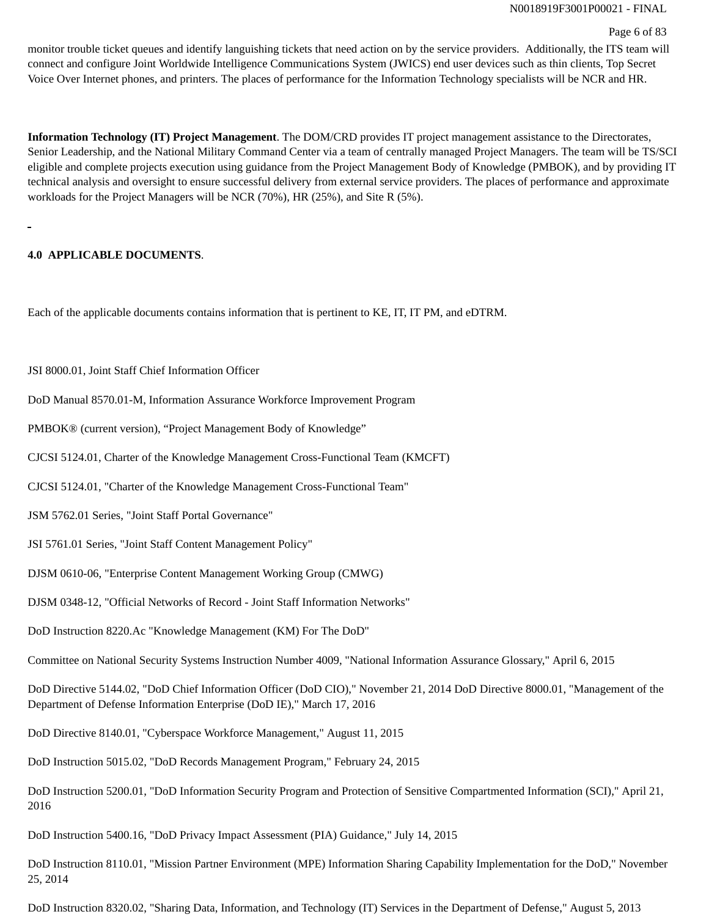monitor trouble ticket queues and identify languishing tickets that need action on by the service providers. Additionally, the ITS team will connect and configure Joint Worldwide Intelligence Communications System (JWICS) end user devices such as thin clients, Top Secret Voice Over Internet phones, and printers. The places of performance for the Information Technology specialists will be NCR and HR.

**Information Technology (IT) Project Management**. The DOM/CRD provides IT project management assistance to the Directorates, Senior Leadership, and the National Military Command Center via a team of centrally managed Project Managers. The team will be TS/SCI eligible and complete projects execution using guidance from the Project Management Body of Knowledge (PMBOK), and by providing IT technical analysis and oversight to ensure successful delivery from external service providers. The places of performance and approximate workloads for the Project Managers will be NCR (70%), HR (25%), and Site R (5%).

**4.0 APPLICABLE DOCUMENTS**.

Each of the applicable documents contains information that is pertinent to KE, IT, IT PM, and eDTRM.

JSI 8000.01, Joint Staff Chief Information Officer

DoD Manual 8570.01-M, Information Assurance Workforce Improvement Program

PMBOK® (current version), “Project Management Body of Knowledge”

CJCSI 5124.01, Charter of the Knowledge Management Cross-Functional Team (KMCFT)

CJCSI 5124.01, "Charter of the Knowledge Management Cross-Functional Team"

JSM 5762.01 Series, "Joint Staff Portal Governance"

JSI 5761.01 Series, "Joint Staff Content Management Policy"

DJSM 0610-06, "Enterprise Content Management Working Group (CMWG)

DJSM 0348-12, "Official Networks of Record - Joint Staff Information Networks"

DoD Instruction 8220.Ac "Knowledge Management (KM) For The DoD"

Committee on National Security Systems Instruction Number 4009, "National Information Assurance Glossary," April 6, 2015

DoD Directive 5144.02, "DoD Chief Information Officer (DoD CIO)," November 21, 2014 DoD Directive 8000.01, "Management of the Department of Defense Information Enterprise (DoD IE)," March 17, 2016

DoD Directive 8140.01, "Cyberspace Workforce Management," August 11, 2015

DoD Instruction 5015.02, "DoD Records Management Program," February 24, 2015

DoD Instruction 5200.01, "DoD Information Security Program and Protection of Sensitive Compartmented Information (SCI)," April 21, 2016

DoD Instruction 5400.16, "DoD Privacy Impact Assessment (PIA) Guidance," July 14, 2015

DoD Instruction 8110.01, "Mission Partner Environment (MPE) Information Sharing Capability Implementation for the DoD," November 25, 2014

DoD Instruction 8320.02, "Sharing Data, Information, and Technology (IT) Services in the Department of Defense," August 5, 2013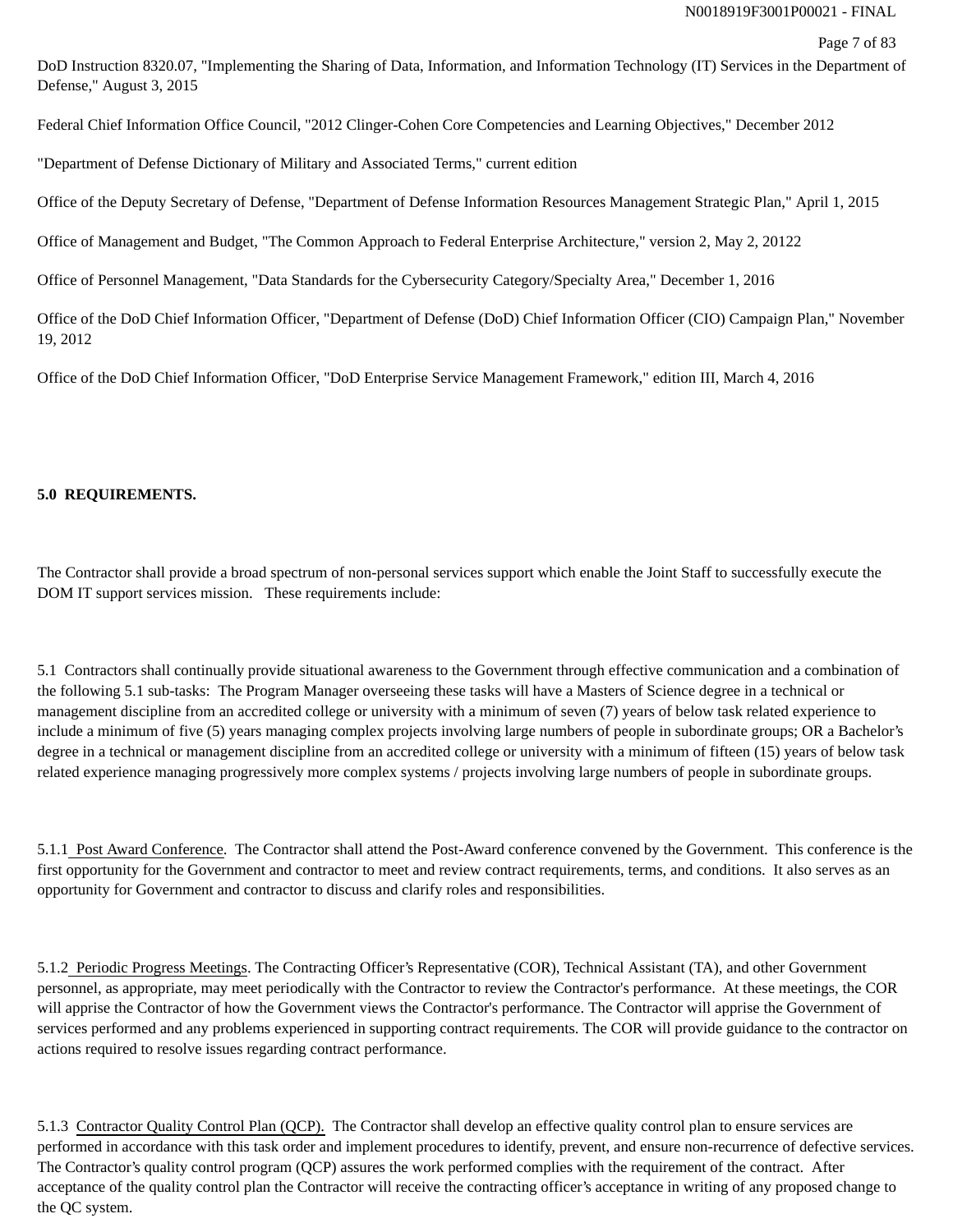DoD Instruction 8320.07, "Implementing the Sharing of Data, Information, and Information Technology (IT) Services in the Department of Defense," August 3, 2015

Federal Chief Information Office Council, "2012 Clinger-Cohen Core Competencies and Learning Objectives," December 2012

"Department of Defense Dictionary of Military and Associated Terms," current edition

Office of the Deputy Secretary of Defense, "Department of Defense Information Resources Management Strategic Plan," April 1, 2015

Office of Management and Budget, "The Common Approach to Federal Enterprise Architecture," version 2, May 2, 20122

Office of Personnel Management, "Data Standards for the Cybersecurity Category/Specialty Area," December 1, 2016

Office of the DoD Chief Information Officer, "Department of Defense (DoD) Chief Information Officer (CIO) Campaign Plan," November 19, 2012

Office of the DoD Chief Information Officer, "DoD Enterprise Service Management Framework," edition III, March 4, 2016

**5.0 REQUIREMENTS.**

The Contractor shall provide a broad spectrum of non-personal services support which enable the Joint Staff to successfully execute the DOM IT support services mission. These requirements include:

5.1 Contractors shall continually provide situational awareness to the Government through effective communication and a combination of the following 5.1 sub-tasks: The Program Manager overseeing these tasks will have a Masters of Science degree in a technical or management discipline from an accredited college or university with a minimum of seven (7) years of below task related experience to include a minimum of five (5) years managing complex projects involving large numbers of people in subordinate groups; OR a Bachelor's degree in a technical or management discipline from an accredited college or university with a minimum of fifteen (15) years of below task related experience managing progressively more complex systems / projects involving large numbers of people in subordinate groups.

5.1.1 Post Award Conference. The Contractor shall attend the Post-Award conference convened by the Government. This conference is the first opportunity for the Government and contractor to meet and review contract requirements, terms, and conditions. It also serves as an opportunity for Government and contractor to discuss and clarify roles and responsibilities.

5.1.2 Periodic Progress Meetings. The Contracting Officer's Representative (COR), Technical Assistant (TA), and other Government personnel, as appropriate, may meet periodically with the Contractor to review the Contractor's performance. At these meetings, the COR will apprise the Contractor of how the Government views the Contractor's performance. The Contractor will apprise the Government of services performed and any problems experienced in supporting contract requirements. The COR will provide guidance to the contractor on actions required to resolve issues regarding contract performance.

5.1.3 Contractor Quality Control Plan (QCP). The Contractor shall develop an effective quality control plan to ensure services are performed in accordance with this task order and implement procedures to identify, prevent, and ensure non-recurrence of defective services. The Contractor's quality control program (QCP) assures the work performed complies with the requirement of the contract. After acceptance of the quality control plan the Contractor will receive the contracting officer's acceptance in writing of any proposed change to the QC system.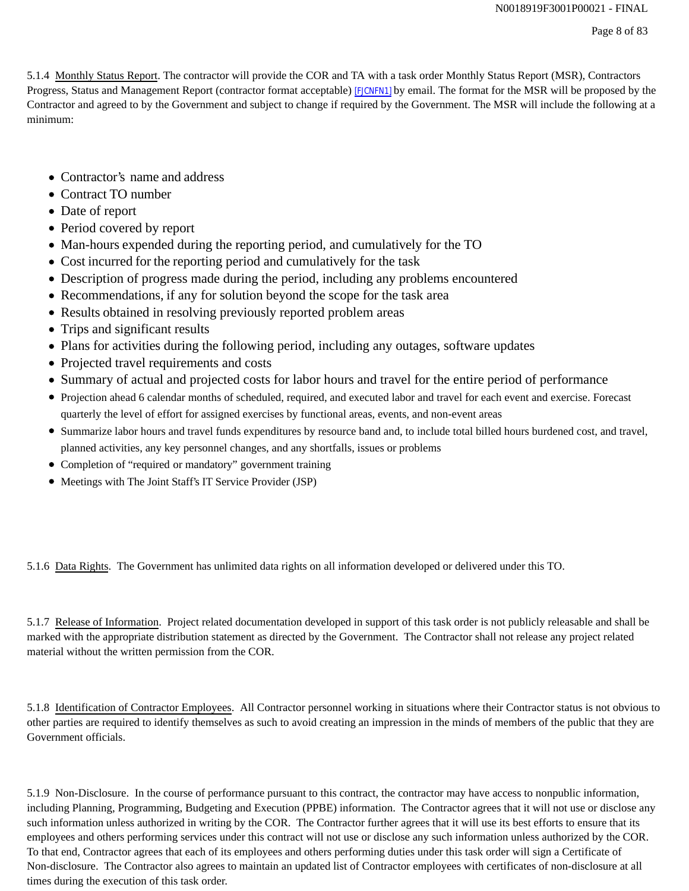5.1.4 Monthly Status Report. The contractor will provide the COR and TA with a task order Monthly Status Report (MSR), Contractors Progress, Status and Management Report (contractor format acceptable) [FJCNFN1] by email. The format for the MSR will be proposed by the Contractor and agreed to by the Government and subject to change if required by the Government. The MSR will include the following at a minimum:

- Contractor's name and address
- Contract TO number
- Date of report
- Period covered by report
- Man-hours expended during the reporting period, and cumulatively for the TO
- Cost incurred for the reporting period and cumulatively for the task
- Description of progress made during the period, including any problems encountered
- Recommendations, if any for solution beyond the scope for the task area
- Results obtained in resolving previously reported problem areas
- Trips and significant results
- Plans for activities during the following period, including any outages, software updates
- Projected travel requirements and costs
- Summary of actual and projected costs for labor hours and travel for the entire period of performance
- Projection ahead 6 calendar months of scheduled, required, and executed labor and travel for each event and exercise. Forecast quarterly the level of effort for assigned exercises by functional areas, events, and non-event areas
- Summarize labor hours and travel funds expenditures by resource band and, to include total billed hours burdened cost, and travel, planned activities, any key personnel changes, and any shortfalls, issues or problems
- Completion of "required or mandatory" government training
- Meetings with The Joint Staff's IT Service Provider (JSP)

5.1.6 Data Rights. The Government has unlimited data rights on all information developed or delivered under this TO.

5.1.7 Release of Information. Project related documentation developed in support of this task order is not publicly releasable and shall be marked with the appropriate distribution statement as directed by the Government. The Contractor shall not release any project related material without the written permission from the COR.

5.1.8 Identification of Contractor Employees. All Contractor personnel working in situations where their Contractor status is not obvious to other parties are required to identify themselves as such to avoid creating an impression in the minds of members of the public that they are Government officials.

5.1.9 Non-Disclosure. In the course of performance pursuant to this contract, the contractor may have access to nonpublic information, including Planning, Programming, Budgeting and Execution (PPBE) information. The Contractor agrees that it will not use or disclose any such information unless authorized in writing by the COR. The Contractor further agrees that it will use its best efforts to ensure that its employees and others performing services under this contract will not use or disclose any such information unless authorized by the COR. To that end, Contractor agrees that each of its employees and others performing duties under this task order will sign a Certificate of Non-disclosure. The Contractor also agrees to maintain an updated list of Contractor employees with certificates of non-disclosure at all times during the execution of this task order.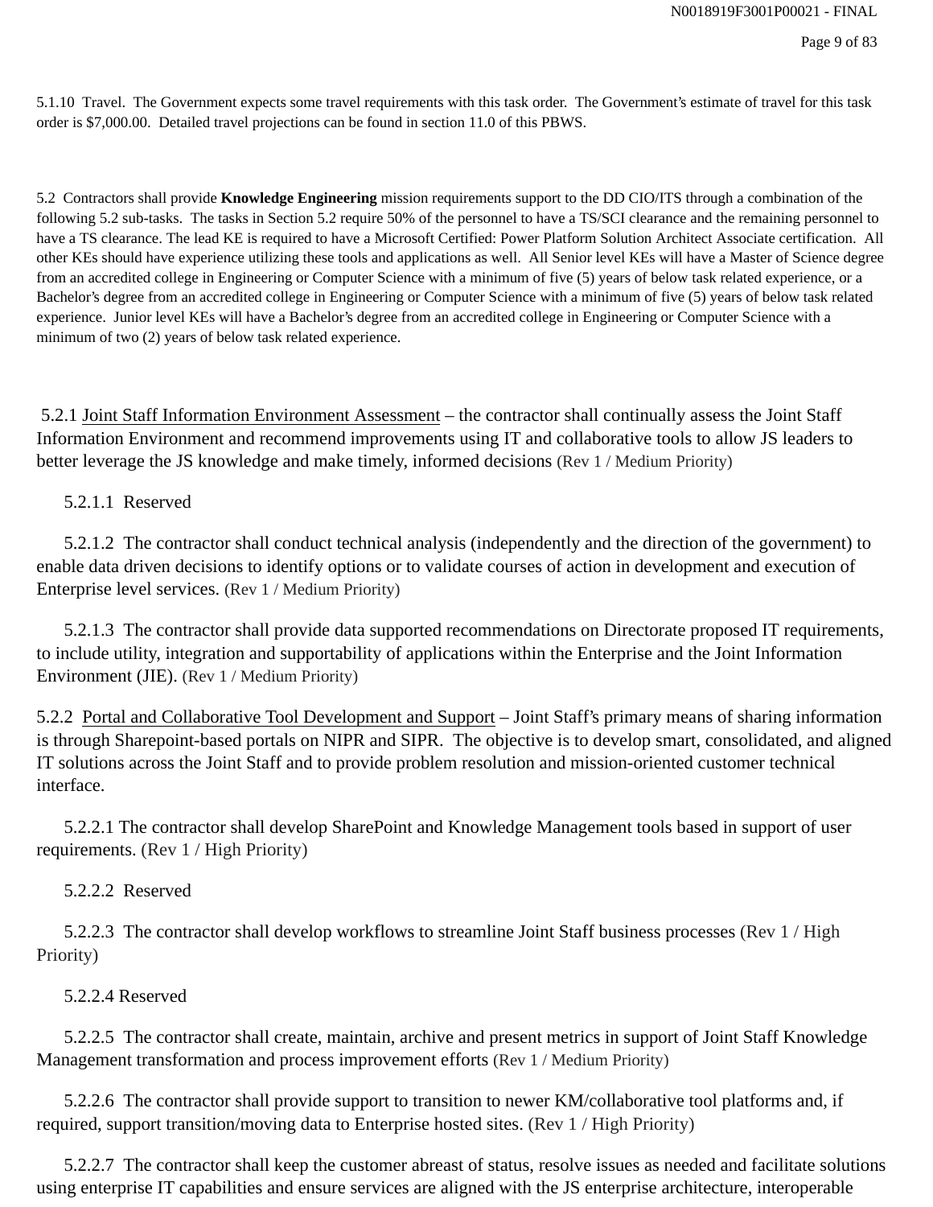5.1.10 Travel. The Government expects some travel requirements with this task order. The Government's estimate of travel for this task order is $7,000.00. Detailed travel projections can be found in section 11.0 of this PBWS.

5.2 Contractors shall provide **Knowledge Engineering** mission requirements support to the DD CIO/ITS through a combination of the following 5.2 sub-tasks. The tasks in Section 5.2 require 50% of the personnel to have a TS/SCI clearance and the remaining personnel to have a TS clearance. The lead KE is required to have a Microsoft Certified: Power Platform Solution Architect Associate certification. All other KEs should have experience utilizing these tools and applications as well. All Senior level KEs will have a Master of Science degree from an accredited college in Engineering or Computer Science with a minimum of five (5) years of below task related experience, or a Bachelor's degree from an accredited college in Engineering or Computer Science with a minimum of five (5) years of below task related experience. Junior level KEs will have a Bachelor's degree from an accredited college in Engineering or Computer Science with a minimum of two (2) years of below task related experience.

5.2.1 Joint Staff Information Environment Assessment – the contractor shall continually assess the Joint Staff Information Environment and recommend improvements using IT and collaborative tools to allow JS leaders to better leverage the JS knowledge and make timely, informed decisions (Rev 1 / Medium Priority)

5.2.1.1 Reserved

5.2.1.2 The contractor shall conduct technical analysis (independently and the direction of the government) to enable data driven decisions to identify options or to validate courses of action in development and execution of Enterprise level services. (Rev 1 / Medium Priority)

5.2.1.3 The contractor shall provide data supported recommendations on Directorate proposed IT requirements, to include utility, integration and supportability of applications within the Enterprise and the Joint Information Environment (JIE). (Rev 1 / Medium Priority)

5.2.2 Portal and Collaborative Tool Development and Support – Joint Staff's primary means of sharing information is through Sharepoint-based portals on NIPR and SIPR. The objective is to develop smart, consolidated, and aligned IT solutions across the Joint Staff and to provide problem resolution and mission-oriented customer technical interface.

5.2.2.1 The contractor shall develop SharePoint and Knowledge Management tools based in support of user requirements. (Rev 1 / High Priority)

5.2.2.2 Reserved

5.2.2.3 The contractor shall develop workflows to streamline Joint Staff business processes (Rev 1 / High Priority)

5.2.2.4 Reserved

5.2.2.5 The contractor shall create, maintain, archive and present metrics in support of Joint Staff Knowledge Management transformation and process improvement efforts (Rev 1 / Medium Priority)

5.2.2.6 The contractor shall provide support to transition to newer KM/collaborative tool platforms and, if required, support transition/moving data to Enterprise hosted sites. (Rev 1 / High Priority)

5.2.2.7 The contractor shall keep the customer abreast of status, resolve issues as needed and facilitate solutions using enterprise IT capabilities and ensure services are aligned with the JS enterprise architecture, interoperable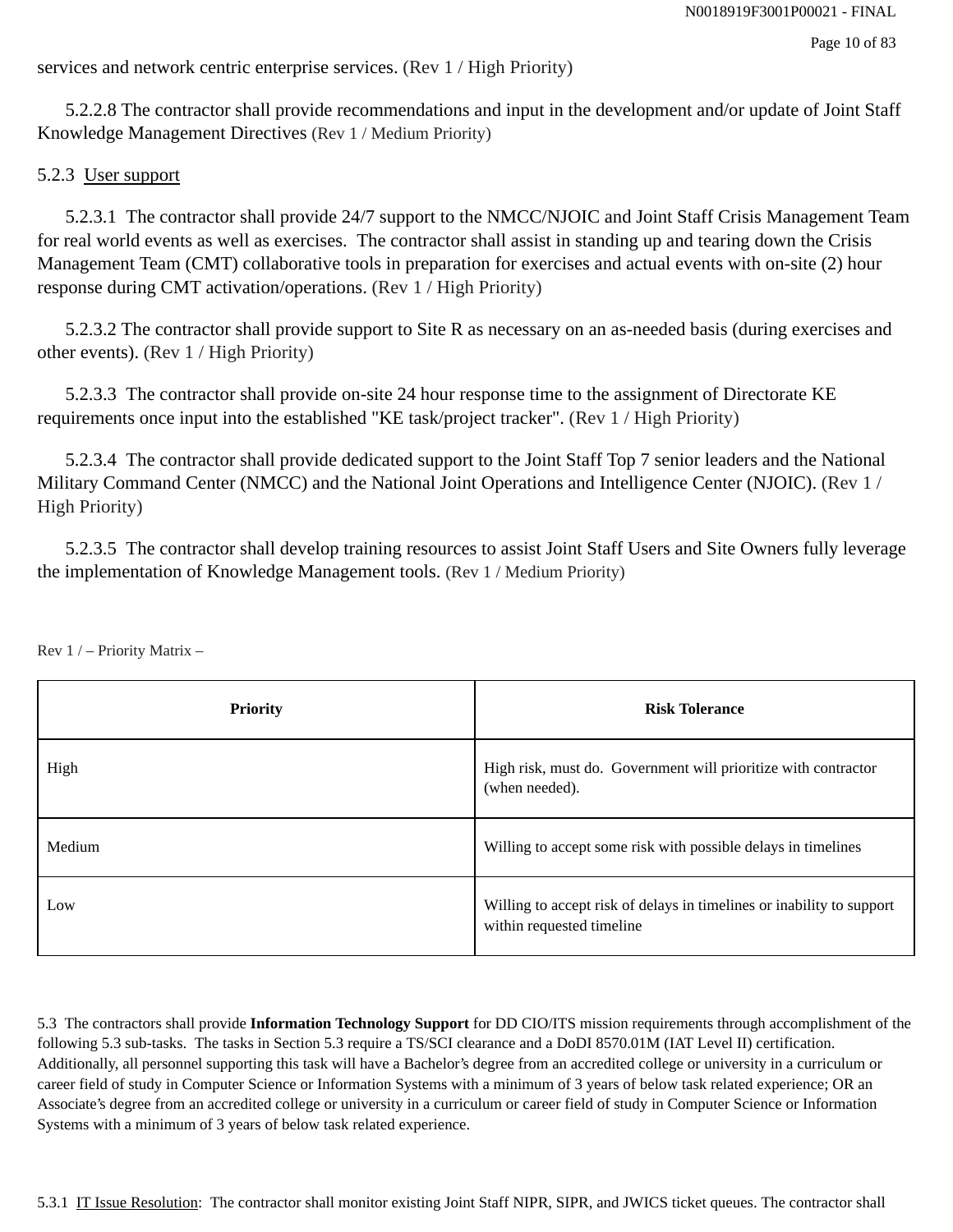services and network centric enterprise services. (Rev 1 / High Priority)

5.2.2.8 The contractor shall provide recommendations and input in the development and/or update of Joint Staff Knowledge Management Directives (Rev 1 / Medium Priority)

5.2.3 User support

5.2.3.1 The contractor shall provide 24/7 support to the NMCC/NJOIC and Joint Staff Crisis Management Team for real world events as well as exercises. The contractor shall assist in standing up and tearing down the Crisis Management Team (CMT) collaborative tools in preparation for exercises and actual events with on-site (2) hour response during CMT activation/operations. (Rev 1 / High Priority)

5.2.3.2 The contractor shall provide support to Site R as necessary on an as-needed basis (during exercises and other events). (Rev 1 / High Priority)

5.2.3.3 The contractor shall provide on-site 24 hour response time to the assignment of Directorate KE requirements once input into the established "KE task/project tracker". (Rev 1 / High Priority)

5.2.3.4 The contractor shall provide dedicated support to the Joint Staff Top 7 senior leaders and the National Military Command Center (NMCC) and the National Joint Operations and Intelligence Center (NJOIC). (Rev 1 / High Priority)

5.2.3.5 The contractor shall develop training resources to assist Joint Staff Users and Site Owners fully leverage the implementation of Knowledge Management tools. (Rev 1 / Medium Priority)

Rev 1 / – Priority Matrix –

| Priority | Risk Tolerance |
|---|---|
| High | High risk, must do. Government will prioritize with contractor (when needed). |
| Medium | Willing to accept some risk with possible delays in timelines |
| Low | Willing to accept risk of delays in timelines or inability to support within requested timeline |

5.3 The contractors shall provide **Information Technology Support** for DD CIO/ITS mission requirements through accomplishment of the following 5.3 sub-tasks. The tasks in Section 5.3 require a TS/SCI clearance and a DoDI 8570.01M (IAT Level II) certification. Additionally, all personnel supporting this task will have a Bachelor's degree from an accredited college or university in a curriculum or career field of study in Computer Science or Information Systems with a minimum of 3 years of below task related experience; OR an Associate's degree from an accredited college or university in a curriculum or career field of study in Computer Science or Information Systems with a minimum of 3 years of below task related experience.

5.3.1 IT Issue Resolution: The contractor shall monitor existing Joint Staff NIPR, SIPR, and JWICS ticket queues. The contractor shall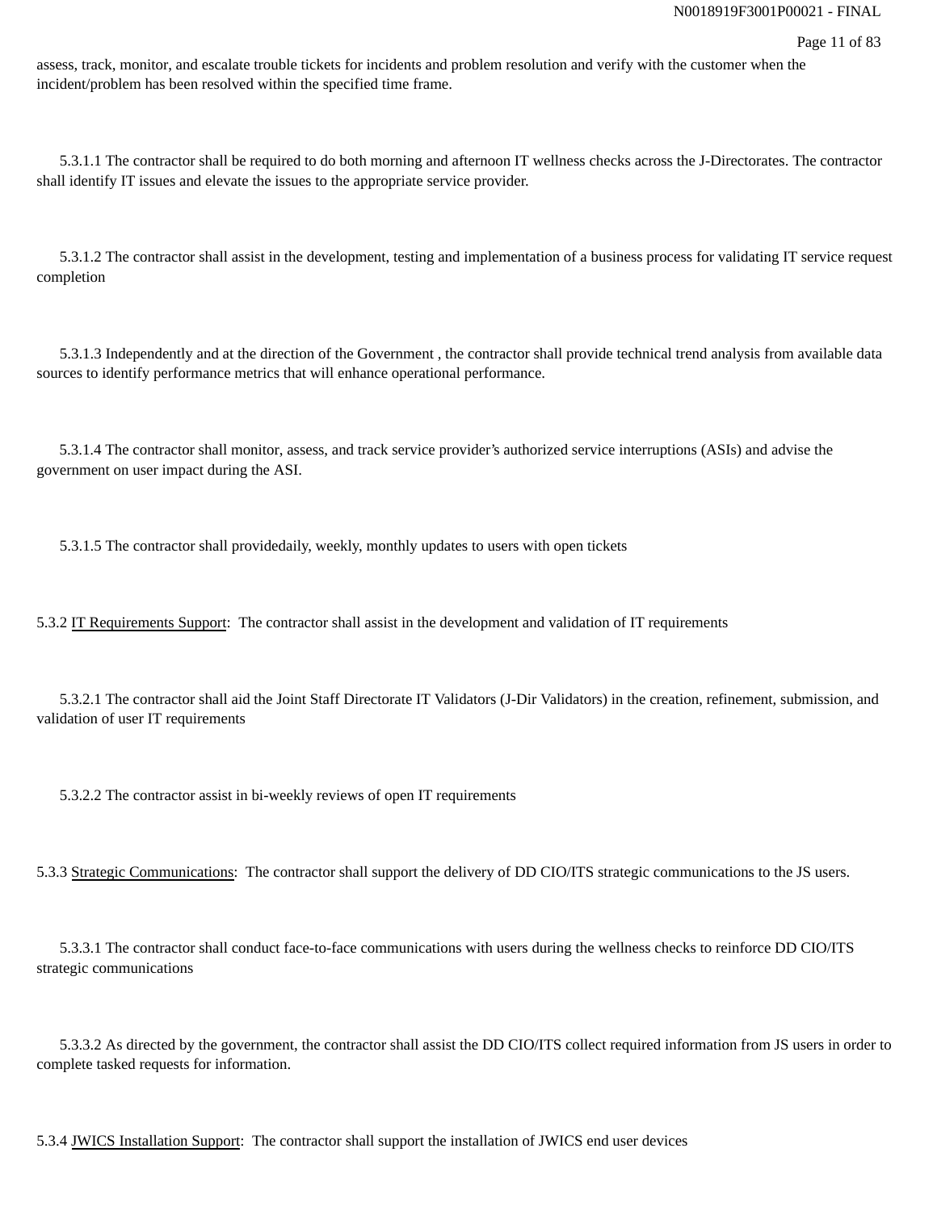assess, track, monitor, and escalate trouble tickets for incidents and problem resolution and verify with the customer when the incident/problem has been resolved within the specified time frame.

5.3.1.1 The contractor shall be required to do both morning and afternoon IT wellness checks across the J-Directorates. The contractor shall identify IT issues and elevate the issues to the appropriate service provider.

5.3.1.2 The contractor shall assist in the development, testing and implementation of a business process for validating IT service request completion

5.3.1.3 Independently and at the direction of the Government , the contractor shall provide technical trend analysis from available data sources to identify performance metrics that will enhance operational performance.

5.3.1.4 The contractor shall monitor, assess, and track service provider's authorized service interruptions (ASIs) and advise the government on user impact during the ASI.

5.3.1.5 The contractor shall providedaily, weekly, monthly updates to users with open tickets

5.3.2 <u>IT Requirements Support</u>: The contractor shall assist in the development and validation of IT requirements

5.3.2.1 The contractor shall aid the Joint Staff Directorate IT Validators (J-Dir Validators) in the creation, refinement, submission, and validation of user IT requirements

5.3.2.2 The contractor assist in bi-weekly reviews of open IT requirements

5.3.3 <u>Strategic Communications</u>: The contractor shall support the delivery of DD CIO/ITS strategic communications to the JS users.

5.3.3.1 The contractor shall conduct face-to-face communications with users during the wellness checks to reinforce DD CIO/ITS strategic communications

5.3.3.2 As directed by the government, the contractor shall assist the DD CIO/ITS collect required information from JS users in order to complete tasked requests for information.

5.3.4 <u>JWICS Installation Support</u>: The contractor shall support the installation of JWICS end user devices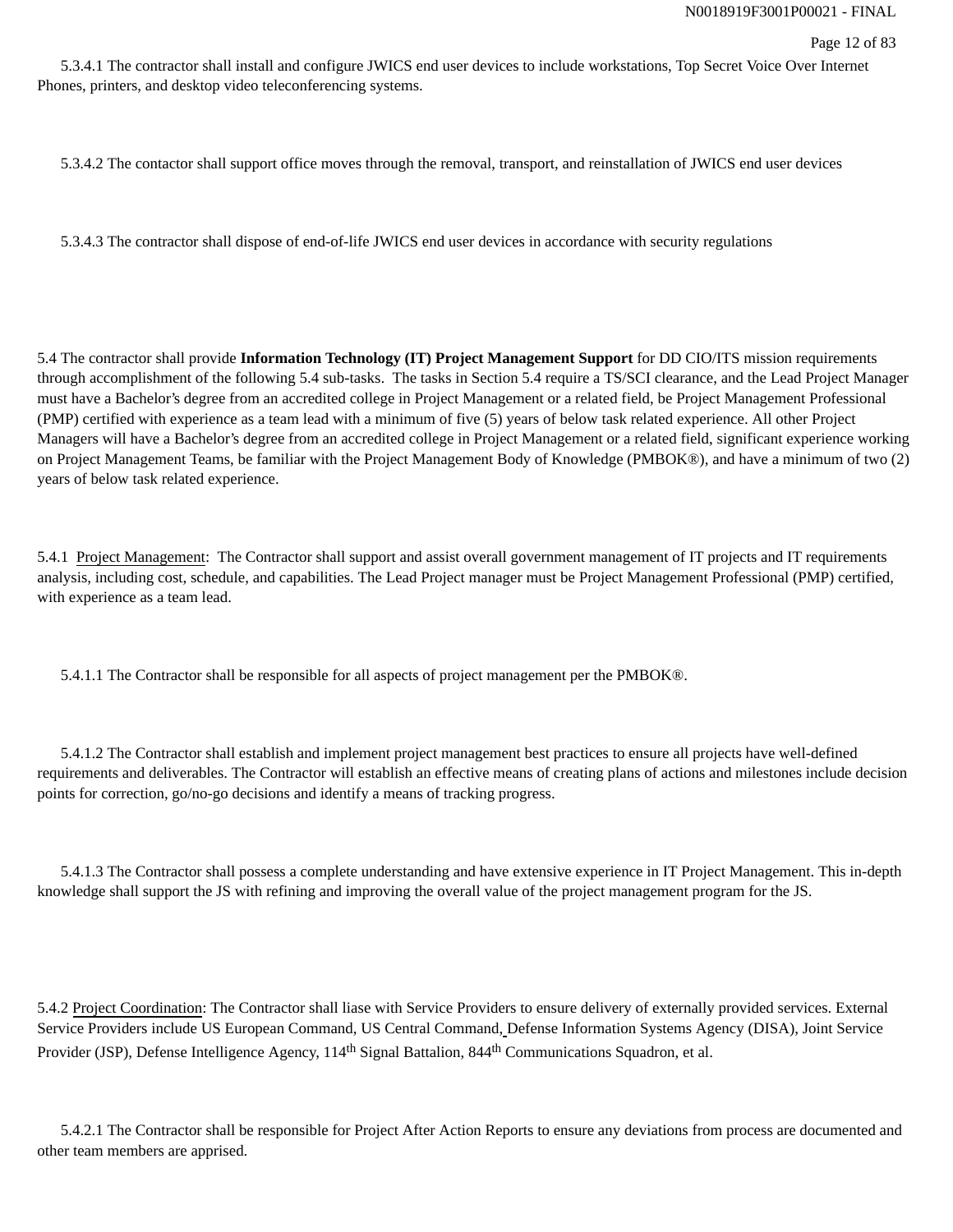5.3.4.1 The contractor shall install and configure JWICS end user devices to include workstations, Top Secret Voice Over Internet Phones, printers, and desktop video teleconferencing systems.

5.3.4.2 The contactor shall support office moves through the removal, transport, and reinstallation of JWICS end user devices

5.3.4.3 The contractor shall dispose of end-of-life JWICS end user devices in accordance with security regulations

5.4 The contractor shall provide **Information Technology (IT) Project Management Support** for DD CIO/ITS mission requirements through accomplishment of the following 5.4 sub-tasks. The tasks in Section 5.4 require a TS/SCI clearance, and the Lead Project Manager must have a Bachelor's degree from an accredited college in Project Management or a related field, be Project Management Professional (PMP) certified with experience as a team lead with a minimum of five (5) years of below task related experience. All other Project Managers will have a Bachelor's degree from an accredited college in Project Management or a related field, significant experience working on Project Management Teams, be familiar with the Project Management Body of Knowledge (PMBOK®), and have a minimum of two (2) years of below task related experience.

5.4.1 Project Management: The Contractor shall support and assist overall government management of IT projects and IT requirements analysis, including cost, schedule, and capabilities. The Lead Project manager must be Project Management Professional (PMP) certified, with experience as a team lead.

5.4.1.1 The Contractor shall be responsible for all aspects of project management per the PMBOK®.

5.4.1.2 The Contractor shall establish and implement project management best practices to ensure all projects have well-defined requirements and deliverables. The Contractor will establish an effective means of creating plans of actions and milestones include decision points for correction, go/no-go decisions and identify a means of tracking progress.

5.4.1.3 The Contractor shall possess a complete understanding and have extensive experience in IT Project Management. This in-depth knowledge shall support the JS with refining and improving the overall value of the project management program for the JS.

5.4.2 Project Coordination: The Contractor shall liase with Service Providers to ensure delivery of externally provided services. External Service Providers include US European Command, US Central Command, Defense Information Systems Agency (DISA), Joint Service Provider (JSP), Defense Intelligence Agency, 114th Signal Battalion, 844th Communications Squadron, et al.

5.4.2.1 The Contractor shall be responsible for Project After Action Reports to ensure any deviations from process are documented and other team members are apprised.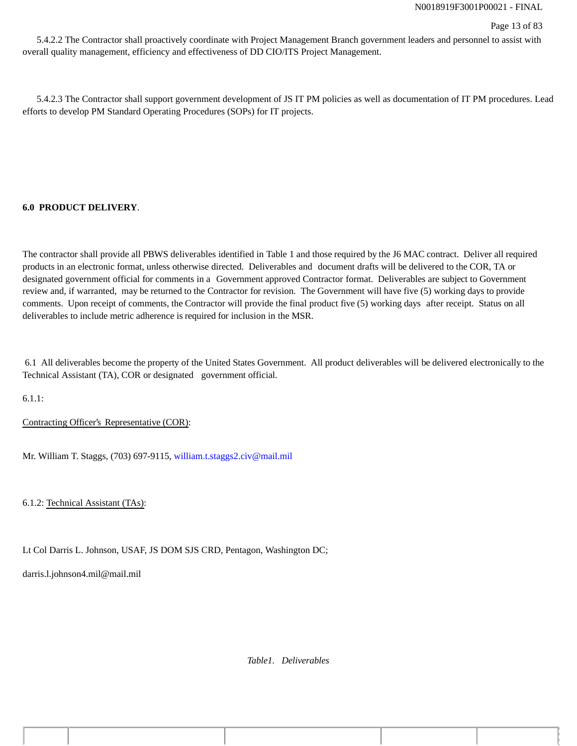5.4.2.2 The Contractor shall proactively coordinate with Project Management Branch government leaders and personnel to assist with overall quality management, efficiency and effectiveness of DD CIO/ITS Project Management.

5.4.2.3 The Contractor shall support government development of JS IT PM policies as well as documentation of IT PM procedures. Lead efforts to develop PM Standard Operating Procedures (SOPs) for IT projects.

**6.0 PRODUCT DELIVERY**.

The contractor shall provide all PBWS deliverables identified in Table 1 and those required by the J6 MAC contract. Deliver all required products in an electronic format, unless otherwise directed. Deliverables and document drafts will be delivered to the COR, TA or designated government official for comments in a Government approved Contractor format. Deliverables are subject to Government review and, if warranted, may be returned to the Contractor for revision. The Government will have five (5) working days to provide comments. Upon receipt of comments, the Contractor will provide the final product five (5) working days after receipt. Status on all deliverables to include metric adherence is required for inclusion in the MSR.

6.1 All deliverables become the property of the United States Government. All product deliverables will be delivered electronically to the Technical Assistant (TA), COR or designated government official.

6.1.1:

Contracting Officer's Representative (COR):

Mr. William T. Staggs, (703) 697-9115, william.t.staggs2.civ@mail.mil

6.1.2: Technical Assistant (TAs):

Lt Col Darris L. Johnson, USAF, JS DOM SJS CRD, Pentagon, Washington DC;

darris.l.johnson4.mil@mail.mil

*Table1. Deliverables*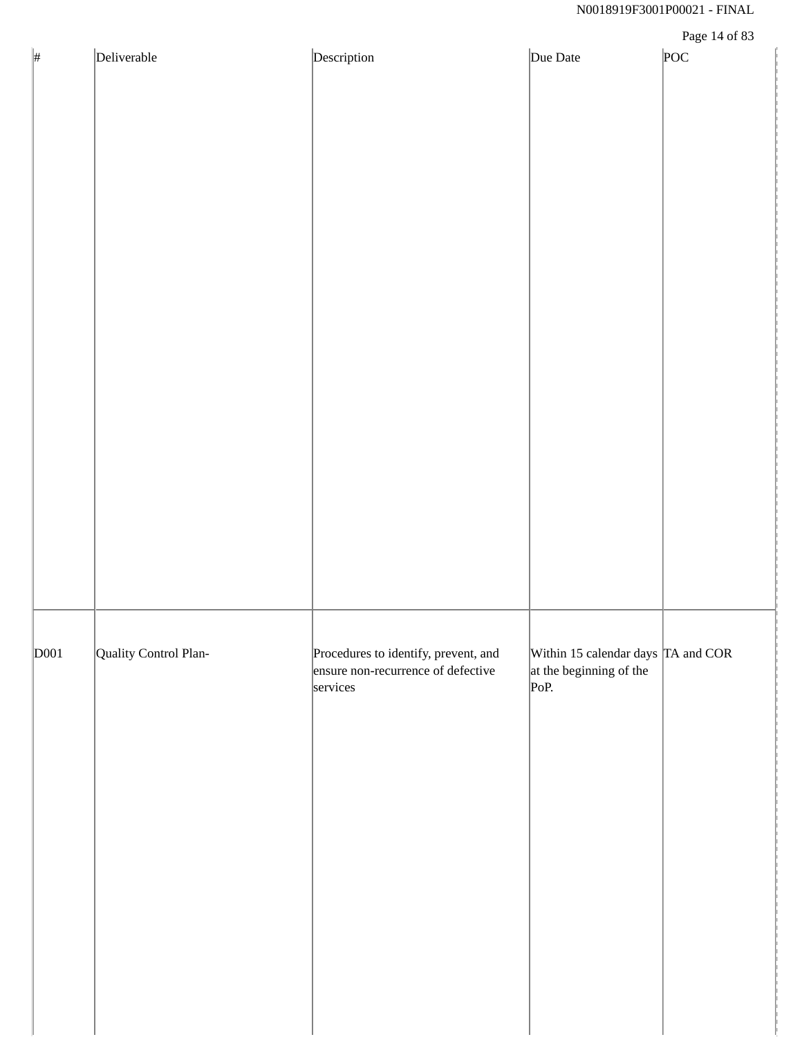| # | Deliverable | Description | Due Date | POC |
|---|---|---|---|---|
| D001 | Quality Control Plan- | Procedures to identify, prevent, and ensure non-recurrence of defective services | Within 15 calendar days at the beginning of the PoP. | TA and COR |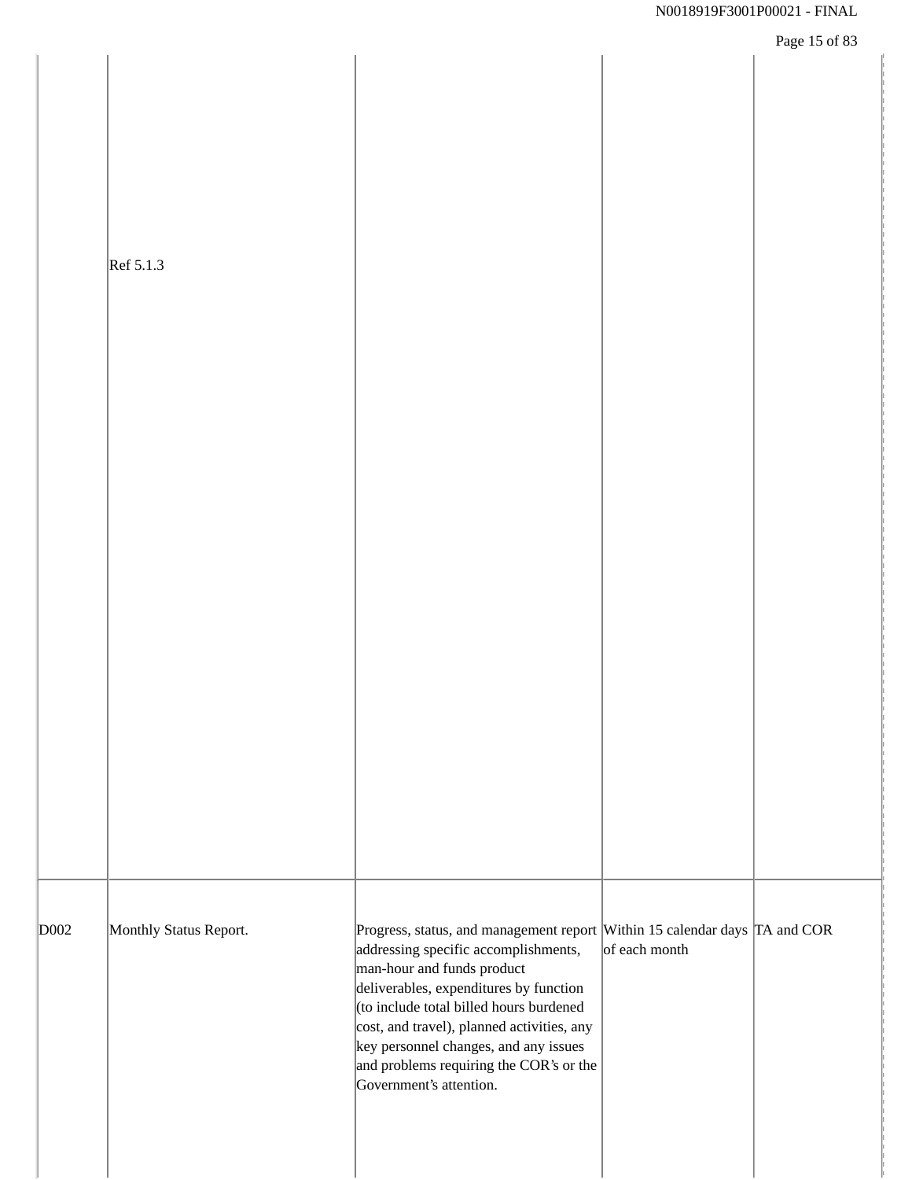| | | | | |
|---|---|---|---|---|
| | Ref 5.1.3 | | | |
| D002 | Monthly Status Report. | Progress, status, and management report addressing specific accomplishments, man-hour and funds product deliverables, expenditures by function (to include total billed hours burdened cost, and travel), planned activities, any key personnel changes, and any issues and problems requiring the COR's or the Government's attention. | Within 15 calendar days of each month | TA and COR |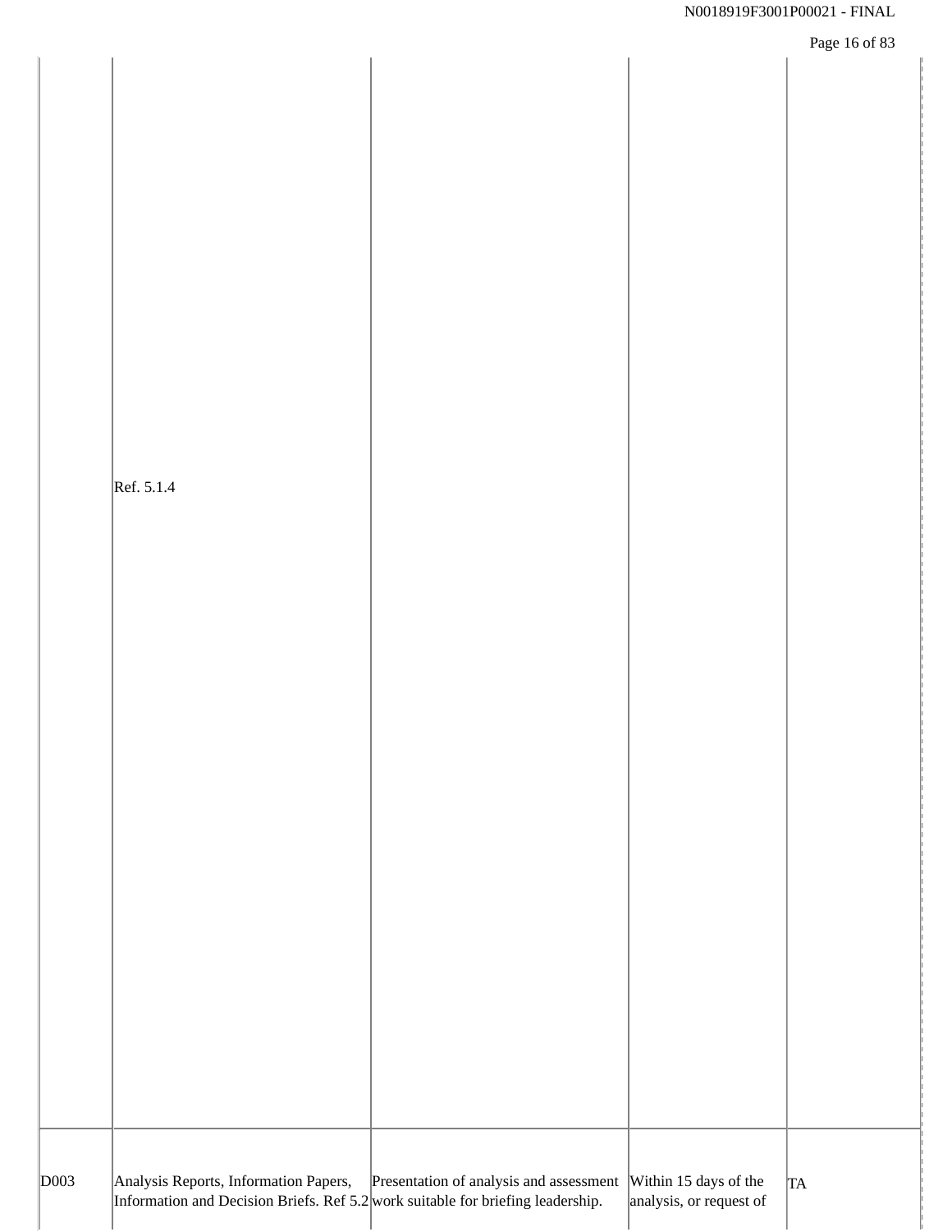|  |  |  |  |  |
|---|---|---|---|---|
|  | Ref. 5.1.4 |  |  |  |
| D003 | Analysis Reports, Information Papers, Information and Decision Briefs. Ref 5.2 | Presentation of analysis and assessment work suitable for briefing leadership. | Within 15 days of the analysis, or request of | TA |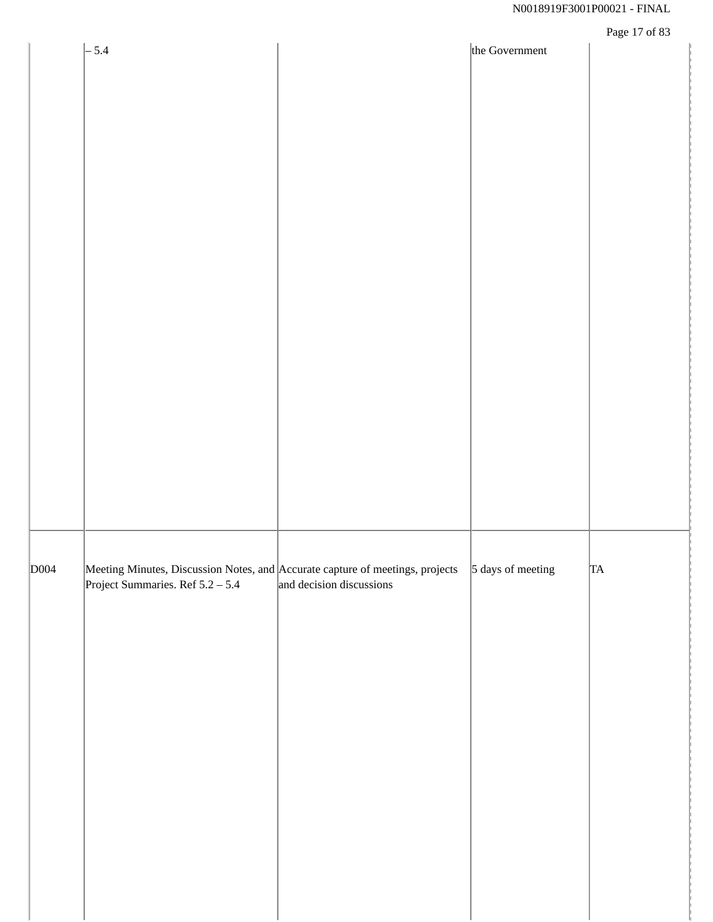|  |  |  |  |  |
|---|---|---|---|---|
|  | – 5.4 |  | the Government |  |
| D004 | Meeting Minutes, Discussion Notes, and Project Summaries. Ref 5.2 – 5.4 | Accurate capture of meetings, projects and decision discussions | 5 days of meeting | TA |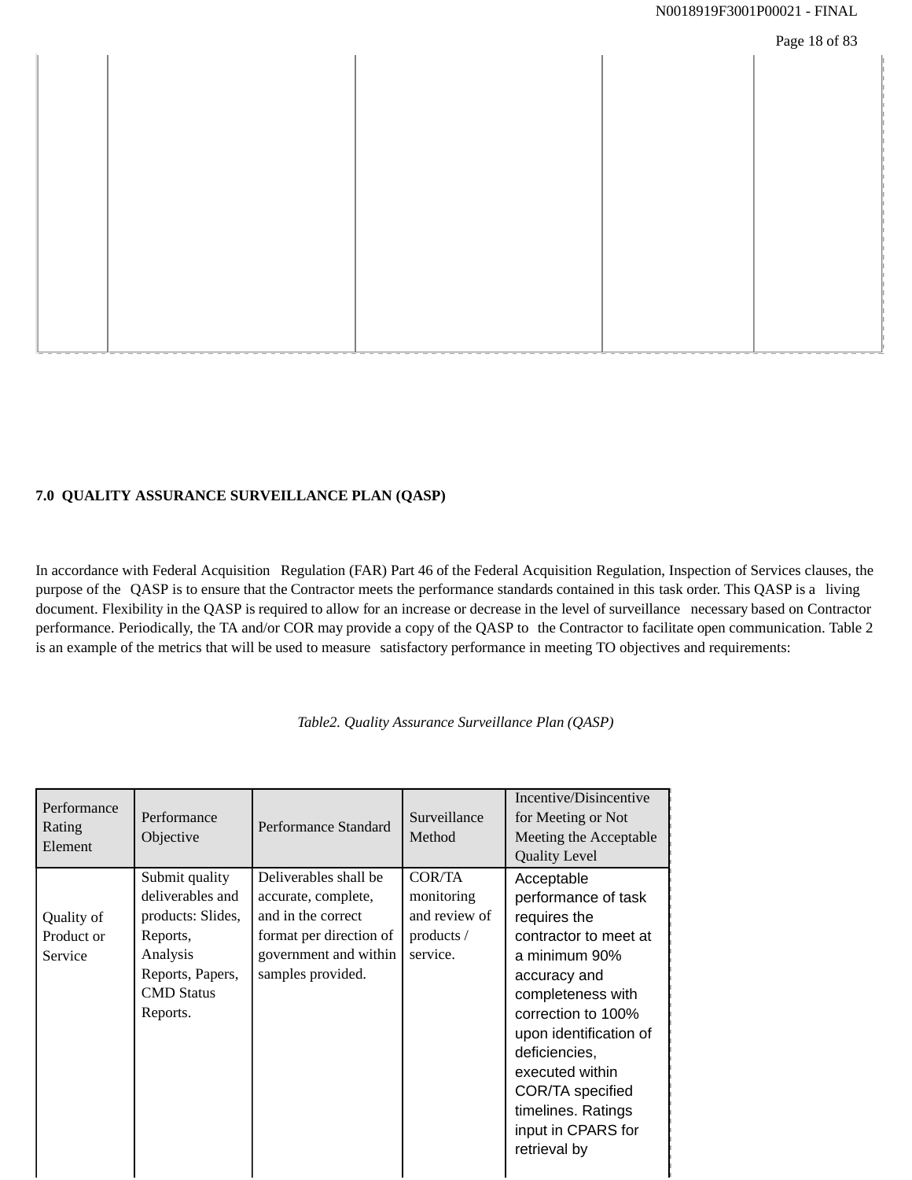## 7.0 QUALITY ASSURANCE SURVEILLANCE PLAN (QASP)

In accordance with Federal Acquisition Regulation (FAR) Part 46 of the Federal Acquisition Regulation, Inspection of Services clauses, the purpose of the QASP is to ensure that the Contractor meets the performance standards contained in this task order. This QASP is a living document. Flexibility in the QASP is required to allow for an increase or decrease in the level of surveillance necessary based on Contractor performance. Periodically, the TA and/or COR may provide a copy of the QASP to the Contractor to facilitate open communication. Table 2 is an example of the metrics that will be used to measure satisfactory performance in meeting TO objectives and requirements:

*Table2. Quality Assurance Surveillance Plan (QASP)*

| Performance Rating Element | Performance Objective | Performance Standard | Surveillance Method | Incentive/Disincentive for Meeting or Not Meeting the Acceptable Quality Level |
|---|---|---|---|---|
| Quality of Product or Service | Submit quality deliverables and products: Slides, Reports, Analysis Reports, Papers, CMD Status Reports. | Deliverables shall be accurate, complete, and in the correct format per direction of government and within samples provided. | COR/TA monitoring and review of products / service. | Acceptable performance of task requires the contractor to meet at a minimum 90% accuracy and completeness with correction to 100% upon identification of deficiencies, executed within COR/TA specified timelines. Ratings input in CPARS for retrieval by |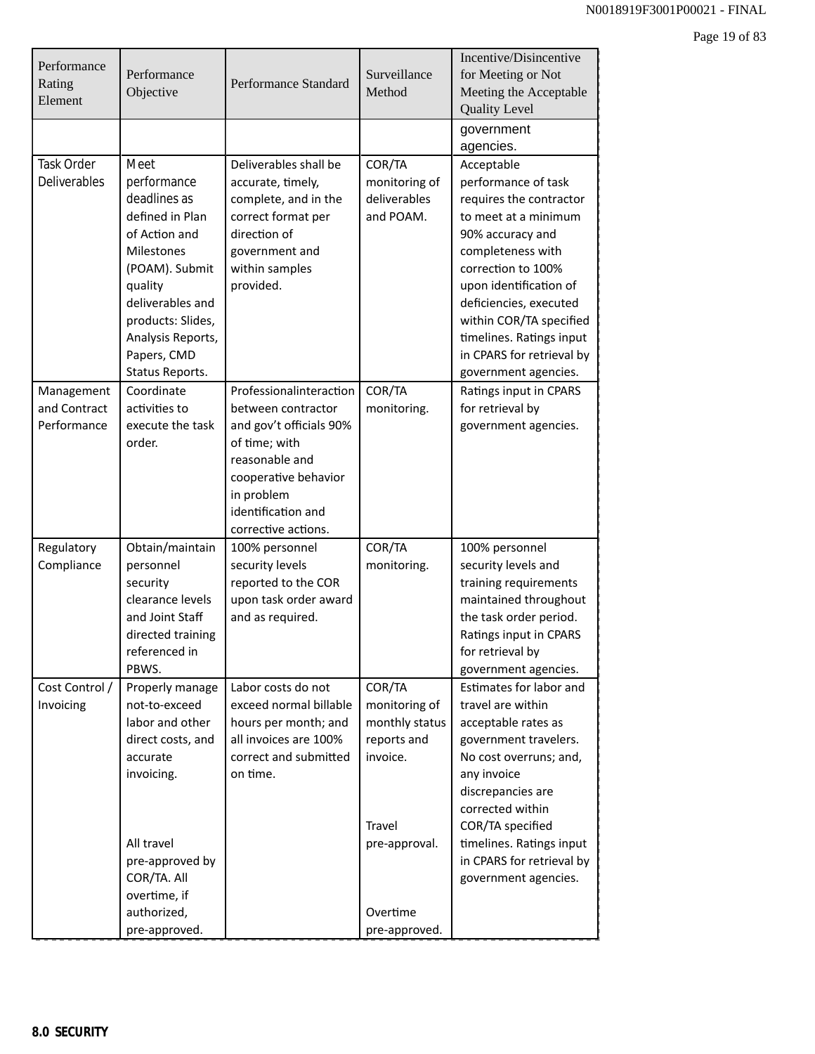| Performance Rating Element | Performance Objective | Performance Standard | Surveillance Method | Incentive/Disincentive for Meeting or Not Meeting the Acceptable Quality Level |
|---|---|---|---|---|
| | | | | government agencies. |
| Task Order Deliverables | Meet performance deadlines as defined in Plan of Action and Milestones (POAM). Submit quality deliverables and products: Slides, Analysis Reports, Papers, CMD Status Reports. | Deliverables shall be accurate, timely, complete, and in the correct format per direction of government and within samples provided. | COR/TA monitoring of deliverables and POAM. | Acceptable performance of task requires the contractor to meet at a minimum 90% accuracy and completeness with correction to 100% upon identification of deficiencies, executed within COR/TA specified timelines. Ratings input in CPARS for retrieval by government agencies. |
| Management and Contract Performance | Coordinate activities to execute the task order. | Professionalinteraction between contractor and gov't officials 90% of time; with reasonable and cooperative behavior in problem identification and corrective actions. | COR/TA monitoring. | Ratings input in CPARS for retrieval by government agencies. |
| Regulatory Compliance | Obtain/maintain personnel security clearance levels and Joint Staff directed training referenced in PBWS. | 100% personnel security levels reported to the COR upon task order award and as required. | COR/TA monitoring. | 100% personnel security levels and training requirements maintained throughout the task order period. Ratings input in CPARS for retrieval by government agencies. |
| Cost Control / Invoicing | Properly manage not-to-exceed labor and other direct costs, and accurate invoicing.<br><br>All travel pre-approved by COR/TA. All overtime, if authorized, pre-approved. | Labor costs do not exceed normal billable hours per month; and all invoices are 100% correct and submitted on time. | COR/TA monitoring of monthly status reports and invoice.<br><br>Travel pre-approval.<br><br>Overtime pre-approved. | Estimates for labor and travel are within acceptable rates as government travelers. No cost overruns; and, any invoice discrepancies are corrected within COR/TA specified timelines. Ratings input in CPARS for retrieval by government agencies. |

**8.0 SECURITY**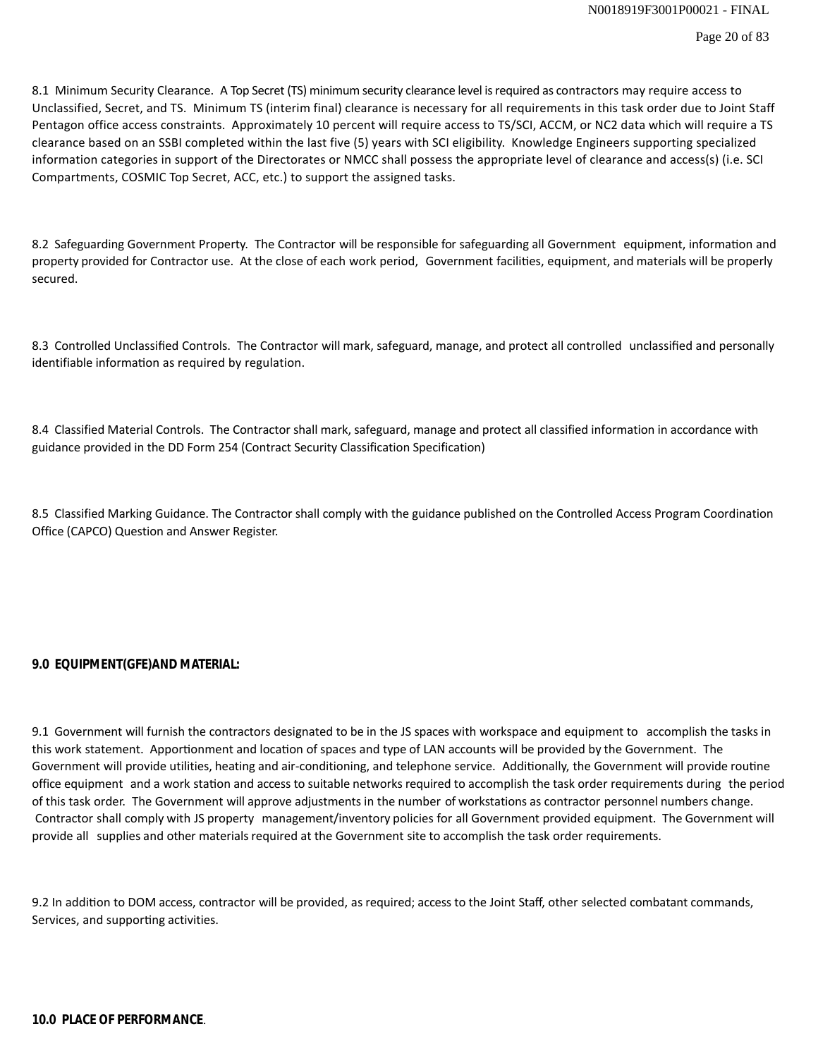8.1 Minimum Security Clearance. A Top Secret (TS) minimum security clearance level is required as contractors may require access to Unclassified, Secret, and TS. Minimum TS (interim final) clearance is necessary for all requirements in this task order due to Joint Staff Pentagon office access constraints. Approximately 10 percent will require access to TS/SCI, ACCM, or NC2 data which will require a TS clearance based on an SSBI completed within the last five (5) years with SCI eligibility. Knowledge Engineers supporting specialized information categories in support of the Directorates or NMCC shall possess the appropriate level of clearance and access(s) (i.e. SCI Compartments, COSMIC Top Secret, ACC, etc.) to support the assigned tasks.

8.2 Safeguarding Government Property. The Contractor will be responsible for safeguarding all Government equipment, information and property provided for Contractor use. At the close of each work period, Government facilities, equipment, and materials will be properly secured.

8.3 Controlled Unclassified Controls. The Contractor will mark, safeguard, manage, and protect all controlled unclassified and personally identifiable information as required by regulation.

8.4 Classified Material Controls. The Contractor shall mark, safeguard, manage and protect all classified information in accordance with guidance provided in the DD Form 254 (Contract Security Classification Specification)

8.5 Classified Marking Guidance. The Contractor shall comply with the guidance published on the Controlled Access Program Coordination Office (CAPCO) Question and Answer Register.

**9.0 EQUIPMENT(GFE)AND MATERIAL:**

9.1 Government will furnish the contractors designated to be in the JS spaces with workspace and equipment to accomplish the tasks in this work statement. Apportionment and location of spaces and type of LAN accounts will be provided by the Government. The Government will provide utilities, heating and air-conditioning, and telephone service. Additionally, the Government will provide routine office equipment and a work station and access to suitable networks required to accomplish the task order requirements during the period of this task order. The Government will approve adjustments in the number of workstations as contractor personnel numbers change. Contractor shall comply with JS property management/inventory policies for all Government provided equipment. The Government will provide all supplies and other materials required at the Government site to accomplish the task order requirements.

9.2 In addition to DOM access, contractor will be provided, as required; access to the Joint Staff, other selected combatant commands, Services, and supporting activities.

**10.0 PLACE OF PERFORMANCE**.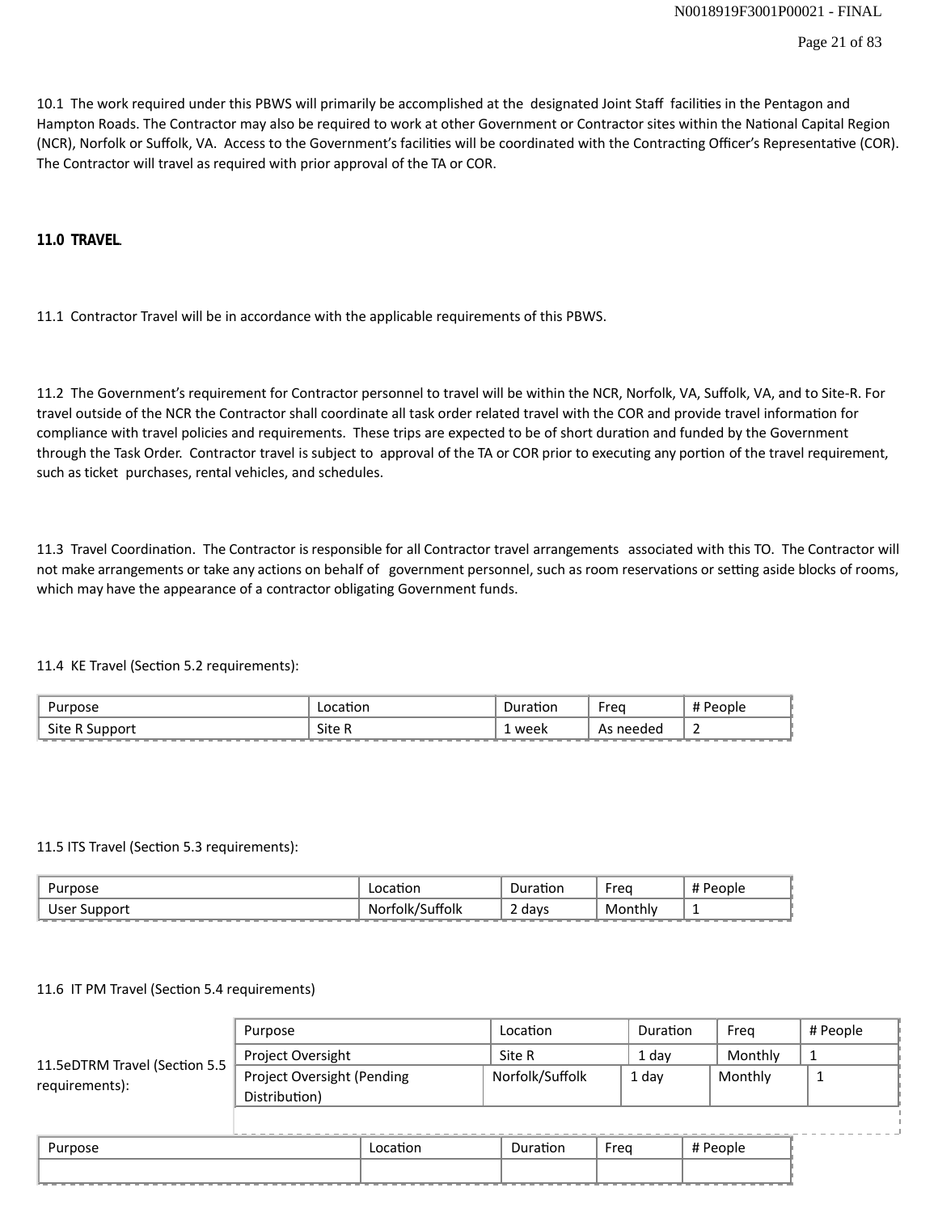10.1 The work required under this PBWS will primarily be accomplished at the designated Joint Staff facilities in the Pentagon and Hampton Roads. The Contractor may also be required to work at other Government or Contractor sites within the National Capital Region (NCR), Norfolk or Suffolk, VA. Access to the Government's facilities will be coordinated with the Contracting Officer's Representative (COR). The Contractor will travel as required with prior approval of the TA or COR.

**11.0 TRAVEL**

11.1 Contractor Travel will be in accordance with the applicable requirements of this PBWS.

11.2 The Government's requirement for Contractor personnel to travel will be within the NCR, Norfolk, VA, Suffolk, VA, and to Site-R. For travel outside of the NCR the Contractor shall coordinate all task order related travel with the COR and provide travel information for compliance with travel policies and requirements. These trips are expected to be of short duration and funded by the Government through the Task Order. Contractor travel is subject to approval of the TA or COR prior to executing any portion of the travel requirement, such as ticket purchases, rental vehicles, and schedules.

11.3 Travel Coordination. The Contractor is responsible for all Contractor travel arrangements associated with this TO. The Contractor will not make arrangements or take any actions on behalf of government personnel, such as room reservations or setting aside blocks of rooms, which may have the appearance of a contractor obligating Government funds.

11.4 KE Travel (Section 5.2 requirements):

| Purpose | Location | Duration | Freq | # People |
|---|---|---|---|---|
| Site R Support | Site R | 1 week | As needed | 2 |

11.5 ITS Travel (Section 5.3 requirements):

| Purpose | Location | Duration | Freq | # People |
|---|---|---|---|---|
| User Support | Norfolk/Suffolk | 2 days | Monthly | 1 |

11.6 IT PM Travel (Section 5.4 requirements)

| Purpose | Location | Duration | Freq | # People |
|---|---|---|---|---|
| Project Oversight | Site R | 1 day | Monthly | 1 |
| Project Oversight (Pending Distribution) | Norfolk/Suffolk | 1 day | Monthly | 1 |

11.5eDTRM Travel (Section 5.5 requirements):

| Purpose | Location | Duration | Freq | # People |
|---|---|---|---|---|
| | | | | |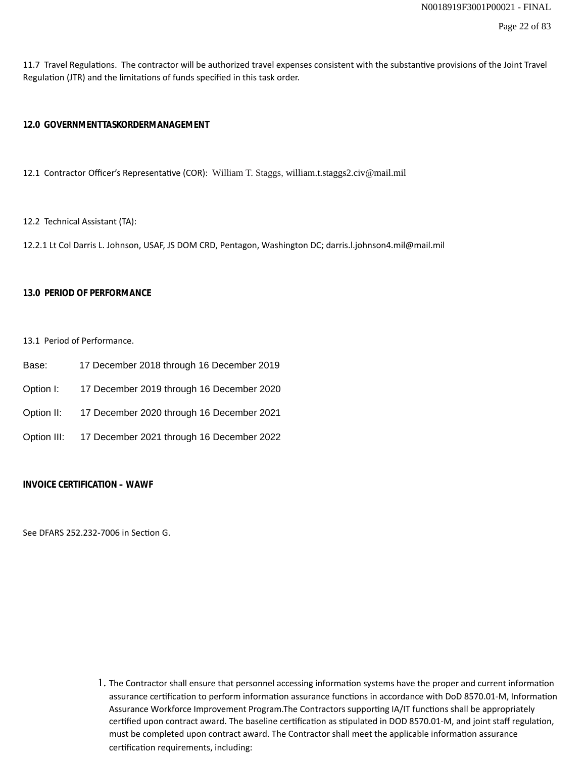11.7 Travel Regulations. The contractor will be authorized travel expenses consistent with the substantive provisions of the Joint Travel Regulation (JTR) and the limitations of funds specified in this task order.

**12.0 GOVERNMENTTASKORDERMANAGEMENT**

12.1 Contractor Officer's Representative (COR): William T. Staggs, william.t.staggs2.civ@mail.mil

12.2 Technical Assistant (TA):

12.2.1 Lt Col Darris L. Johnson, USAF, JS DOM CRD, Pentagon, Washington DC; darris.l.johnson4.mil@mail.mil

**13.0 PERIOD OF PERFORMANCE**

13.1 Period of Performance.

Base: 17 December 2018 through 16 December 2019

Option I: 17 December 2019 through 16 December 2020

Option II: 17 December 2020 through 16 December 2021

Option III: 17 December 2021 through 16 December 2022

**INVOICE CERTIFICATION – WAWF**

See DFARS 252.232-7006 in Section G.

1. The Contractor shall ensure that personnel accessing information systems have the proper and current information assurance certification to perform information assurance functions in accordance with DoD 8570.01-M, Information Assurance Workforce Improvement Program.The Contractors supporting IA/IT functions shall be appropriately certified upon contract award. The baseline certification as stipulated in DOD 8570.01-M, and joint staff regulation, must be completed upon contract award. The Contractor shall meet the applicable information assurance certification requirements, including: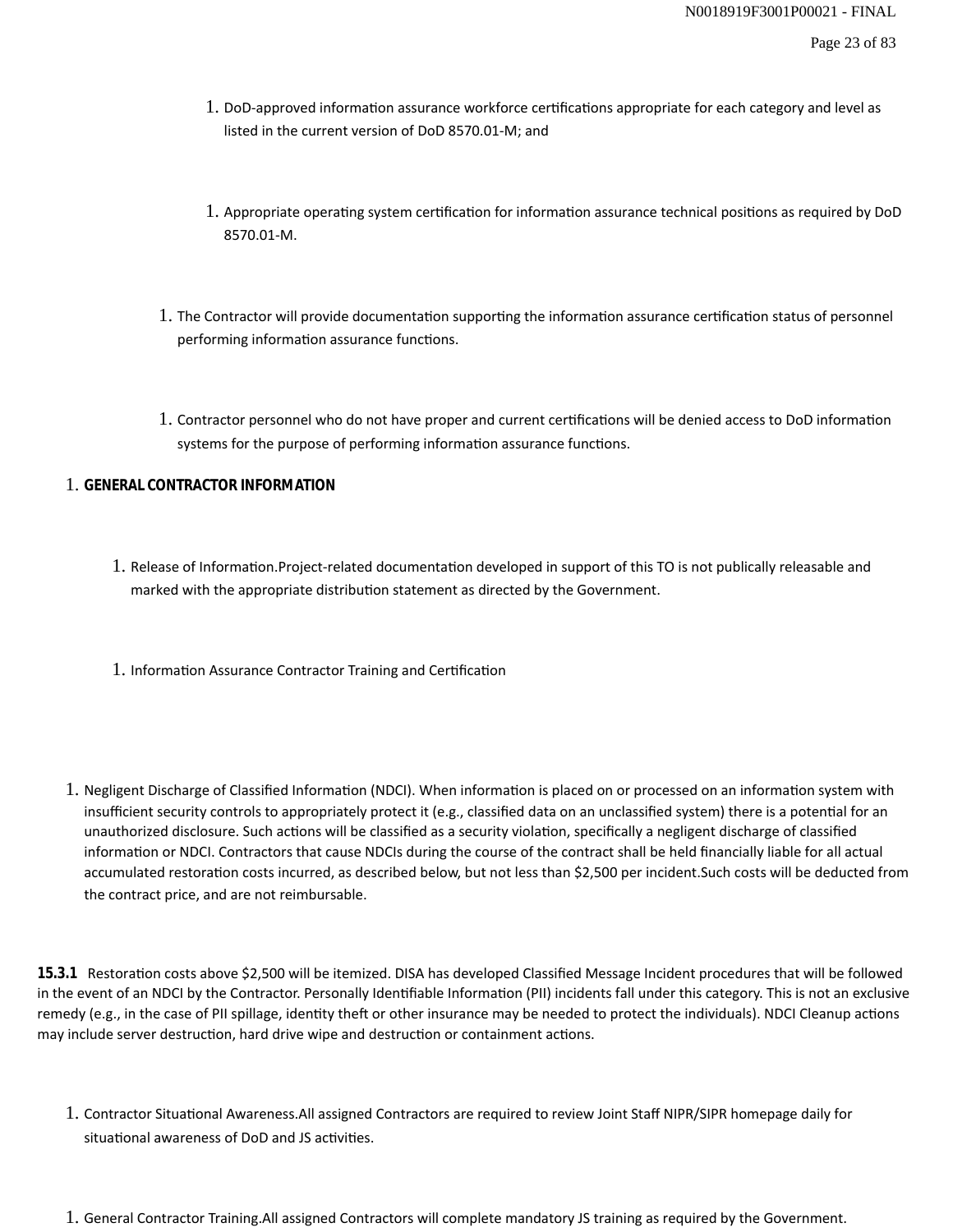1. DoD-approved information assurance workforce certifications appropriate for each category and level as listed in the current version of DoD 8570.01-M; and

1. Appropriate operating system certification for information assurance technical positions as required by DoD 8570.01-M.

1. The Contractor will provide documentation supporting the information assurance certification status of personnel performing information assurance functions.

1. Contractor personnel who do not have proper and current certifications will be denied access to DoD information systems for the purpose of performing information assurance functions.

1. **GENERAL CONTRACTOR INFORMATION**

1. Release of Information.Project-related documentation developed in support of this TO is not publically releasable and marked with the appropriate distribution statement as directed by the Government.

1. Information Assurance Contractor Training and Certification

1. Negligent Discharge of Classified Information (NDCI). When information is placed on or processed on an information system with insufficient security controls to appropriately protect it (e.g., classified data on an unclassified system) there is a potential for an unauthorized disclosure. Such actions will be classified as a security violation, specifically a negligent discharge of classified information or NDCI. Contractors that cause NDCIs during the course of the contract shall be held financially liable for all actual accumulated restoration costs incurred, as described below, but not less than $2,500 per incident.Such costs will be deducted from the contract price, and are not reimbursable.

**15.3.1** Restoration costs above $2,500 will be itemized. DISA has developed Classified Message Incident procedures that will be followed in the event of an NDCI by the Contractor. Personally Identifiable Information (PII) incidents fall under this category. This is not an exclusive remedy (e.g., in the case of PII spillage, identity theft or other insurance may be needed to protect the individuals). NDCI Cleanup actions may include server destruction, hard drive wipe and destruction or containment actions.

1. Contractor Situational Awareness.All assigned Contractors are required to review Joint Staff NIPR/SIPR homepage daily for situational awareness of DoD and JS activities.

1. General Contractor Training.All assigned Contractors will complete mandatory JS training as required by the Government.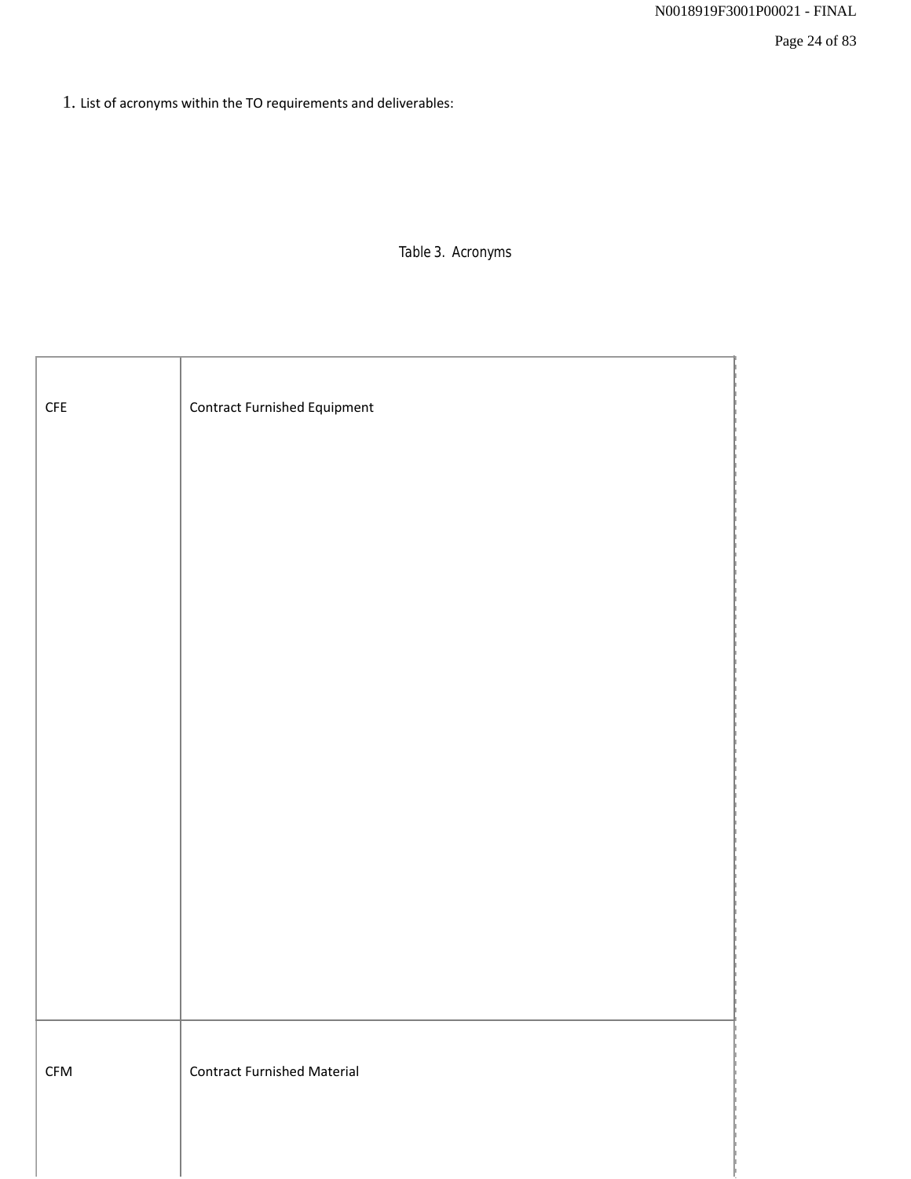1. List of acronyms within the TO requirements and deliverables:

Table 3. Acronyms

| | |
|---|---|
| CFE | Contract Furnished Equipment |
| CFM | Contract Furnished Material |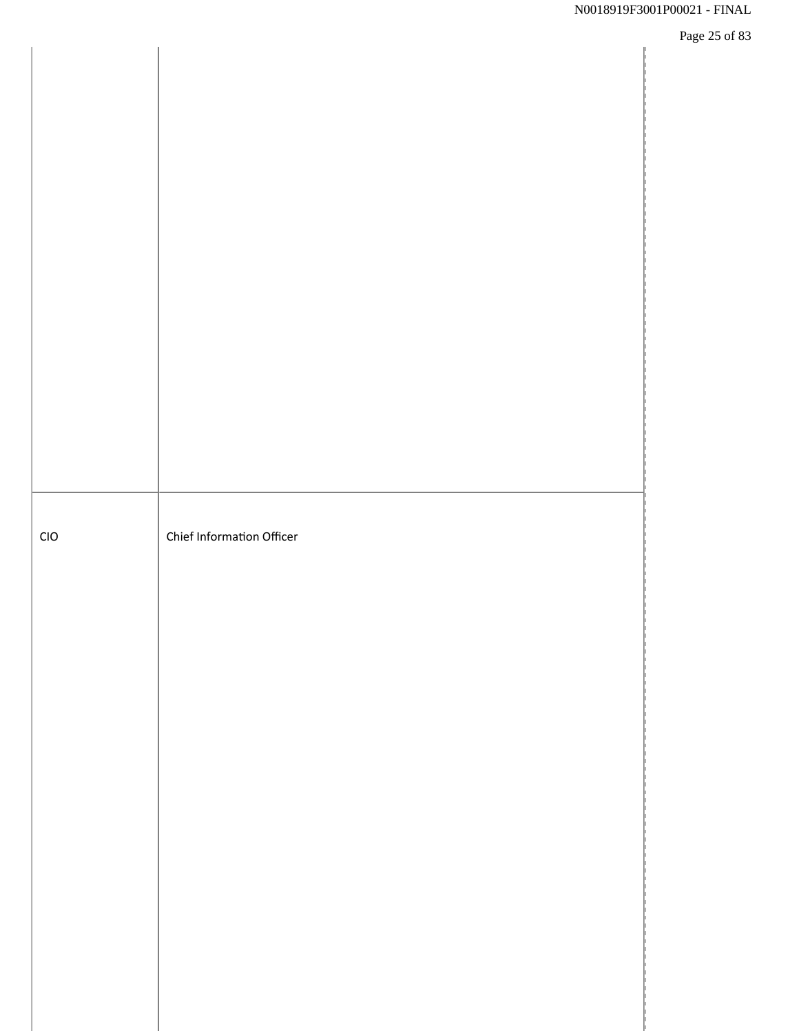| | |
|---|---|
| | |
| CIO | Chief Information Officer |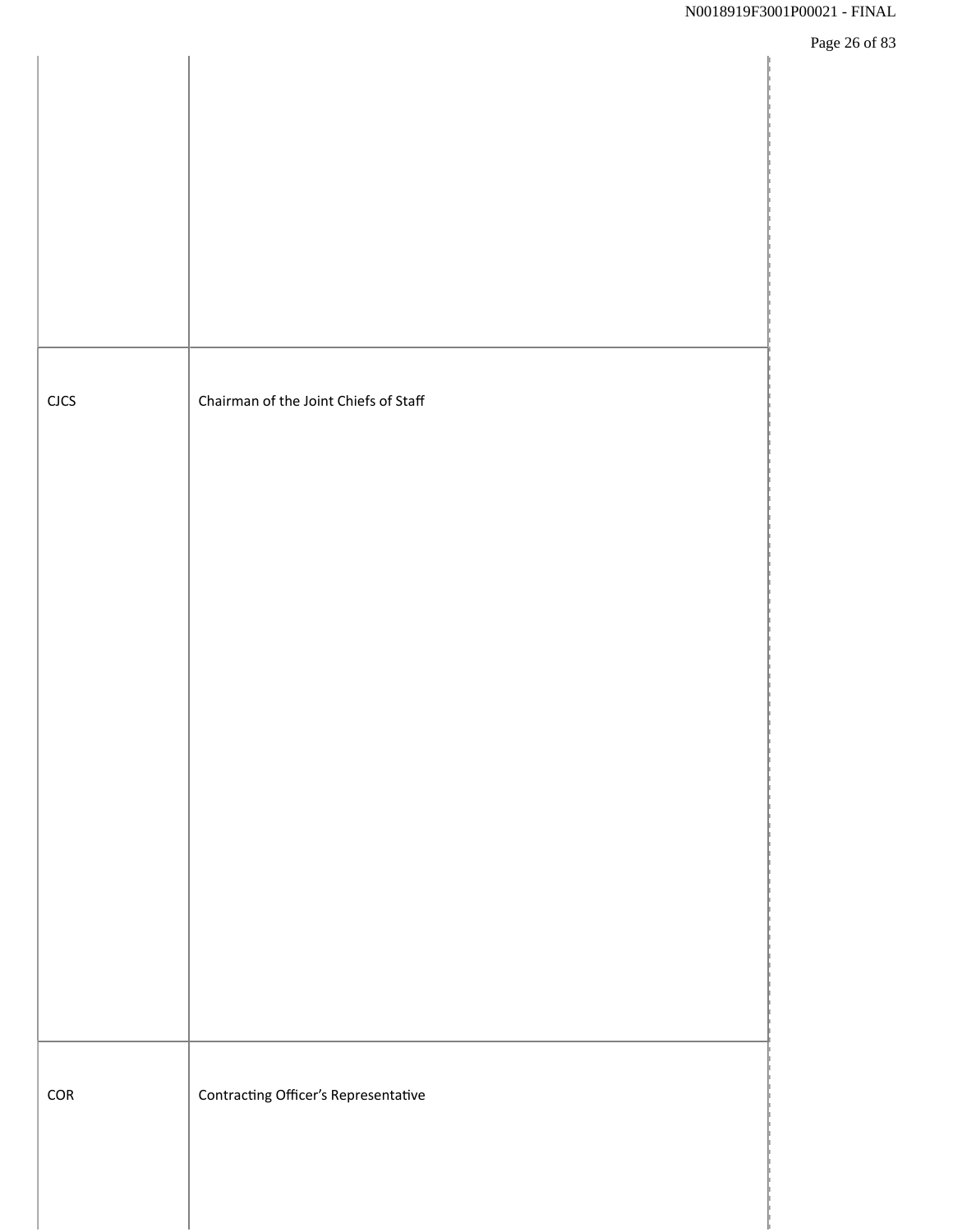| | |
|---|---|
| CJCS | Chairman of the Joint Chiefs of Staff |
| COR | Contracting Officer's Representative |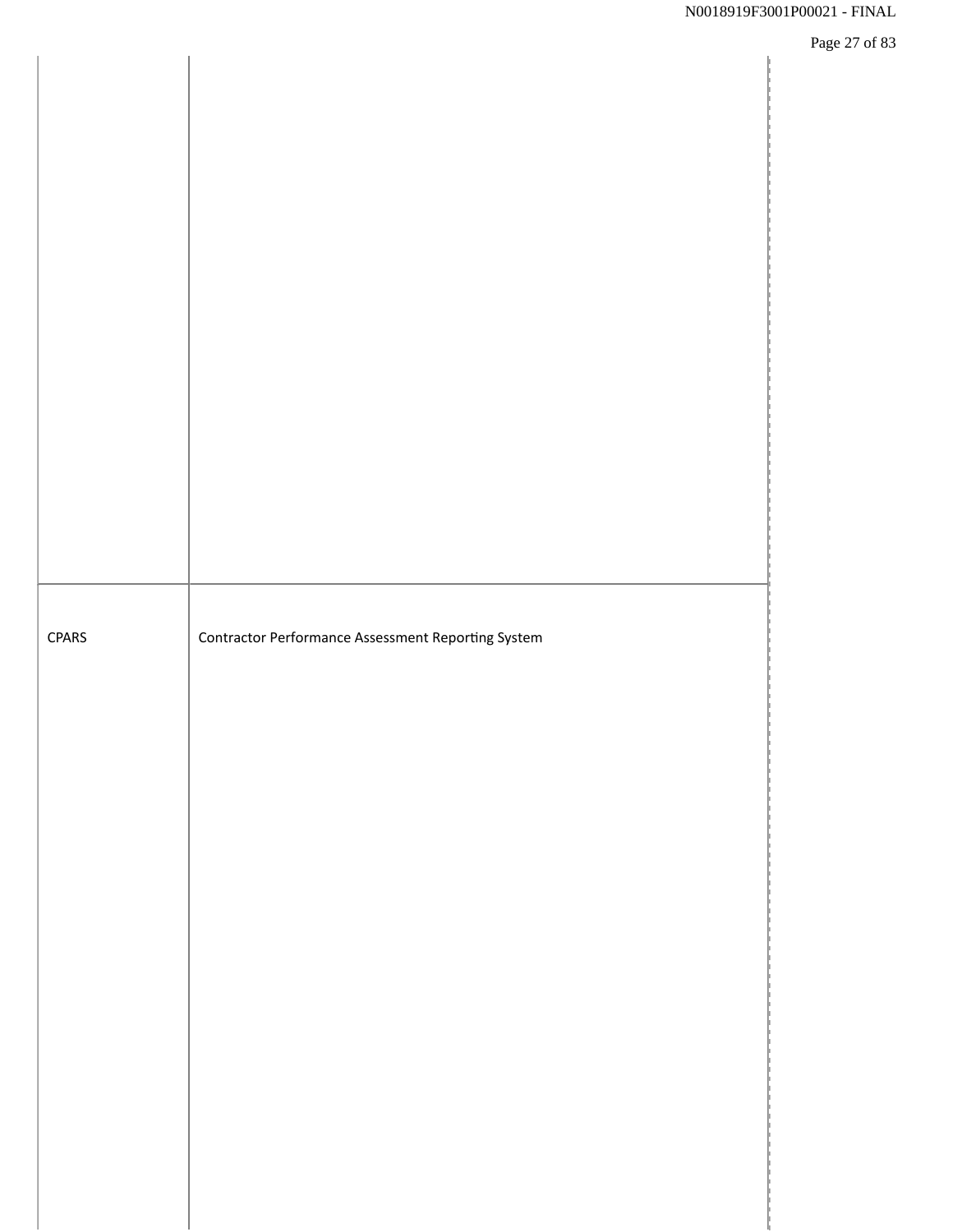| | |
|---|---|
| | |
| CPARS | Contractor Performance Assessment Reporting System |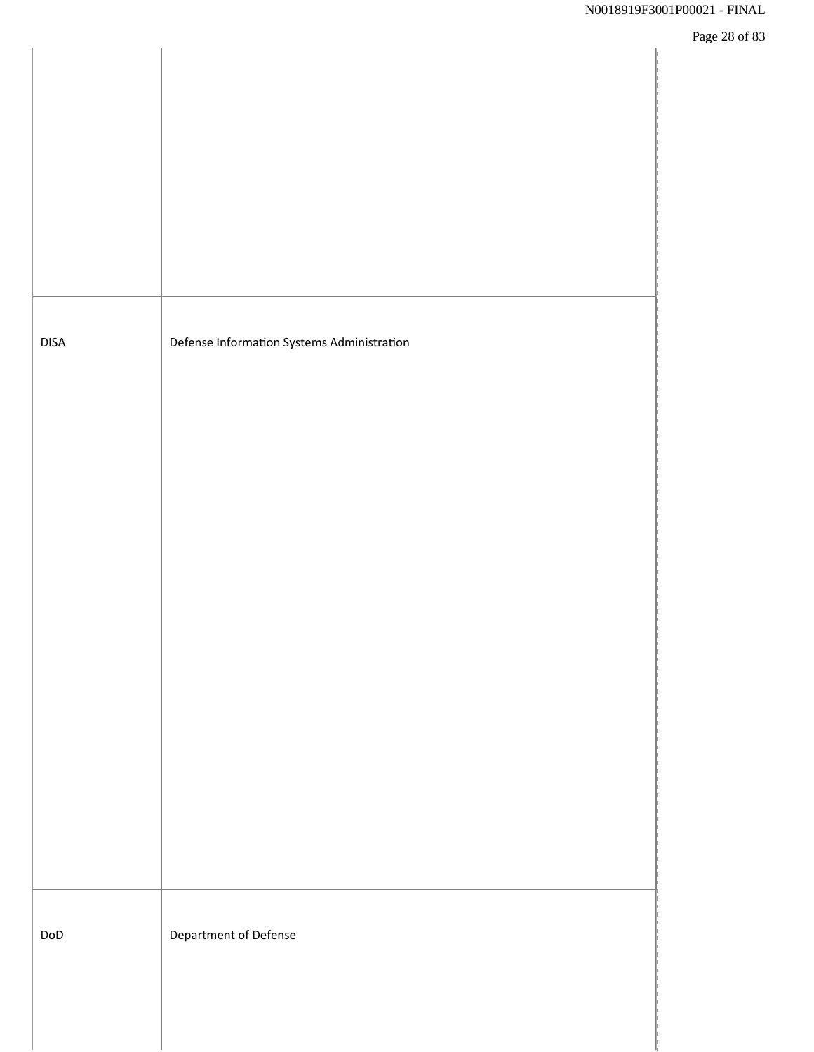| | |
|---|---|
| DISA | Defense Information Systems Administration |
| DoD | Department of Defense |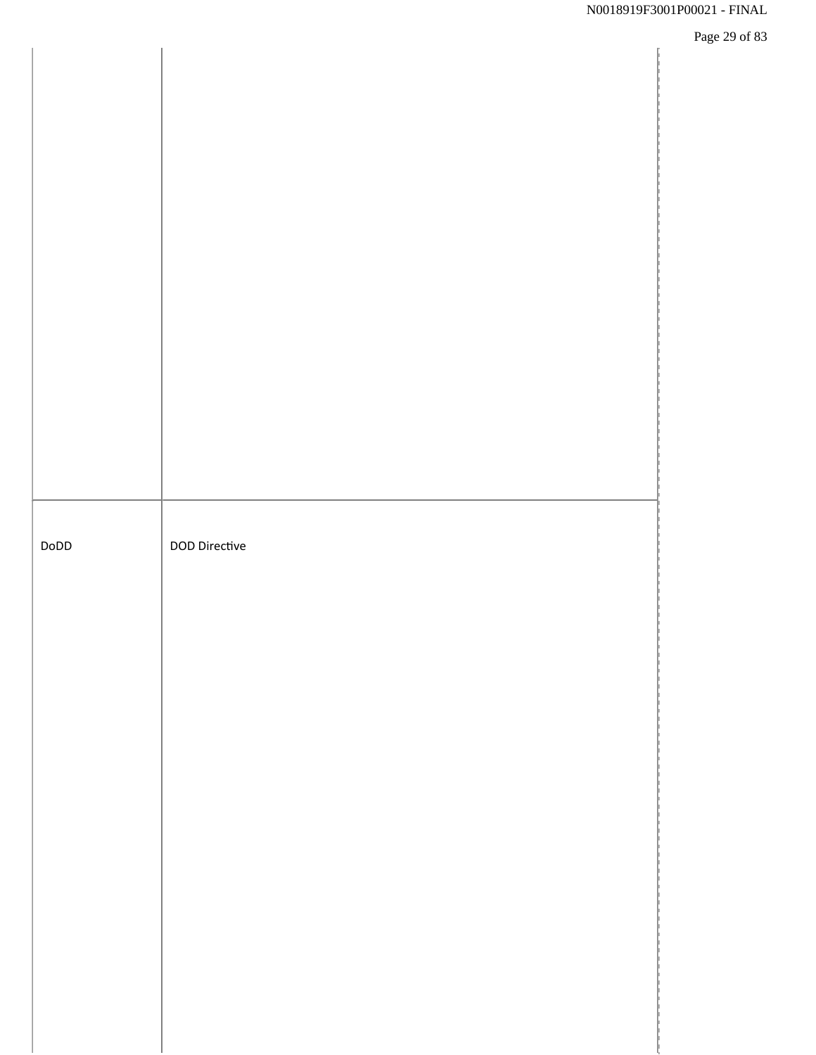| | |
|---|---|
| | |
| DoDD | DOD Directive |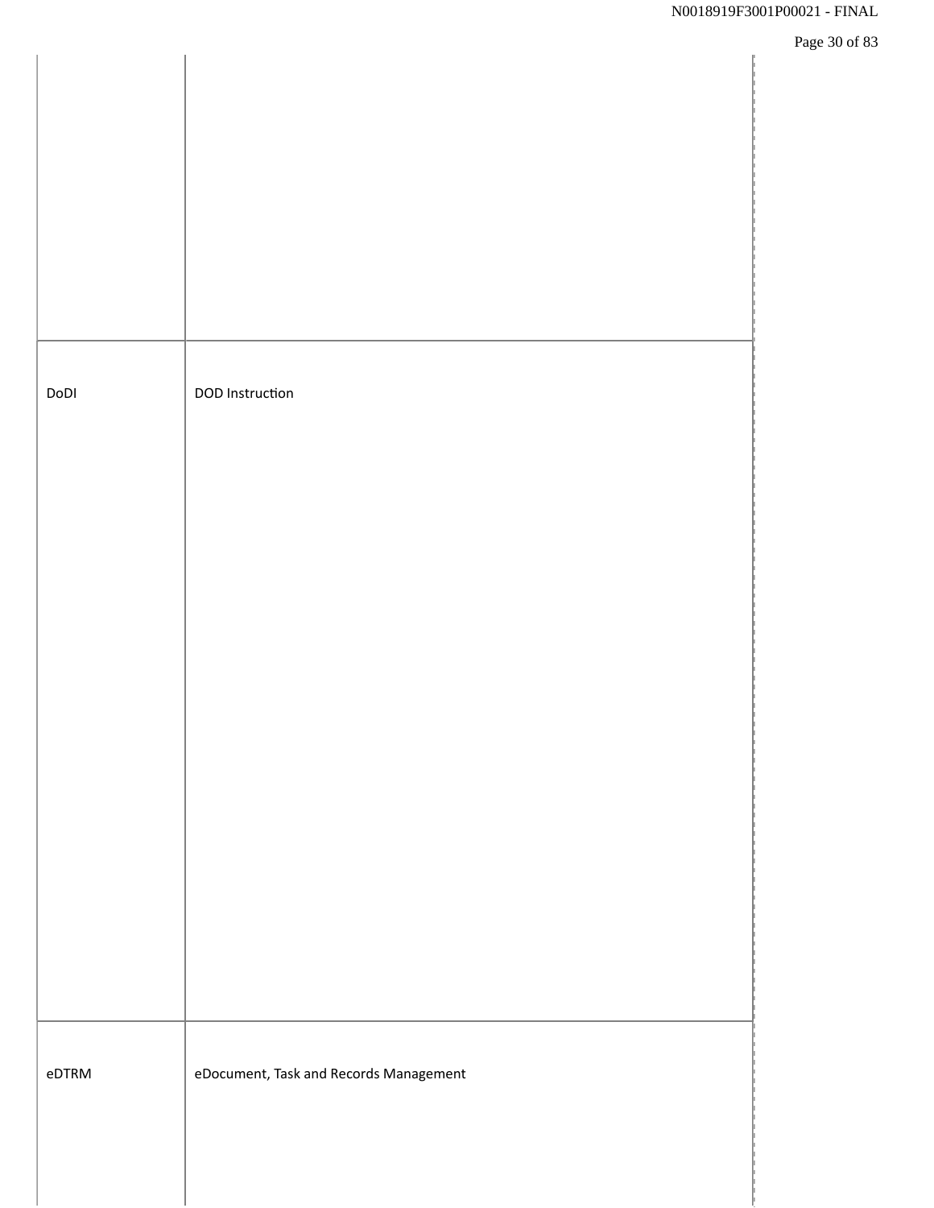| | |
|---|---|
| DoDI | DOD Instruction |
| eDTRM | eDocument, Task and Records Management |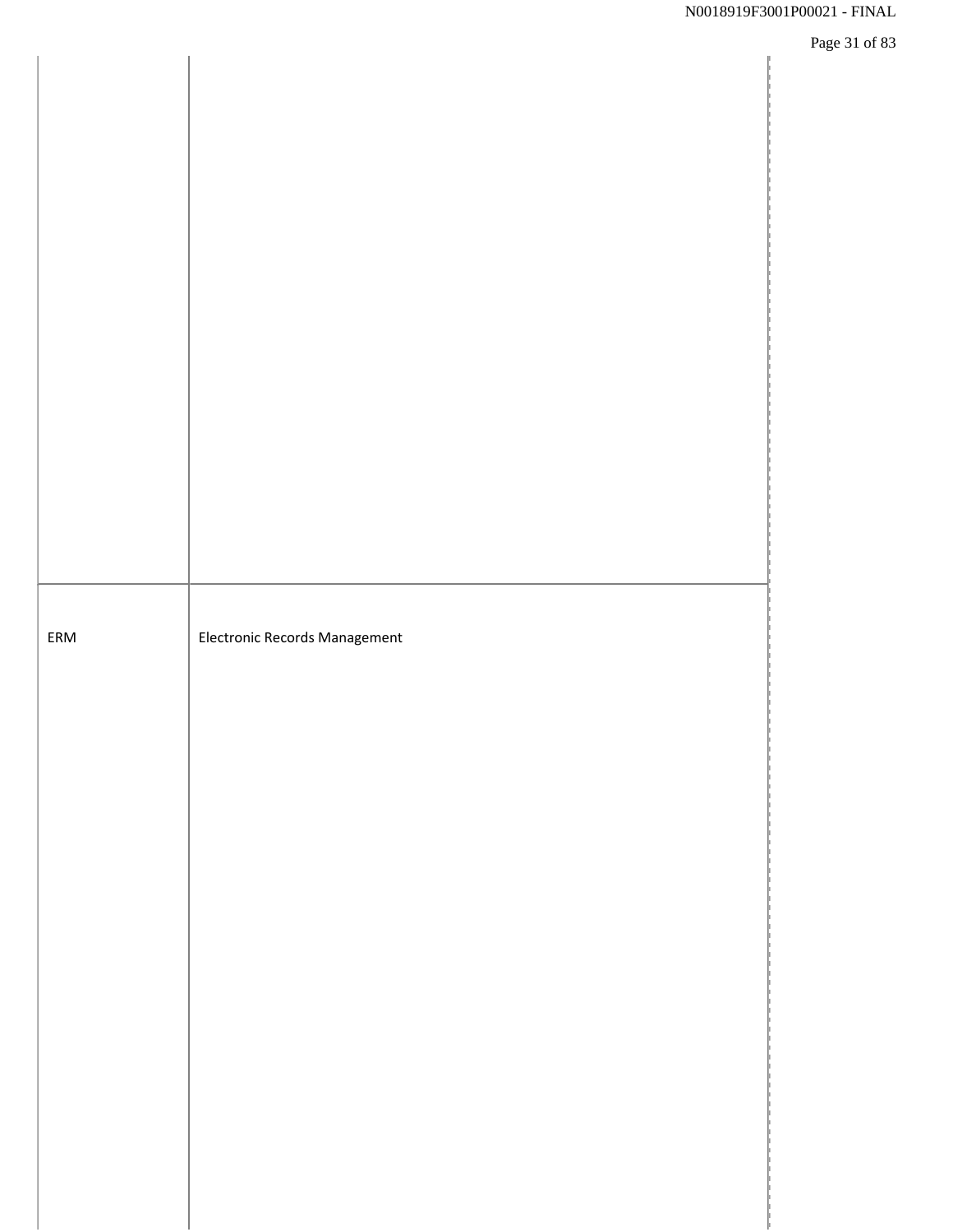| | |
|---|---|
| | |
| ERM | Electronic Records Management |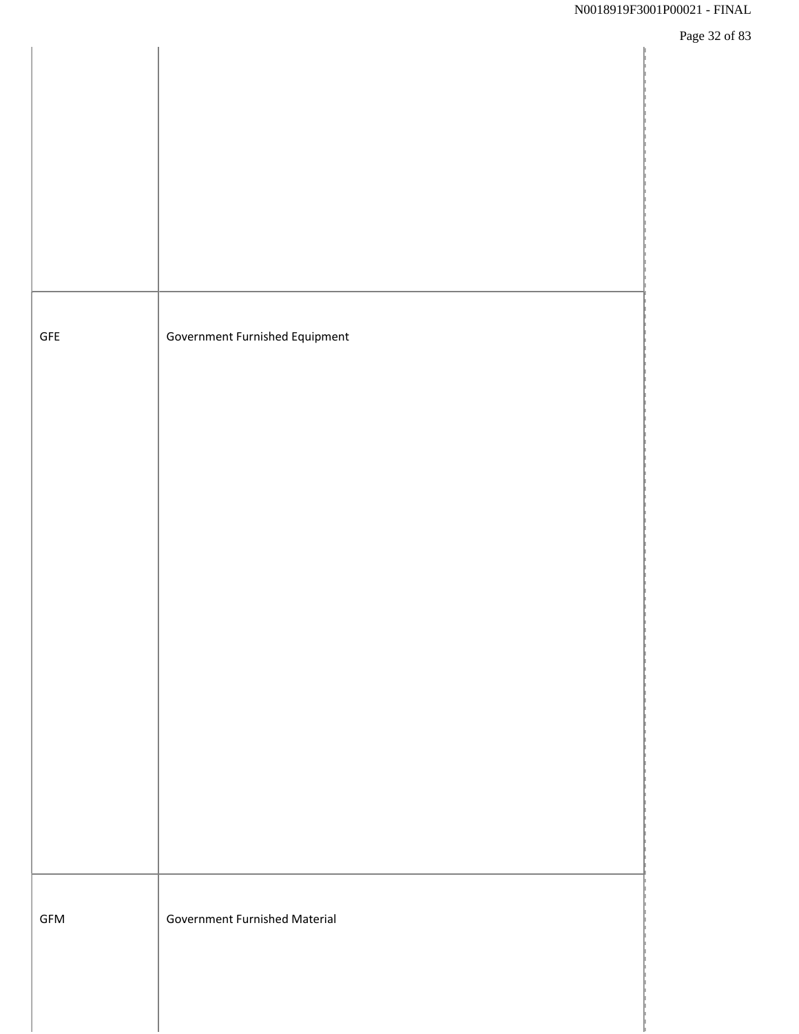| | |
|---|---|
| | |
| GFE | Government Furnished Equipment |
| GFM | Government Furnished Material |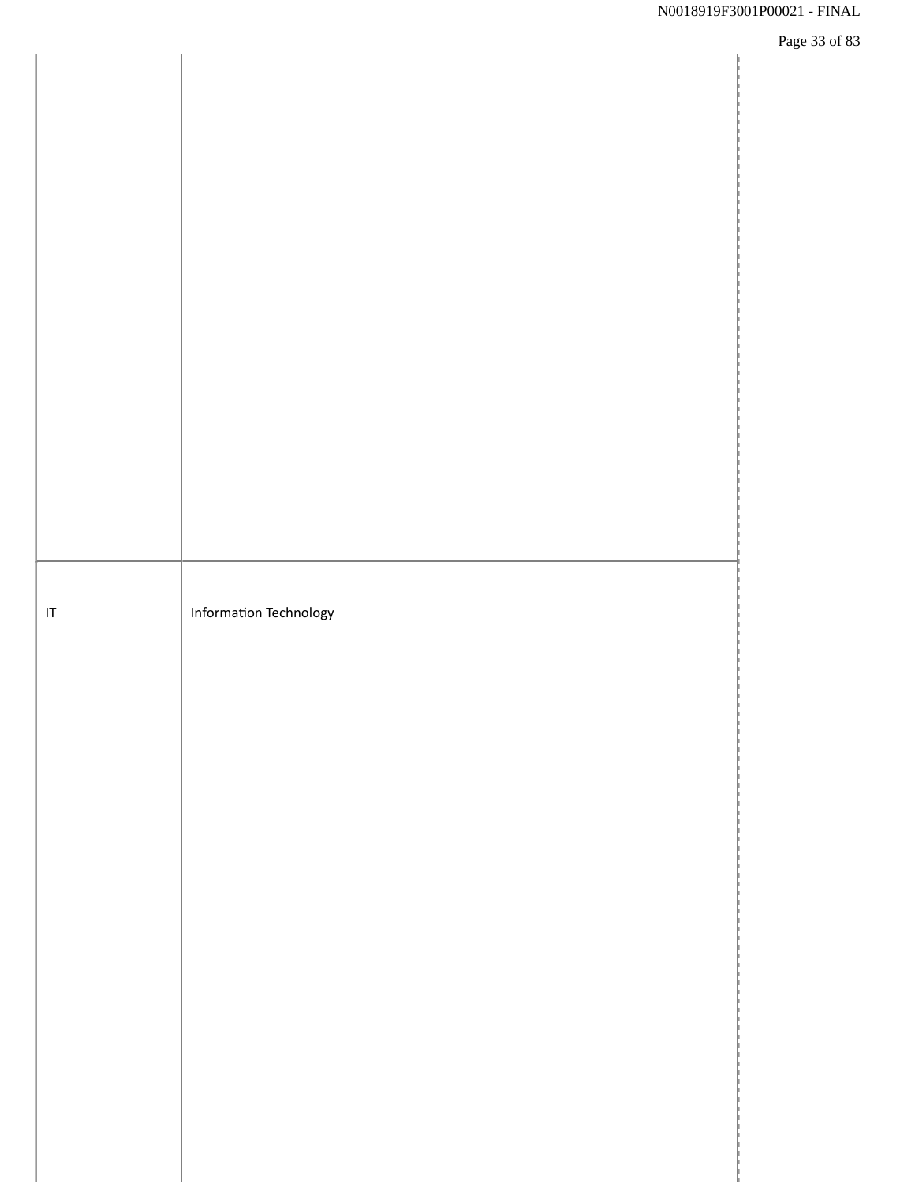| | |
|---|---|
| | |
| IT | Information Technology |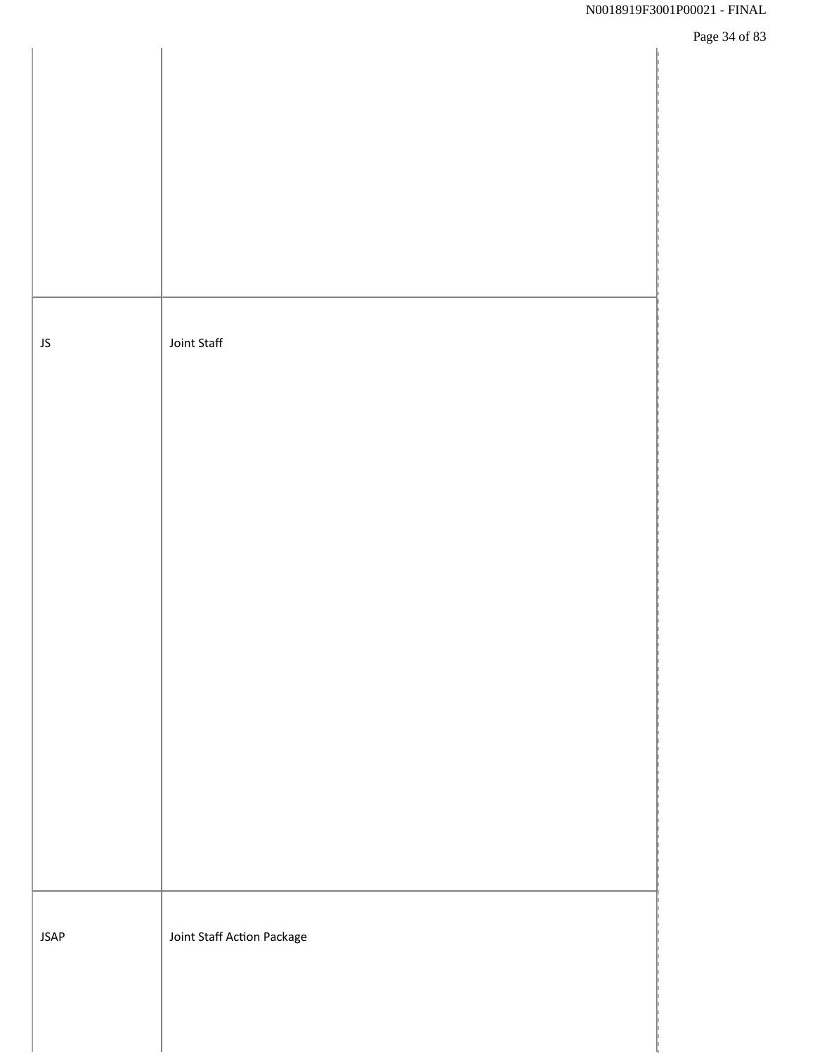| | |
|---|---|
| JS | Joint Staff |
| JSAP | Joint Staff Action Package |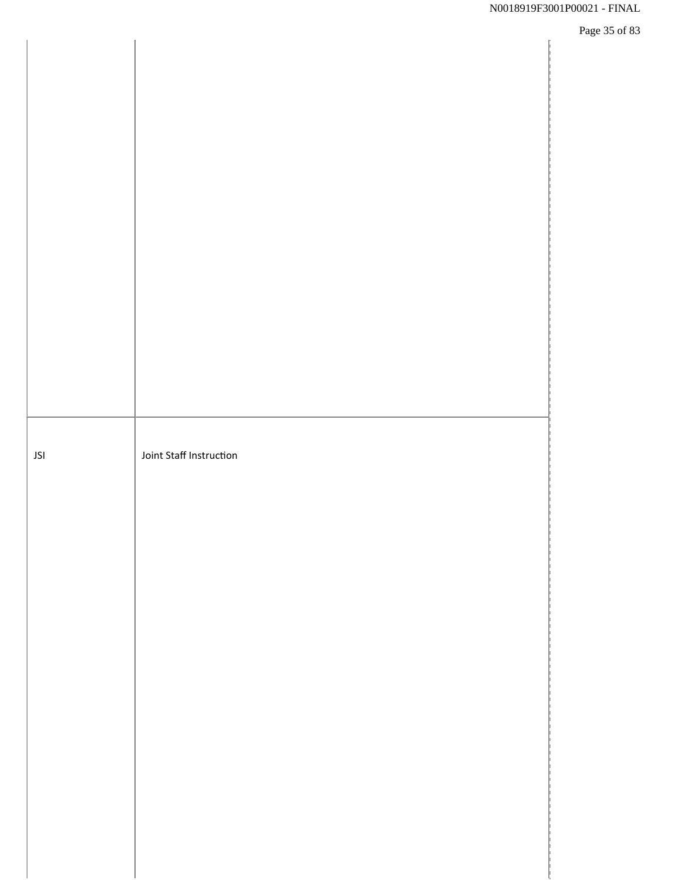| | |
|---|---|
| | |
| JSI | Joint Staff Instruction |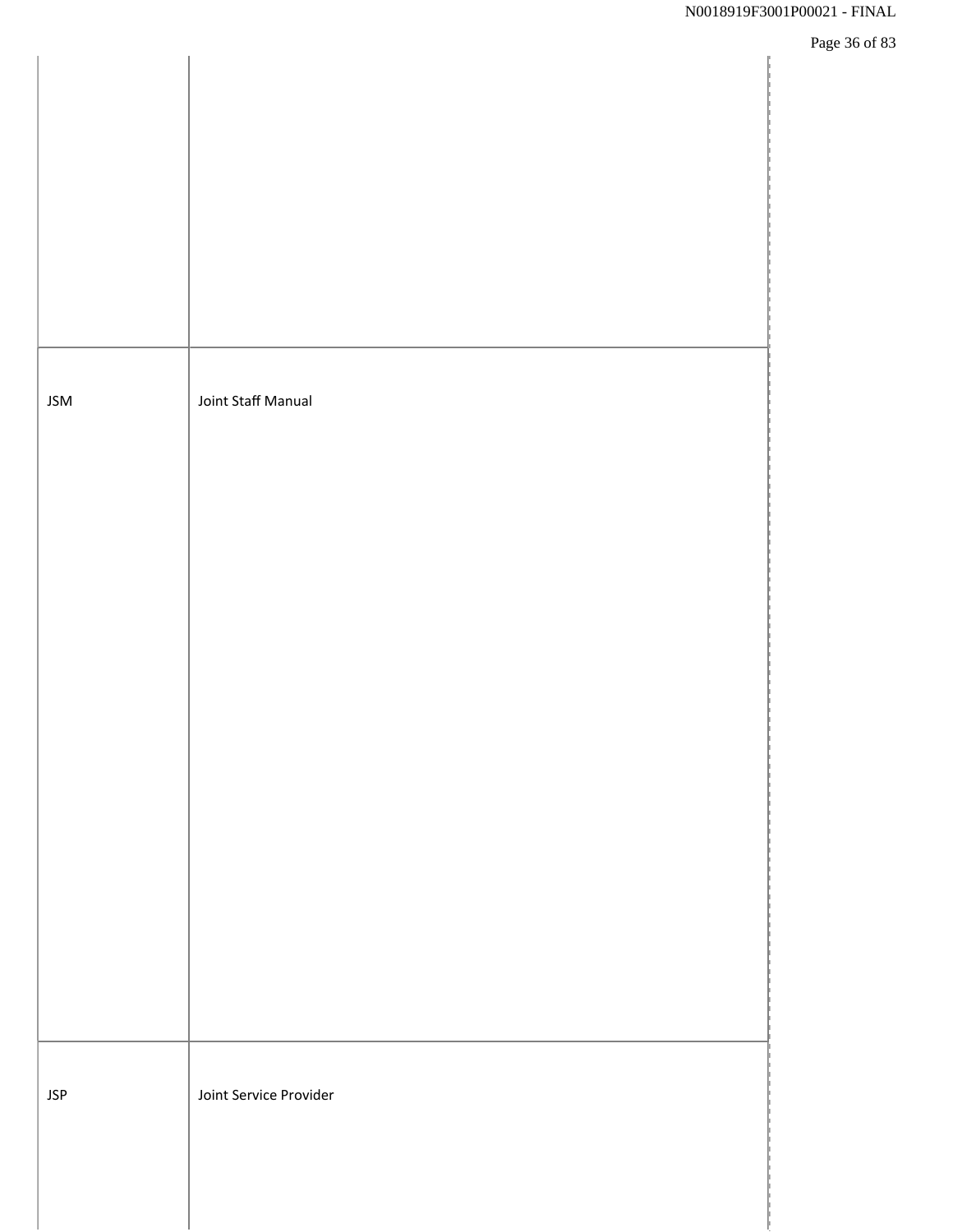| | |
|---|---|
| JSM | Joint Staff Manual |
| JSP | Joint Service Provider |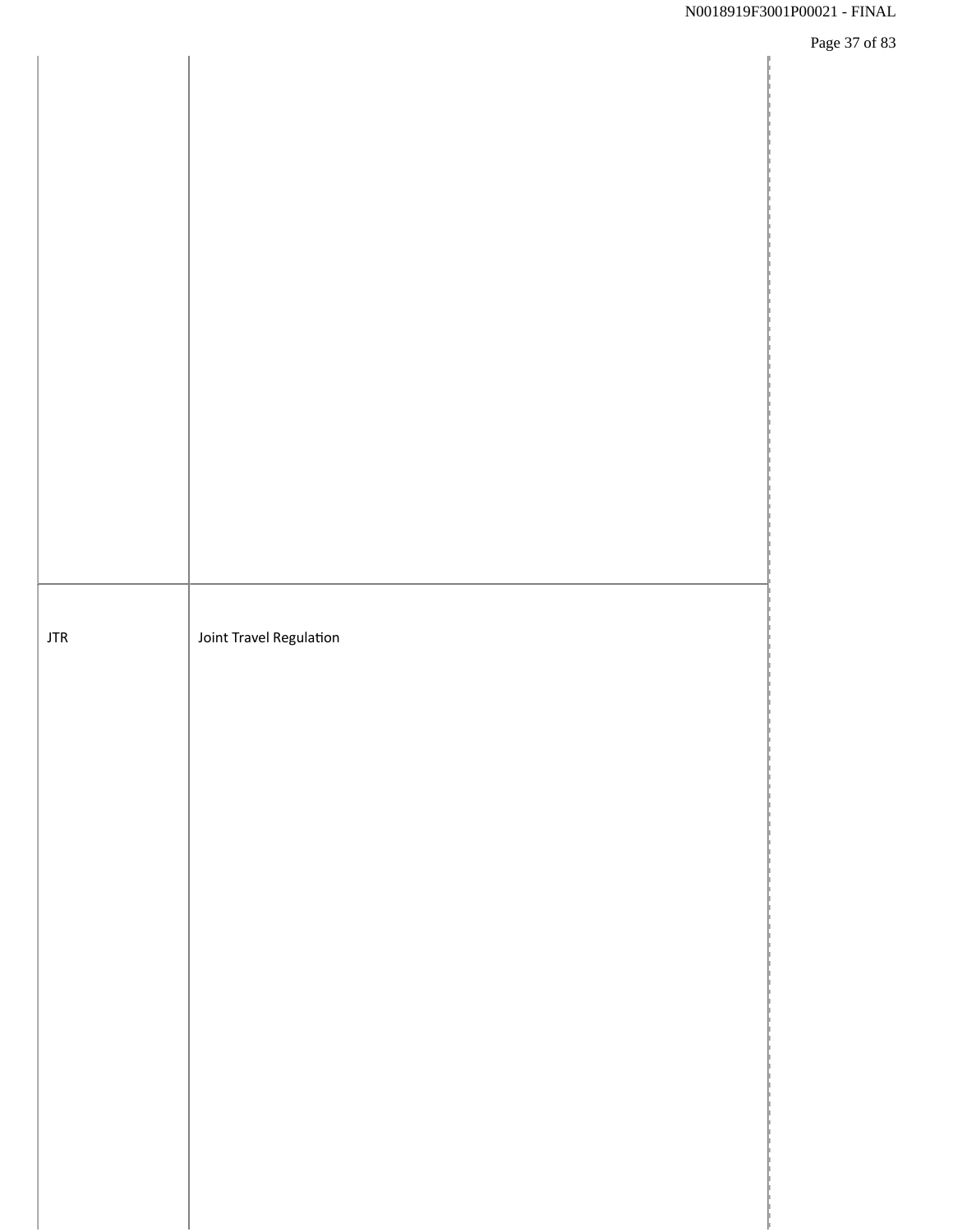| | |
|---|---|
| | |
| JTR | Joint Travel Regulation |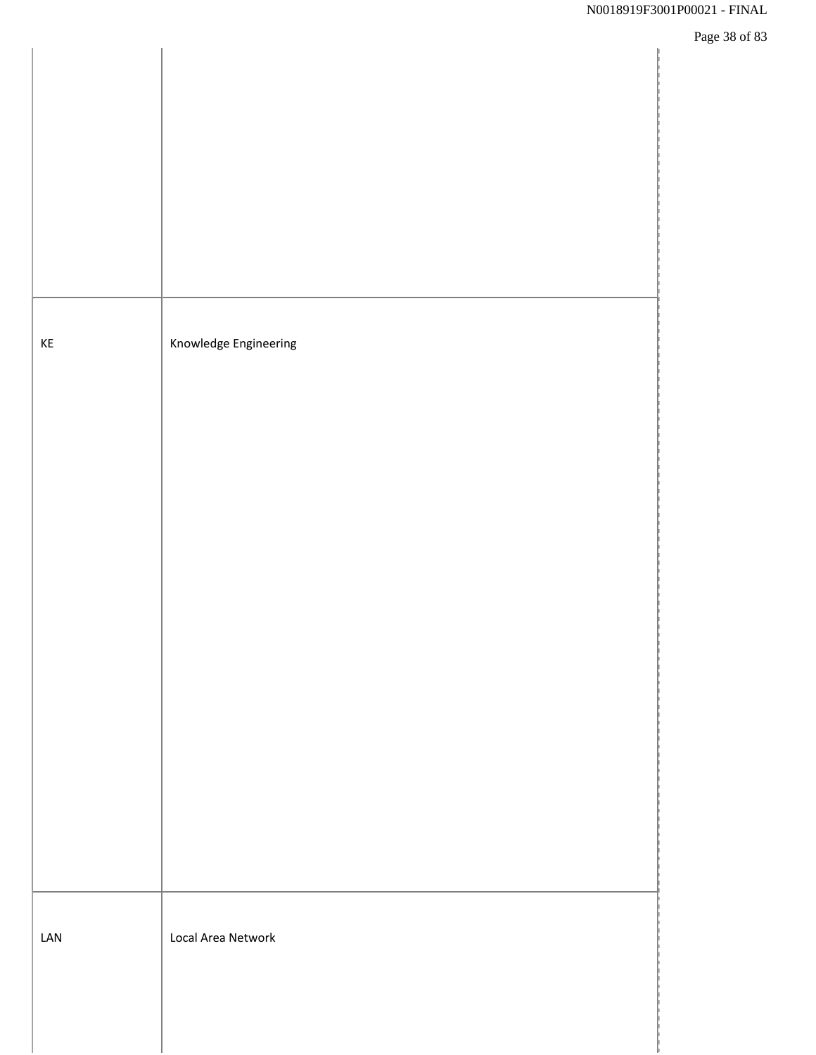| | |
|---|---|
| KE | Knowledge Engineering |
| LAN | Local Area Network |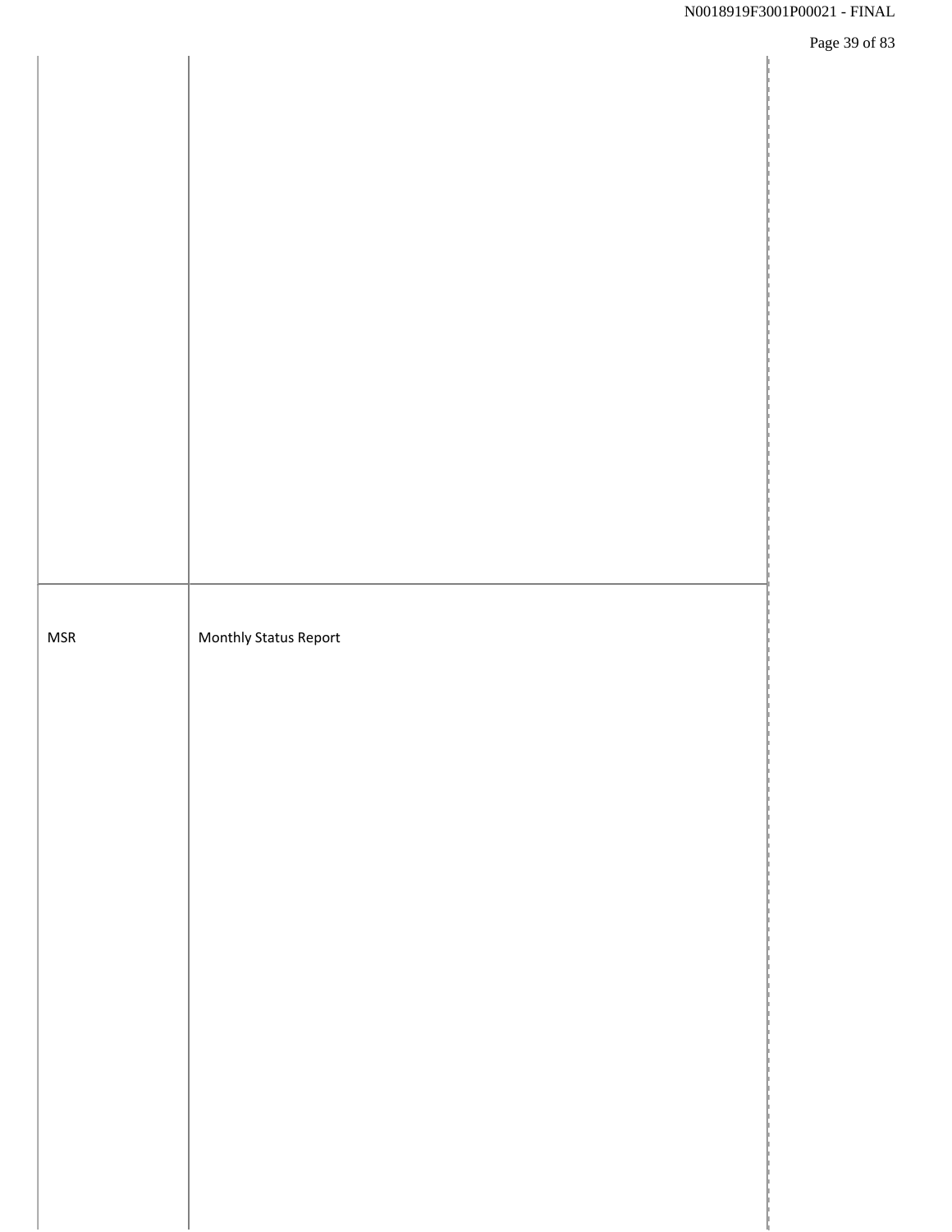| | |
|---|---|
| | |
| MSR | Monthly Status Report |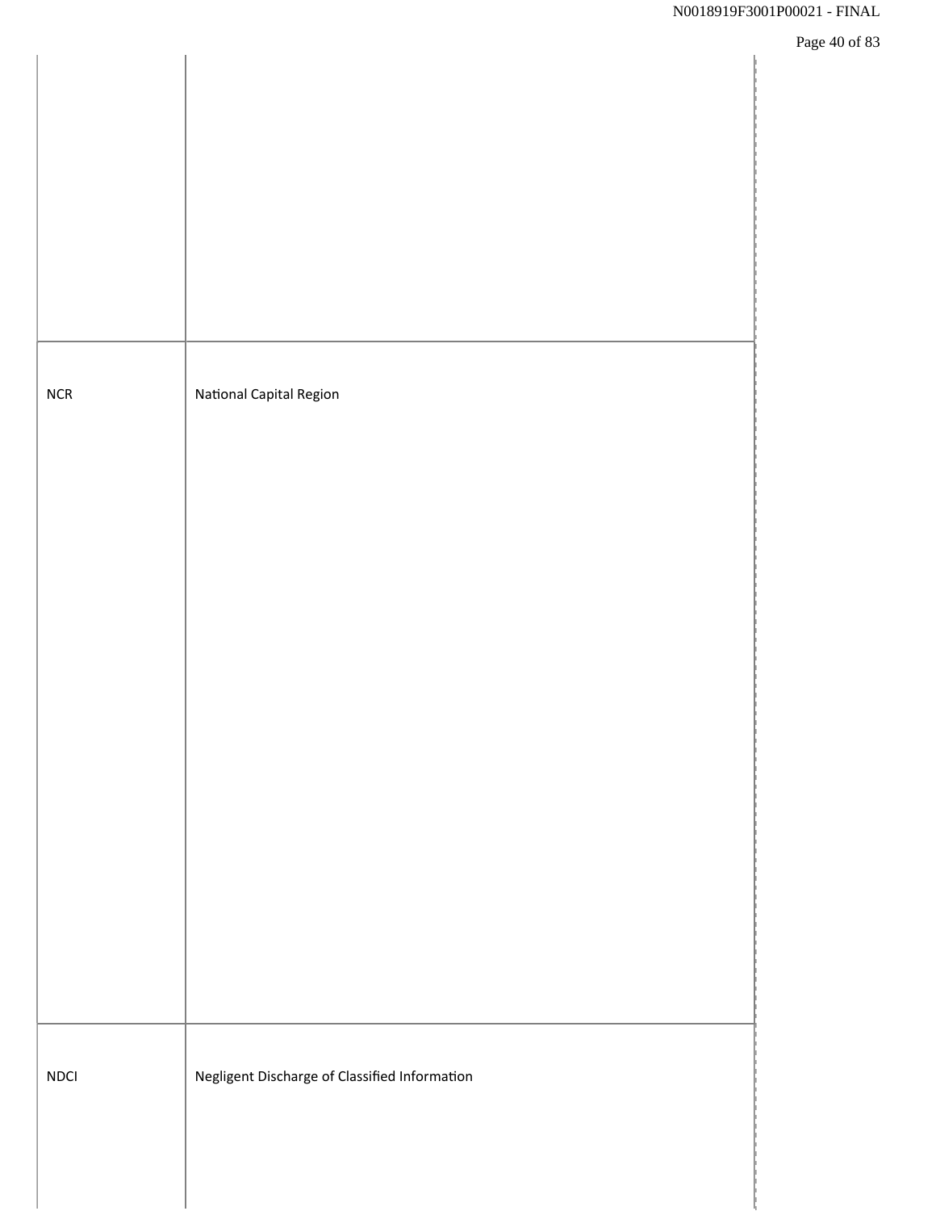| | |
|---|---|
| | |
| NCR | National Capital Region |
| NDCI | Negligent Discharge of Classified Information |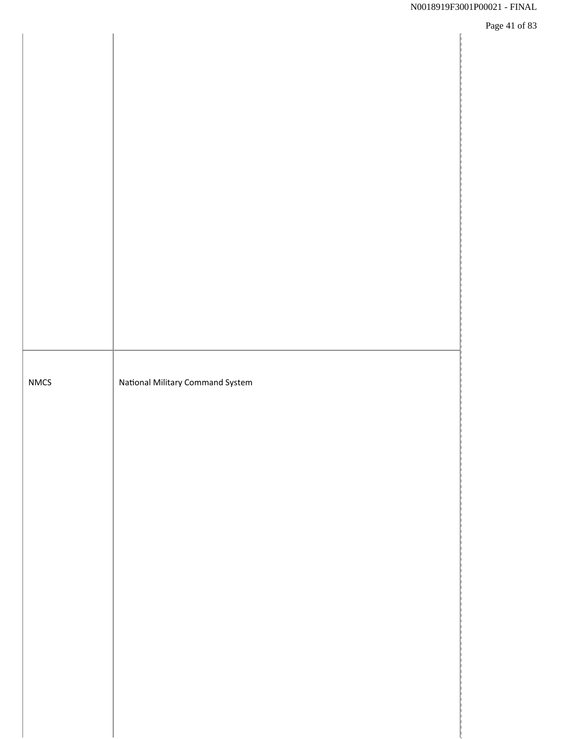| | |
|---|---|
| NMCS | National Military Command System |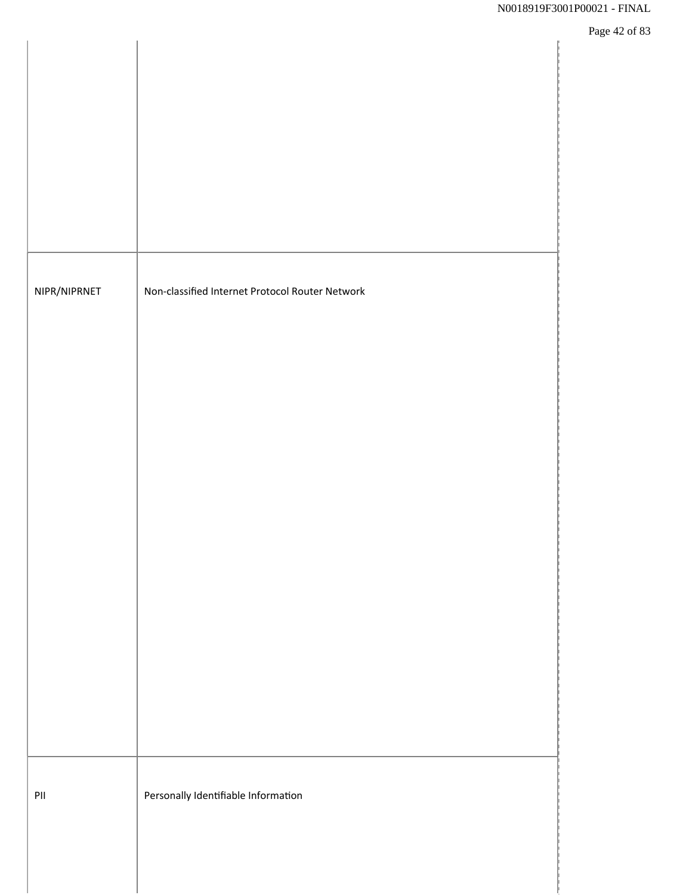| | |
|---|---|
| NIPR/NIPRNET | Non-classified Internet Protocol Router Network |
| PII | Personally Identifiable Information |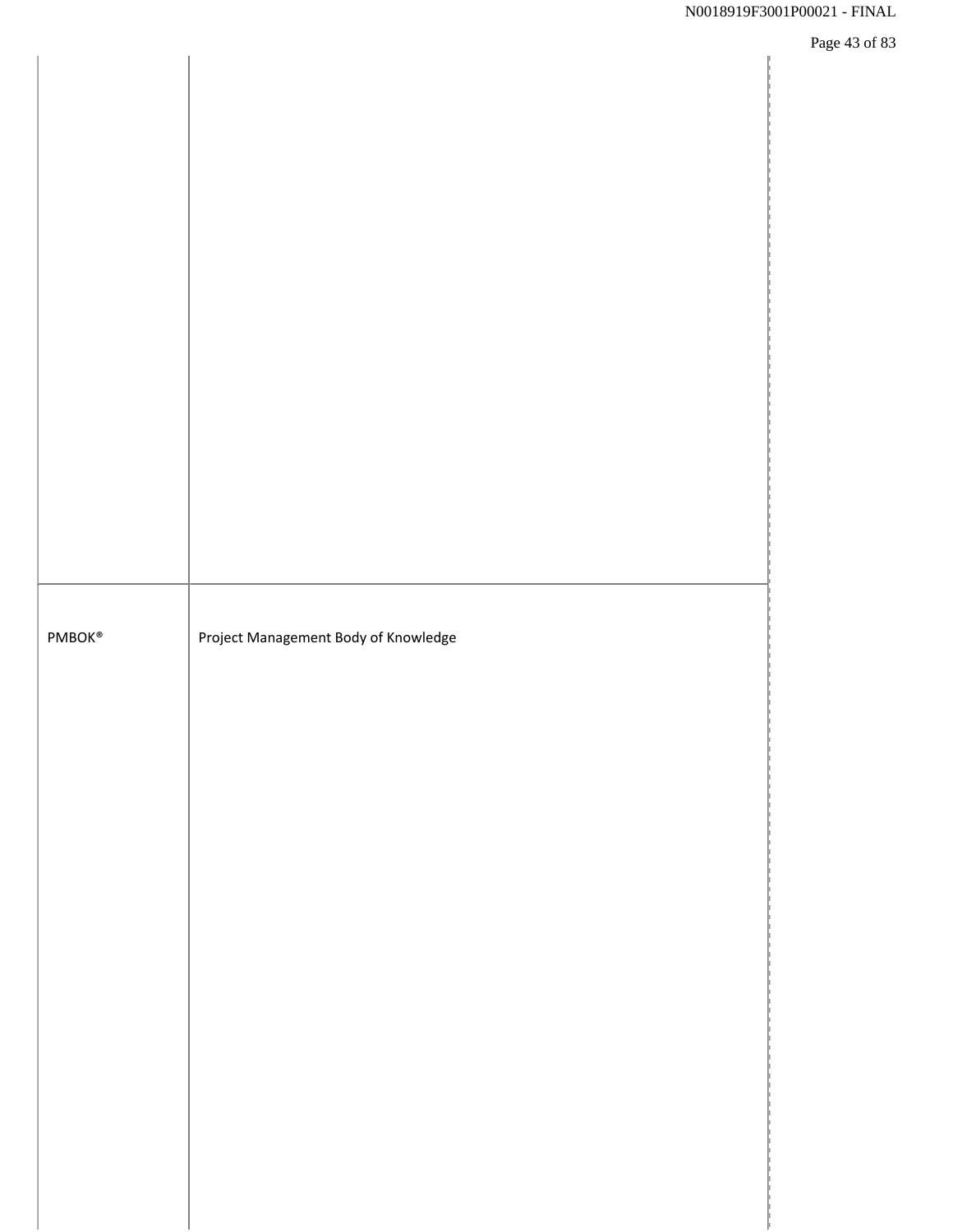| | |
|---|---|
| PMBOK® | Project Management Body of Knowledge |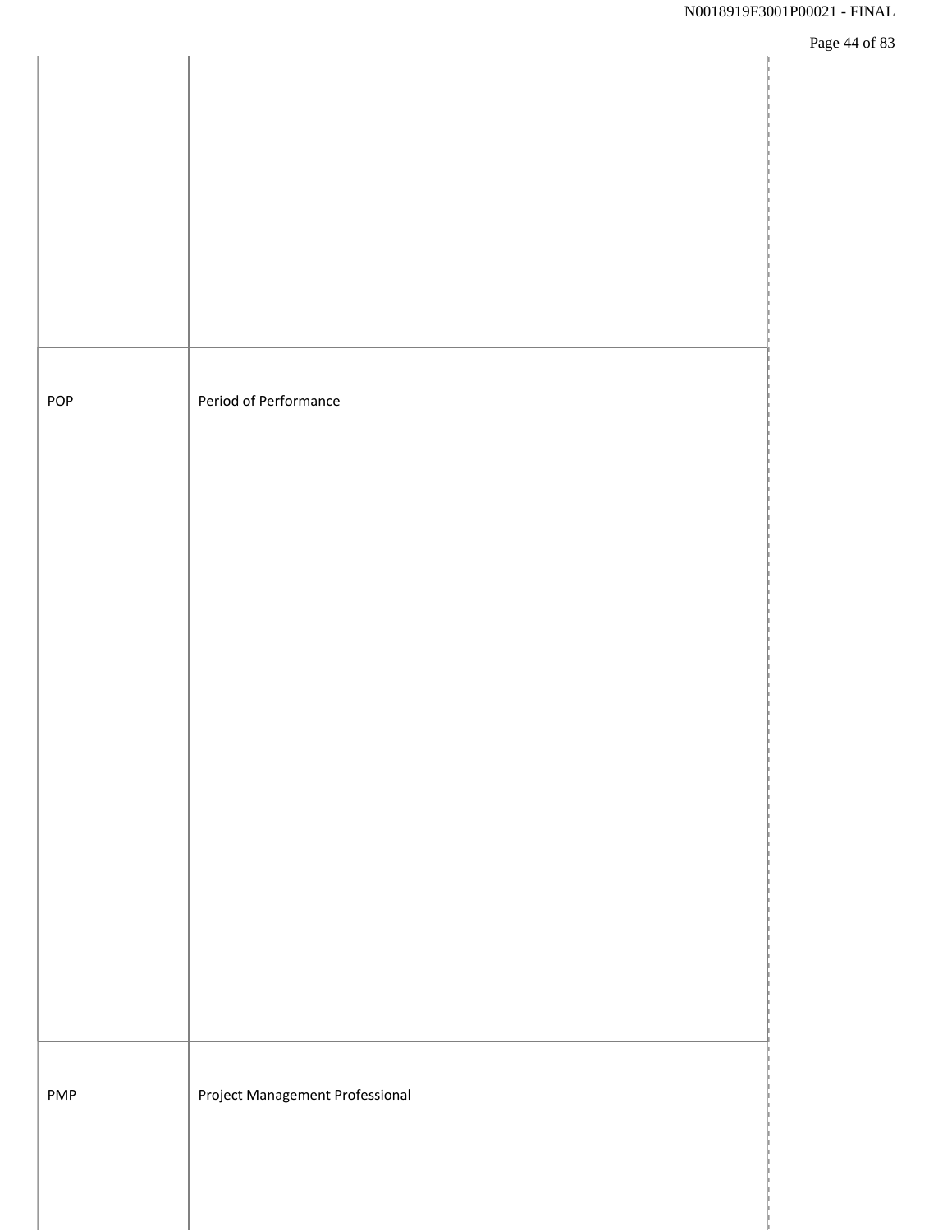| | |
|---|---|
| POP | Period of Performance |
| PMP | Project Management Professional |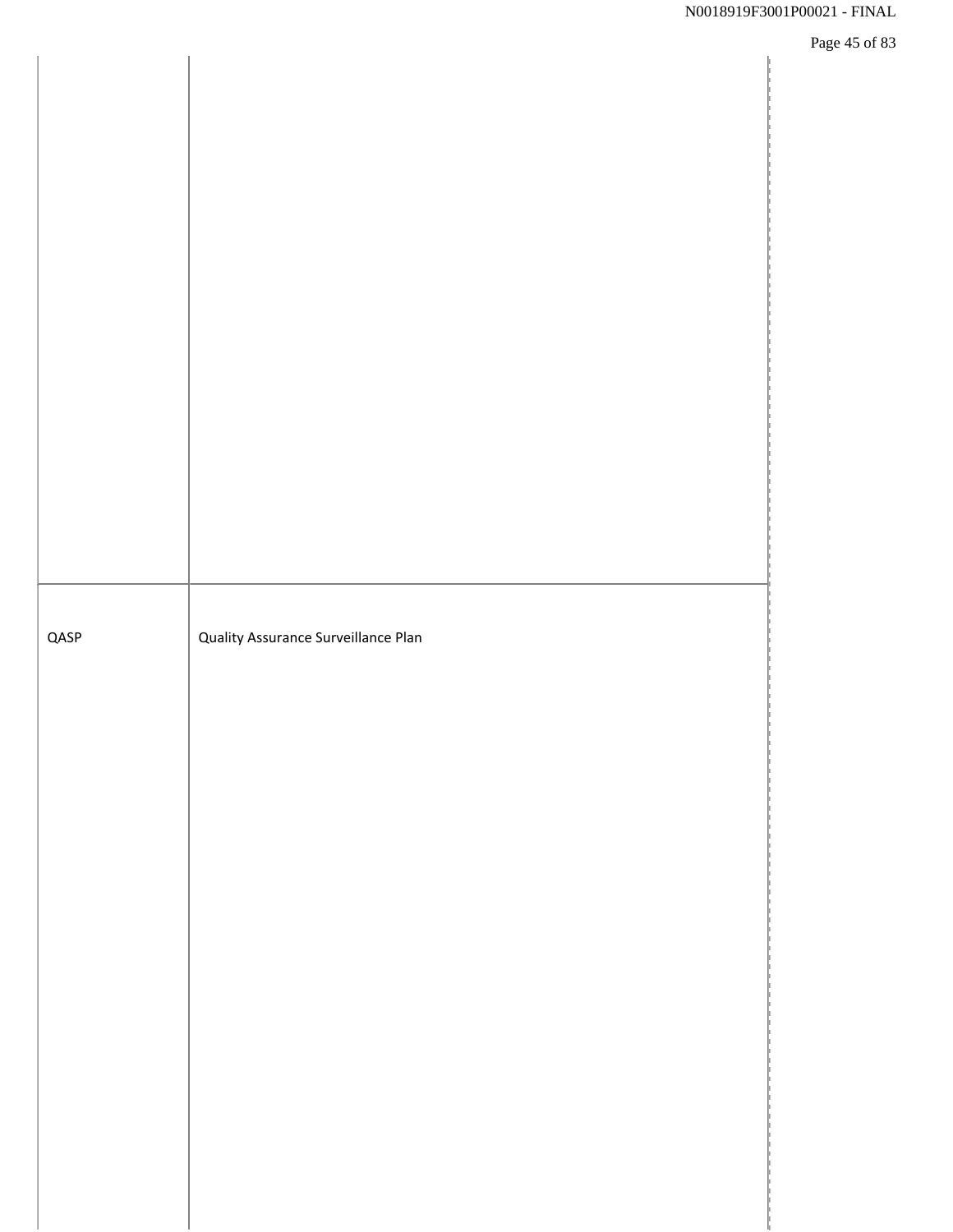| | |
|---|---|
| | |
| QASP | Quality Assurance Surveillance Plan |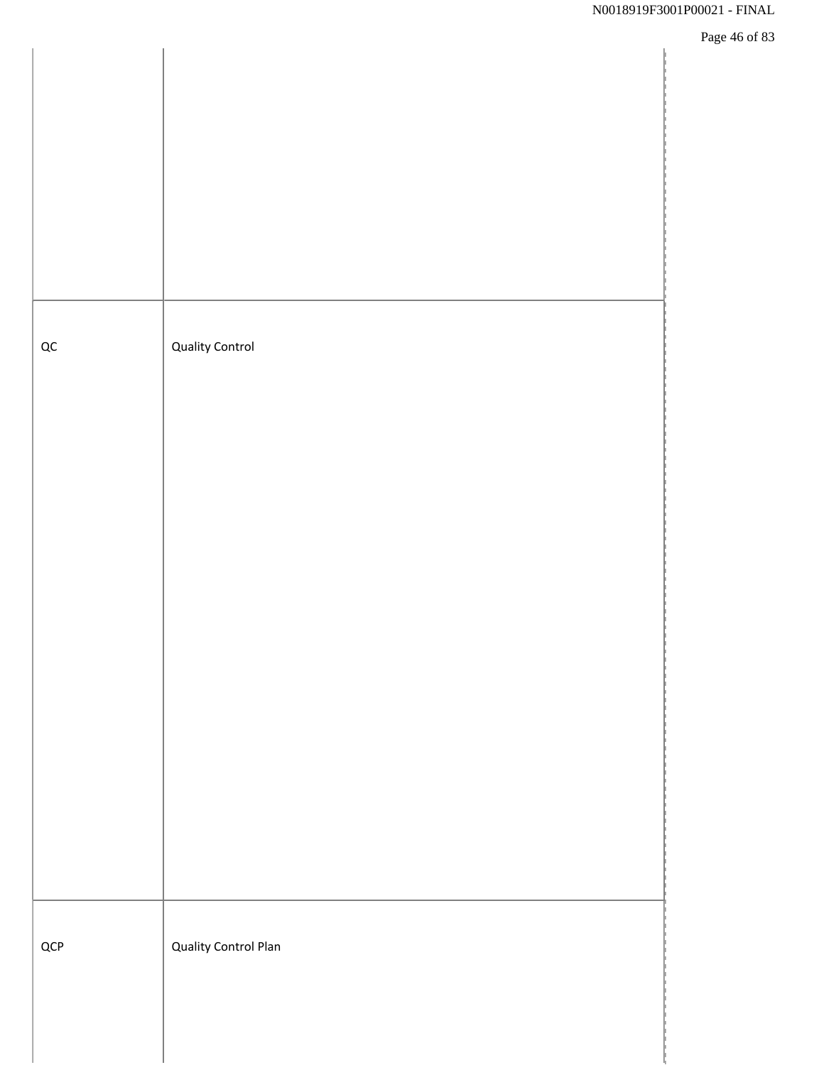| | |
|---|---|
| | |
| QC | Quality Control |
| QCP | Quality Control Plan |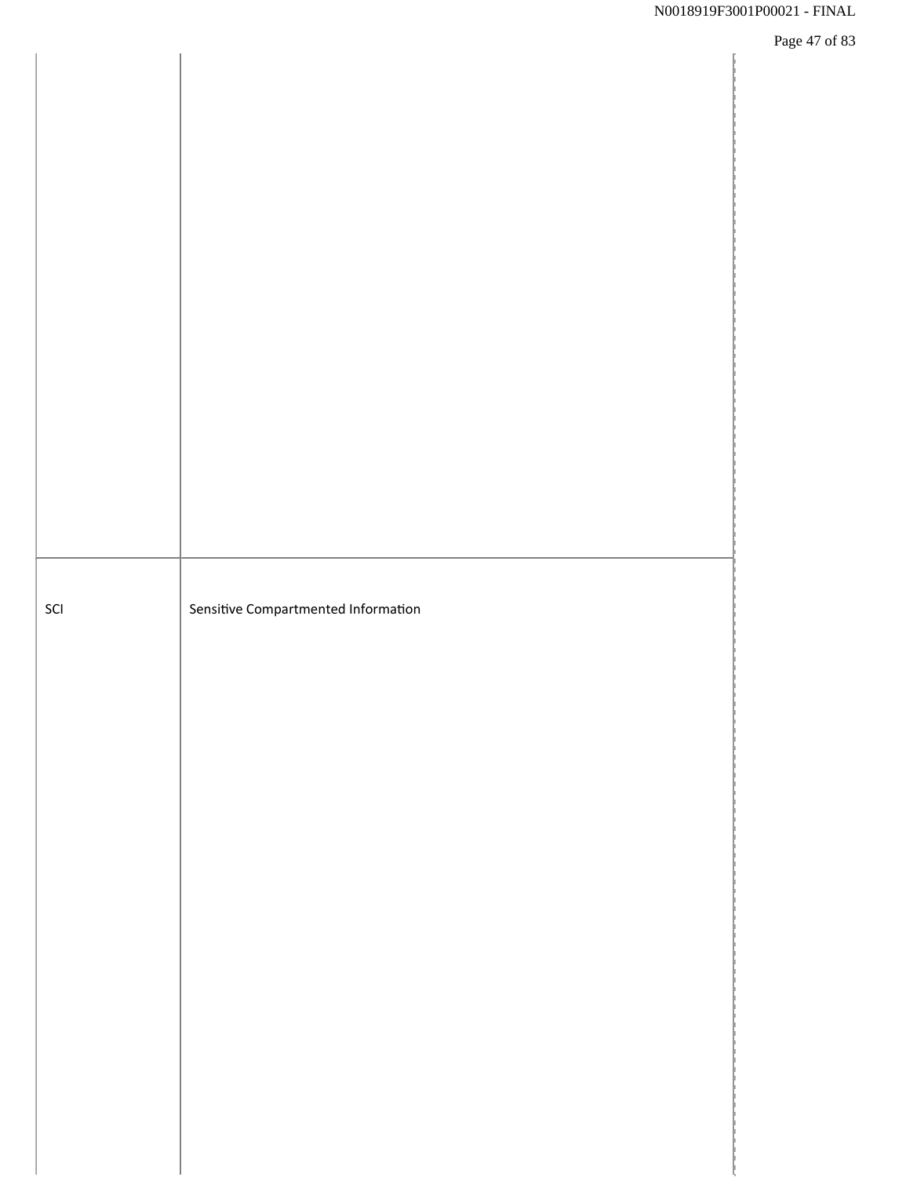| | |
|---|---|
| | |
| SCI | Sensitive Compartmented Information |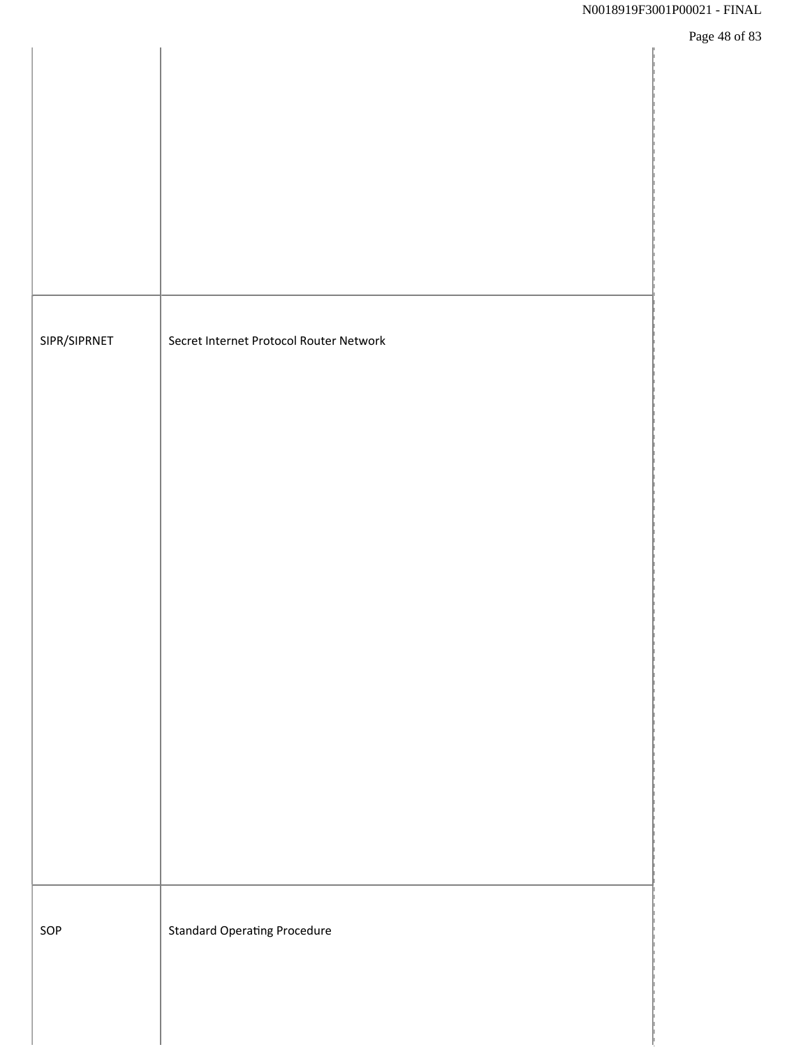| | |
|---|---|
| | |
| SIPR/SIPRNET | Secret Internet Protocol Router Network |
| SOP | Standard Operating Procedure |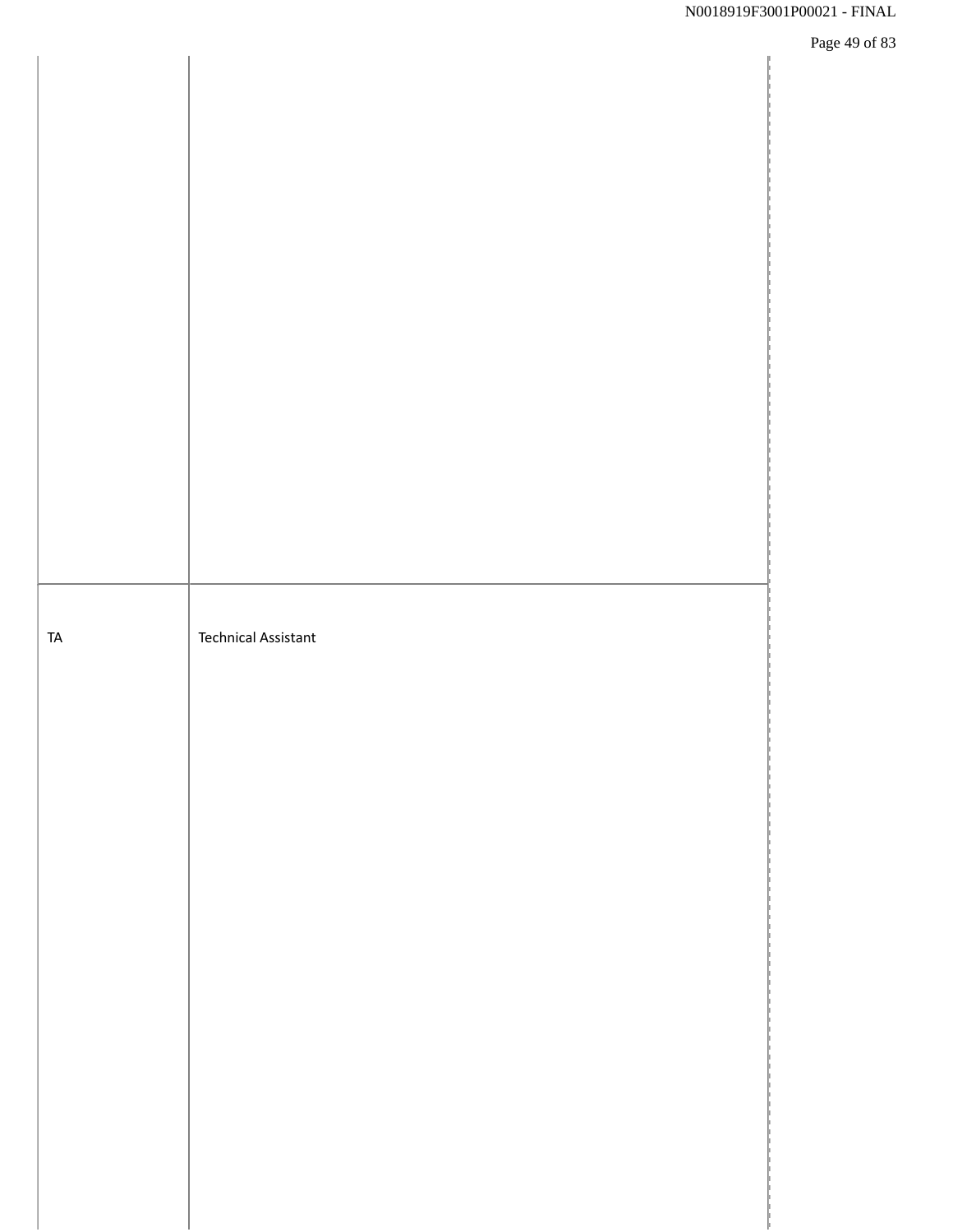| | |
|---|---|
| | |
| TA | Technical Assistant |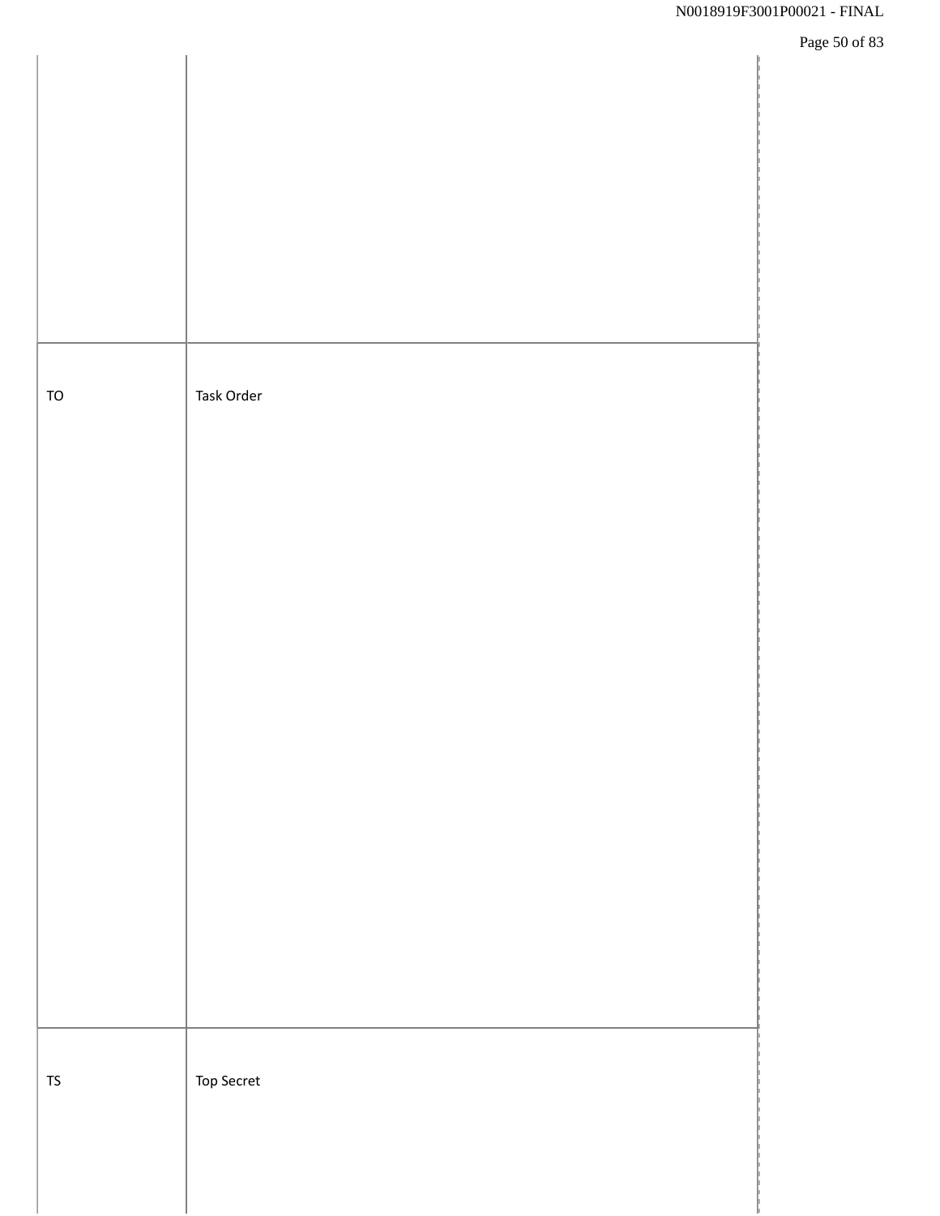| | |
|---|---|
| TO | Task Order |
| TS | Top Secret |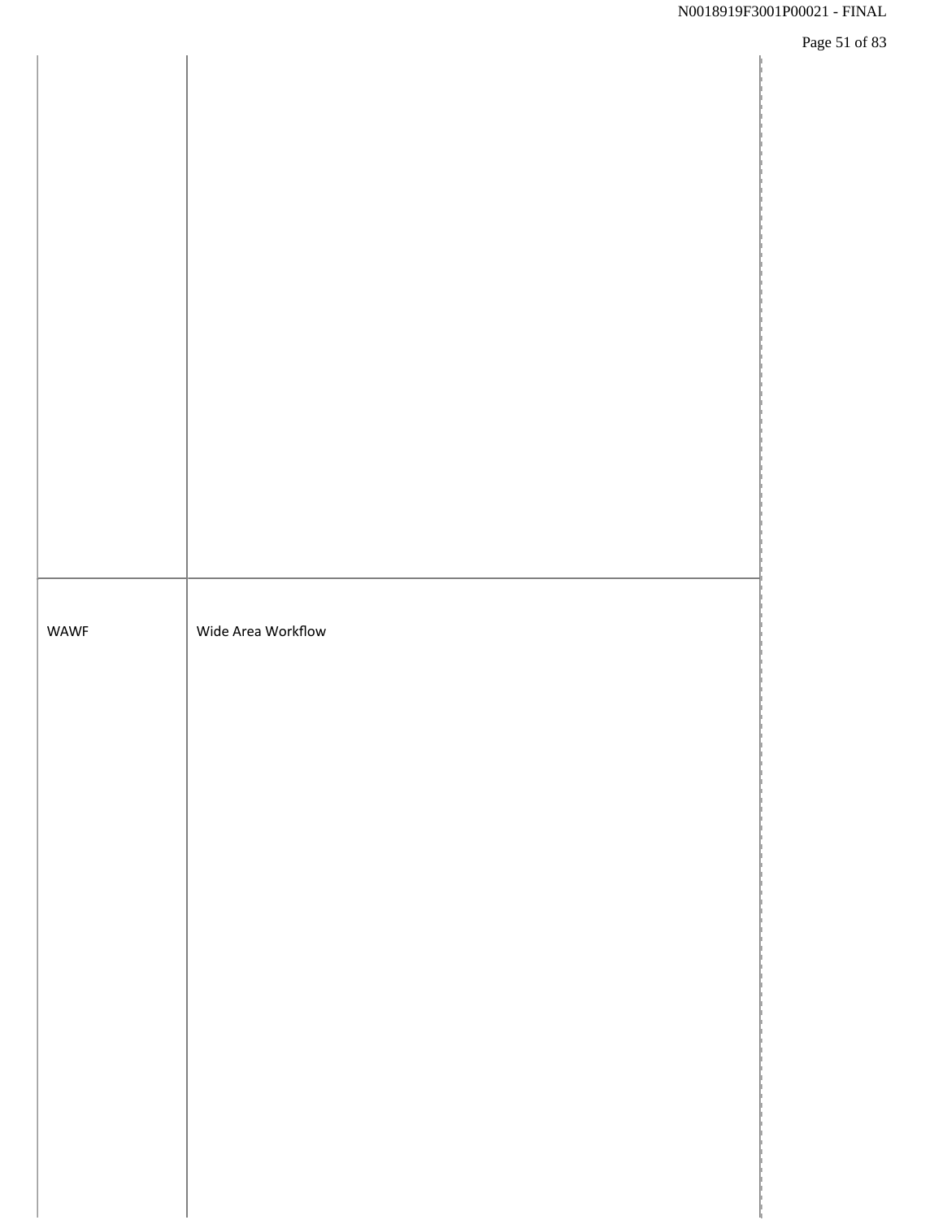| | |
|---|---|
| | |
| WAWF | Wide Area Workflow |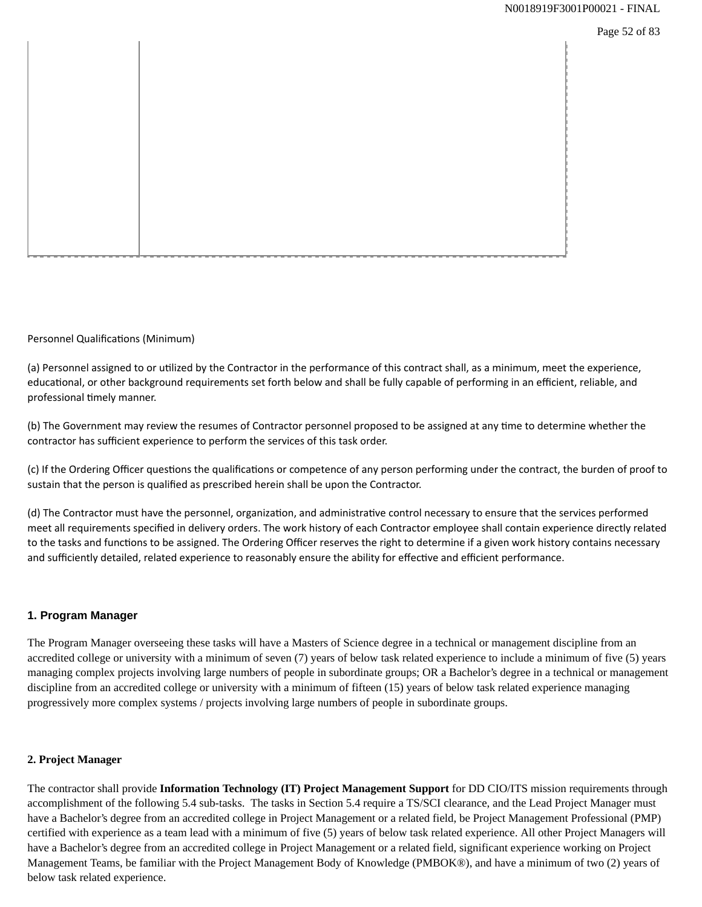Personnel Qualifications (Minimum)

(a) Personnel assigned to or utilized by the Contractor in the performance of this contract shall, as a minimum, meet the experience, educational, or other background requirements set forth below and shall be fully capable of performing in an efficient, reliable, and professional timely manner.

(b) The Government may review the resumes of Contractor personnel proposed to be assigned at any time to determine whether the contractor has sufficient experience to perform the services of this task order.

(c) If the Ordering Officer questions the qualifications or competence of any person performing under the contract, the burden of proof to sustain that the person is qualified as prescribed herein shall be upon the Contractor.

(d) The Contractor must have the personnel, organization, and administrative control necessary to ensure that the services performed meet all requirements specified in delivery orders. The work history of each Contractor employee shall contain experience directly related to the tasks and functions to be assigned. The Ordering Officer reserves the right to determine if a given work history contains necessary and sufficiently detailed, related experience to reasonably ensure the ability for effective and efficient performance.

**1. Program Manager**

The Program Manager overseeing these tasks will have a Masters of Science degree in a technical or management discipline from an accredited college or university with a minimum of seven (7) years of below task related experience to include a minimum of five (5) years managing complex projects involving large numbers of people in subordinate groups; OR a Bachelor's degree in a technical or management discipline from an accredited college or university with a minimum of fifteen (15) years of below task related experience managing progressively more complex systems / projects involving large numbers of people in subordinate groups.

**2. Project Manager**

The contractor shall provide **Information Technology (IT) Project Management Support** for DD CIO/ITS mission requirements through accomplishment of the following 5.4 sub-tasks. The tasks in Section 5.4 require a TS/SCI clearance, and the Lead Project Manager must have a Bachelor's degree from an accredited college in Project Management or a related field, be Project Management Professional (PMP) certified with experience as a team lead with a minimum of five (5) years of below task related experience. All other Project Managers will have a Bachelor's degree from an accredited college in Project Management or a related field, significant experience working on Project Management Teams, be familiar with the Project Management Body of Knowledge (PMBOK®), and have a minimum of two (2) years of below task related experience.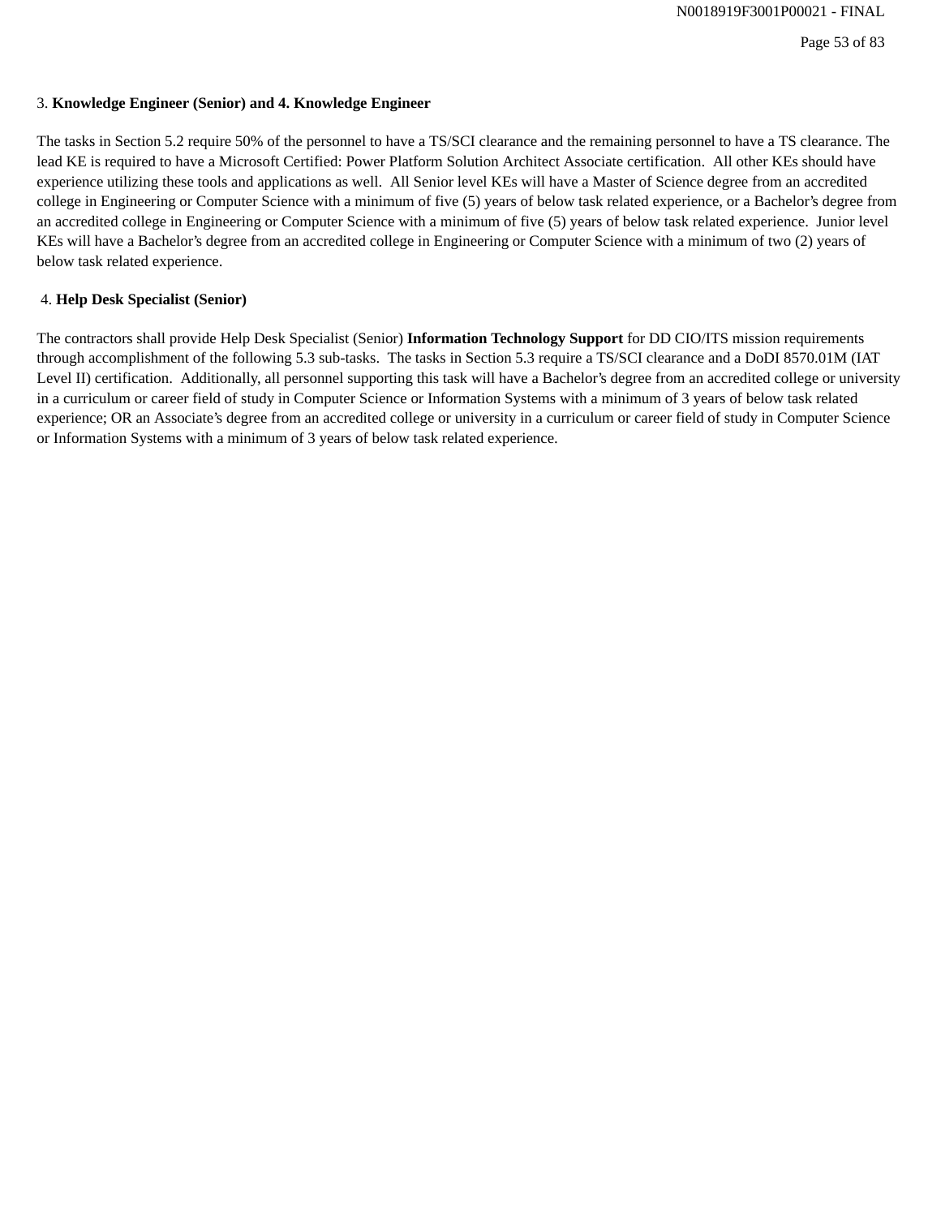3. **Knowledge Engineer (Senior) and 4. Knowledge Engineer**

The tasks in Section 5.2 require 50% of the personnel to have a TS/SCI clearance and the remaining personnel to have a TS clearance. The lead KE is required to have a Microsoft Certified: Power Platform Solution Architect Associate certification. All other KEs should have experience utilizing these tools and applications as well. All Senior level KEs will have a Master of Science degree from an accredited college in Engineering or Computer Science with a minimum of five (5) years of below task related experience, or a Bachelor's degree from an accredited college in Engineering or Computer Science with a minimum of five (5) years of below task related experience. Junior level KEs will have a Bachelor's degree from an accredited college in Engineering or Computer Science with a minimum of two (2) years of below task related experience.

4. **Help Desk Specialist (Senior)**

The contractors shall provide Help Desk Specialist (Senior) **Information Technology Support** for DD CIO/ITS mission requirements through accomplishment of the following 5.3 sub-tasks. The tasks in Section 5.3 require a TS/SCI clearance and a DoDI 8570.01M (IAT Level II) certification. Additionally, all personnel supporting this task will have a Bachelor's degree from an accredited college or university in a curriculum or career field of study in Computer Science or Information Systems with a minimum of 3 years of below task related experience; OR an Associate's degree from an accredited college or university in a curriculum or career field of study in Computer Science or Information Systems with a minimum of 3 years of below task related experience.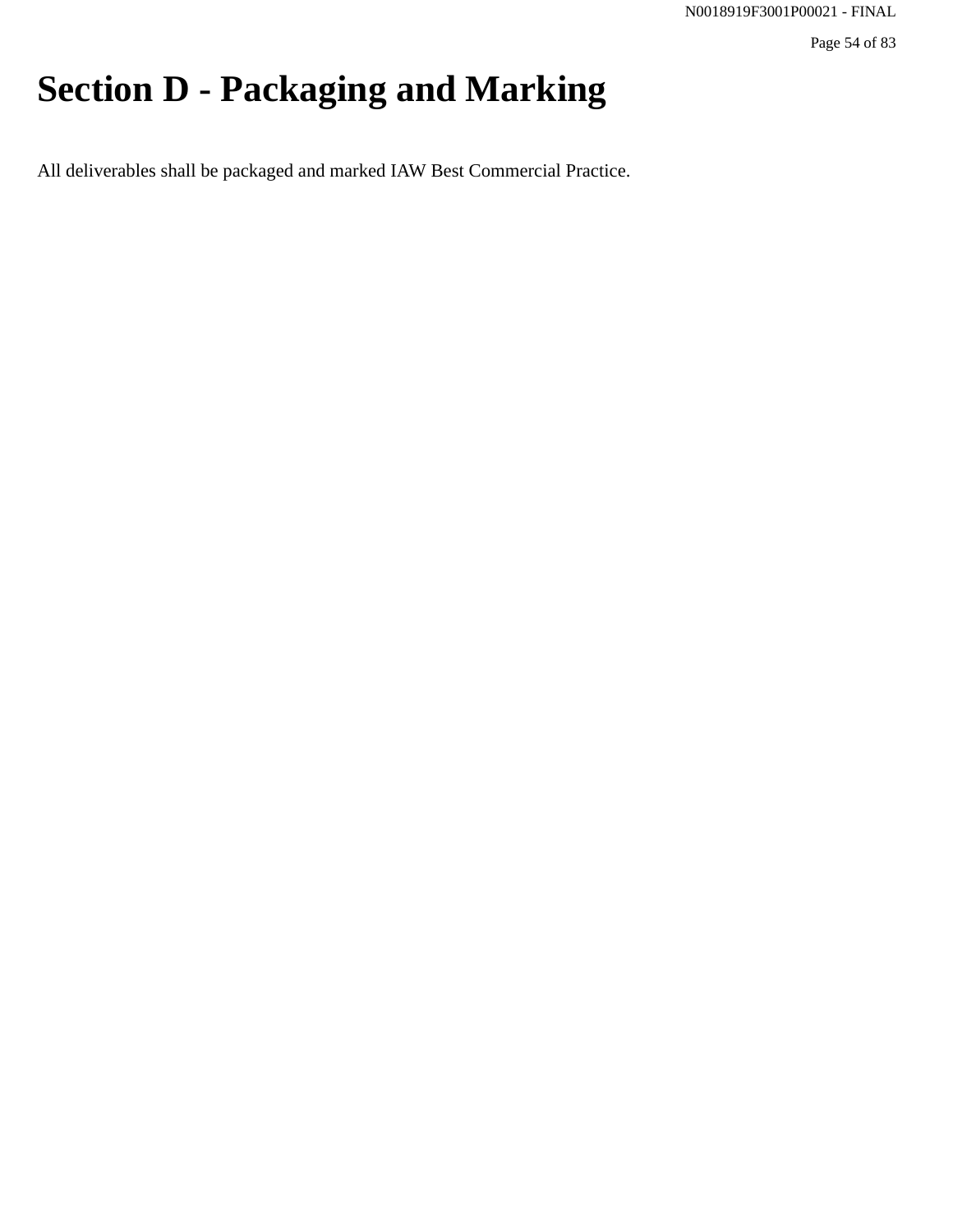# Section D - Packaging and Marking

All deliverables shall be packaged and marked IAW Best Commercial Practice.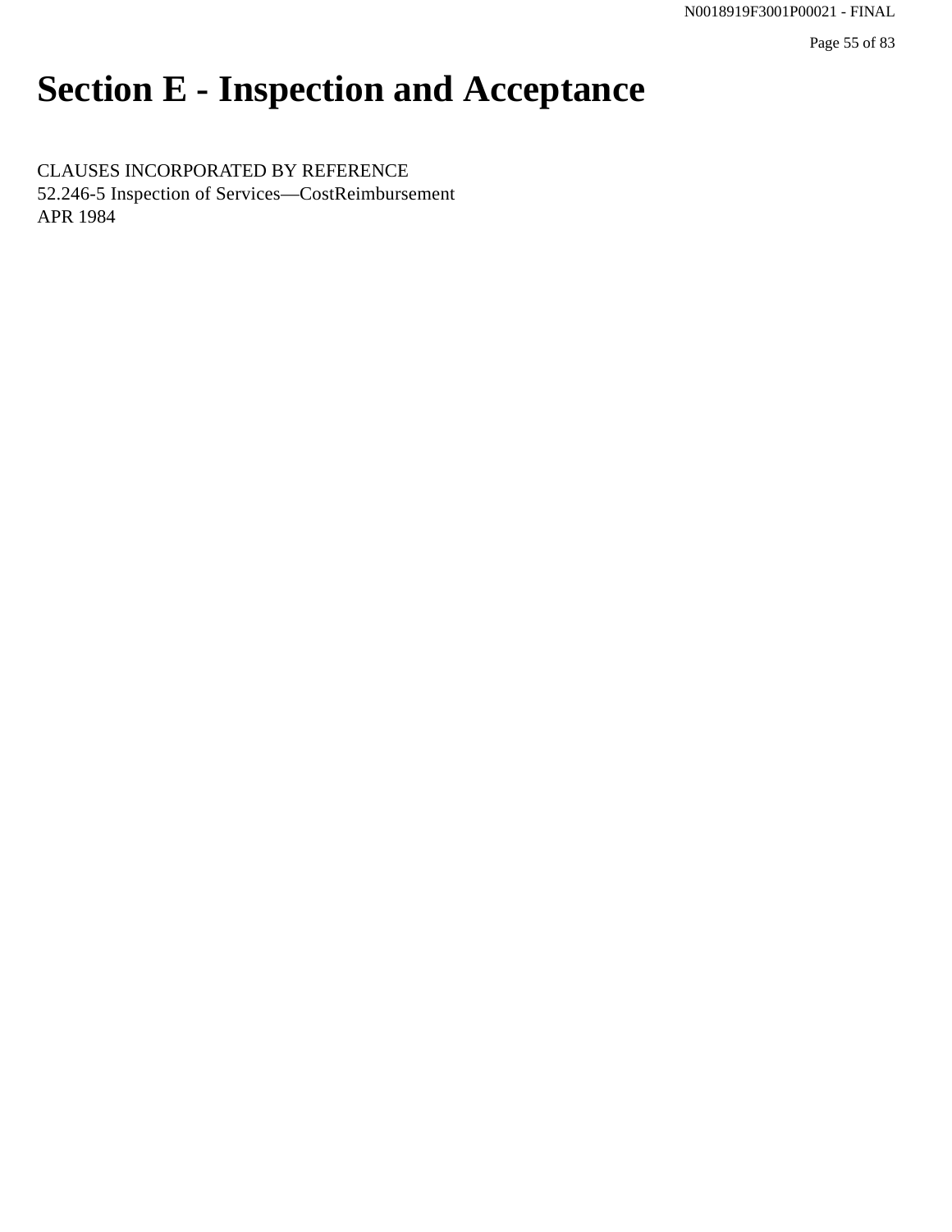# Section E - Inspection and Acceptance

CLAUSES INCORPORATED BY REFERENCE
52.246-5 Inspection of Services—CostReimbursement
APR 1984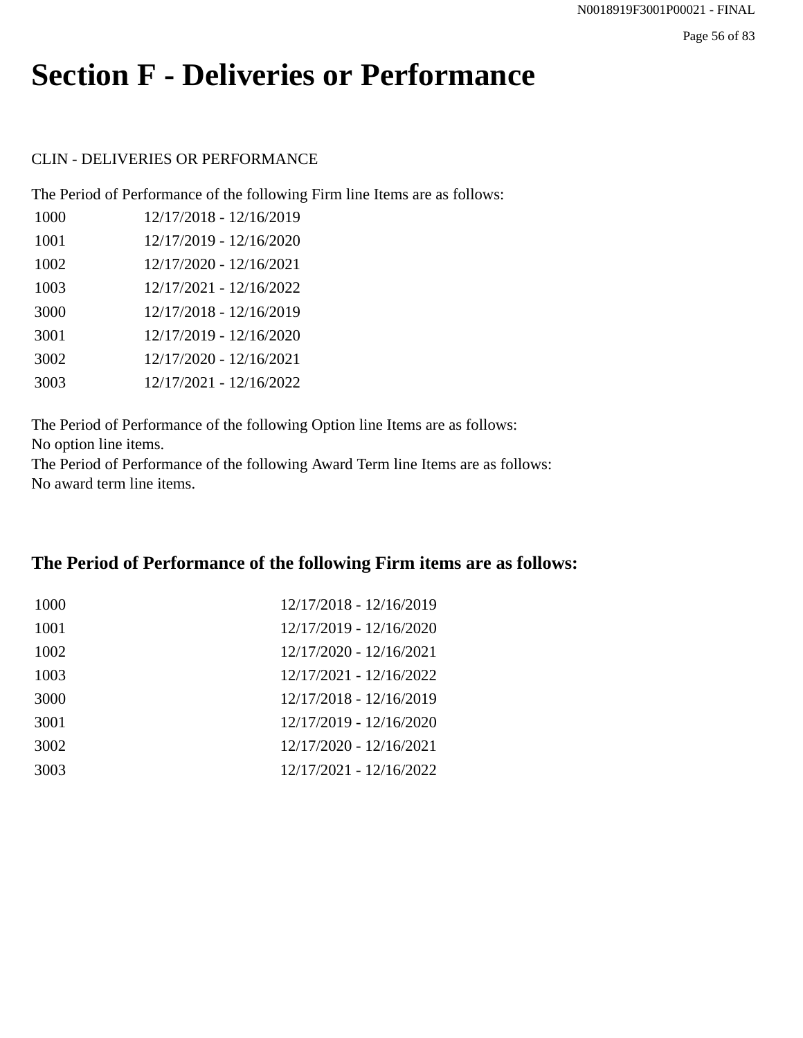# Section F - Deliveries or Performance

CLIN - DELIVERIES OR PERFORMANCE

The Period of Performance of the following Firm line Items are as follows:

| | |
|---|---|
| 1000 | 12/17/2018 - 12/16/2019 |
| 1001 | 12/17/2019 - 12/16/2020 |
| 1002 | 12/17/2020 - 12/16/2021 |
| 1003 | 12/17/2021 - 12/16/2022 |
| 3000 | 12/17/2018 - 12/16/2019 |
| 3001 | 12/17/2019 - 12/16/2020 |
| 3002 | 12/17/2020 - 12/16/2021 |
| 3003 | 12/17/2021 - 12/16/2022 |

The Period of Performance of the following Option line Items are as follows:
No option line items.
The Period of Performance of the following Award Term line Items are as follows:
No award term line items.

### The Period of Performance of the following Firm items are as follows:

| | |
|---|---|
| 1000 | 12/17/2018 - 12/16/2019 |
| 1001 | 12/17/2019 - 12/16/2020 |
| 1002 | 12/17/2020 - 12/16/2021 |
| 1003 | 12/17/2021 - 12/16/2022 |
| 3000 | 12/17/2018 - 12/16/2019 |
| 3001 | 12/17/2019 - 12/16/2020 |
| 3002 | 12/17/2020 - 12/16/2021 |
| 3003 | 12/17/2021 - 12/16/2022 |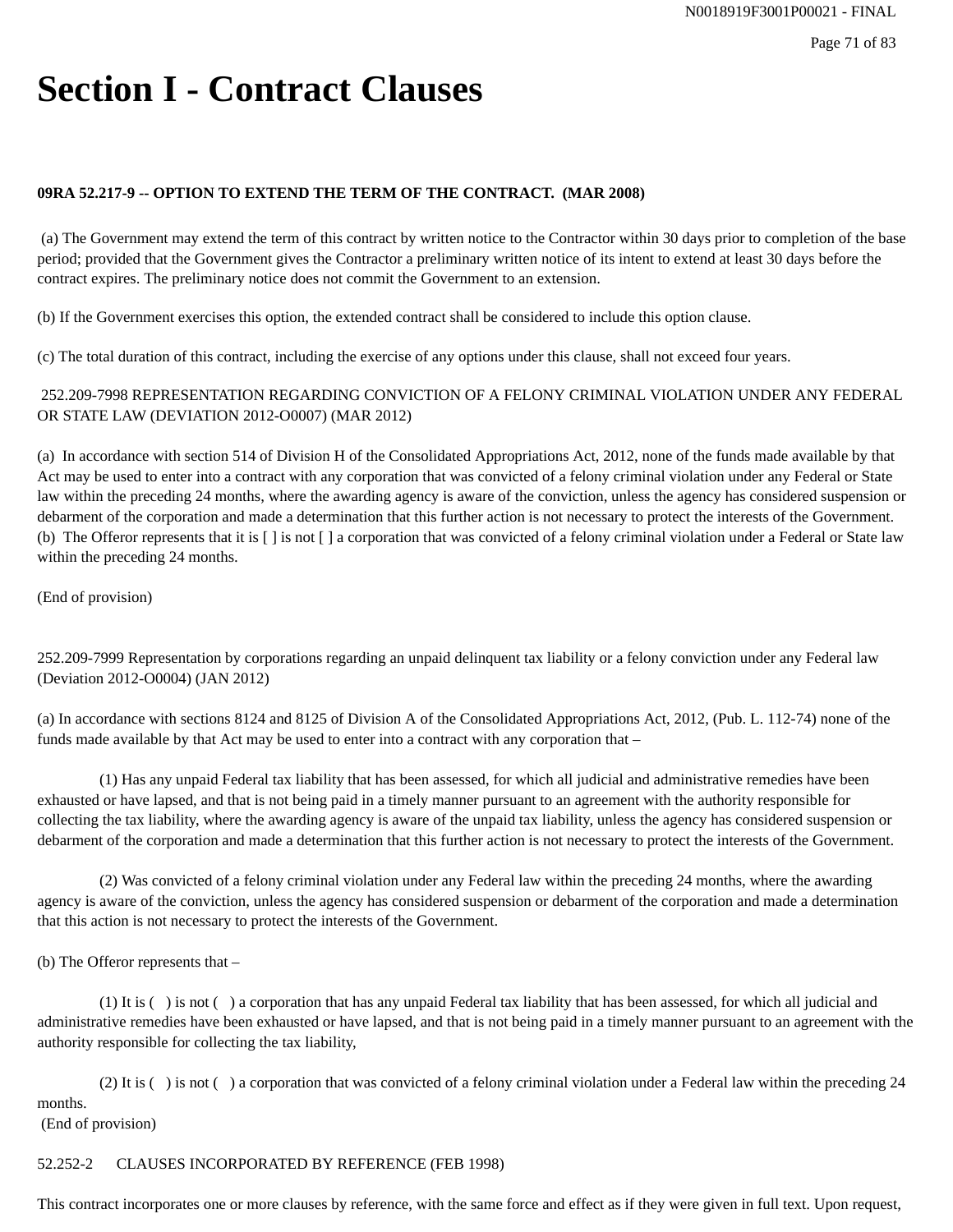# Section I - Contract Clauses

**09RA 52.217-9 -- OPTION TO EXTEND THE TERM OF THE CONTRACT. (MAR 2008)**

(a) The Government may extend the term of this contract by written notice to the Contractor within 30 days prior to completion of the base period; provided that the Government gives the Contractor a preliminary written notice of its intent to extend at least 30 days before the contract expires. The preliminary notice does not commit the Government to an extension.

(b) If the Government exercises this option, the extended contract shall be considered to include this option clause.

(c) The total duration of this contract, including the exercise of any options under this clause, shall not exceed four years.

252.209-7998 REPRESENTATION REGARDING CONVICTION OF A FELONY CRIMINAL VIOLATION UNDER ANY FEDERAL OR STATE LAW (DEVIATION 2012-O0007) (MAR 2012)

(a) In accordance with section 514 of Division H of the Consolidated Appropriations Act, 2012, none of the funds made available by that Act may be used to enter into a contract with any corporation that was convicted of a felony criminal violation under any Federal or State law within the preceding 24 months, where the awarding agency is aware of the conviction, unless the agency has considered suspension or debarment of the corporation and made a determination that this further action is not necessary to protect the interests of the Government.
(b) The Offeror represents that it is [ ] is not [ ] a corporation that was convicted of a felony criminal violation under a Federal or State law within the preceding 24 months.

(End of provision)

252.209-7999 Representation by corporations regarding an unpaid delinquent tax liability or a felony conviction under any Federal law (Deviation 2012-O0004) (JAN 2012)

(a) In accordance with sections 8124 and 8125 of Division A of the Consolidated Appropriations Act, 2012, (Pub. L. 112-74) none of the funds made available by that Act may be used to enter into a contract with any corporation that –

(1) Has any unpaid Federal tax liability that has been assessed, for which all judicial and administrative remedies have been exhausted or have lapsed, and that is not being paid in a timely manner pursuant to an agreement with the authority responsible for collecting the tax liability, where the awarding agency is aware of the unpaid tax liability, unless the agency has considered suspension or debarment of the corporation and made a determination that this further action is not necessary to protect the interests of the Government.

(2) Was convicted of a felony criminal violation under any Federal law within the preceding 24 months, where the awarding agency is aware of the conviction, unless the agency has considered suspension or debarment of the corporation and made a determination that this action is not necessary to protect the interests of the Government.

(b) The Offeror represents that –

(1) It is ( ) is not ( ) a corporation that has any unpaid Federal tax liability that has been assessed, for which all judicial and administrative remedies have been exhausted or have lapsed, and that is not being paid in a timely manner pursuant to an agreement with the authority responsible for collecting the tax liability,

(2) It is ( ) is not ( ) a corporation that was convicted of a felony criminal violation under a Federal law within the preceding 24 months.

(End of provision)

52.252-2 CLAUSES INCORPORATED BY REFERENCE (FEB 1998)

This contract incorporates one or more clauses by reference, with the same force and effect as if they were given in full text. Upon request,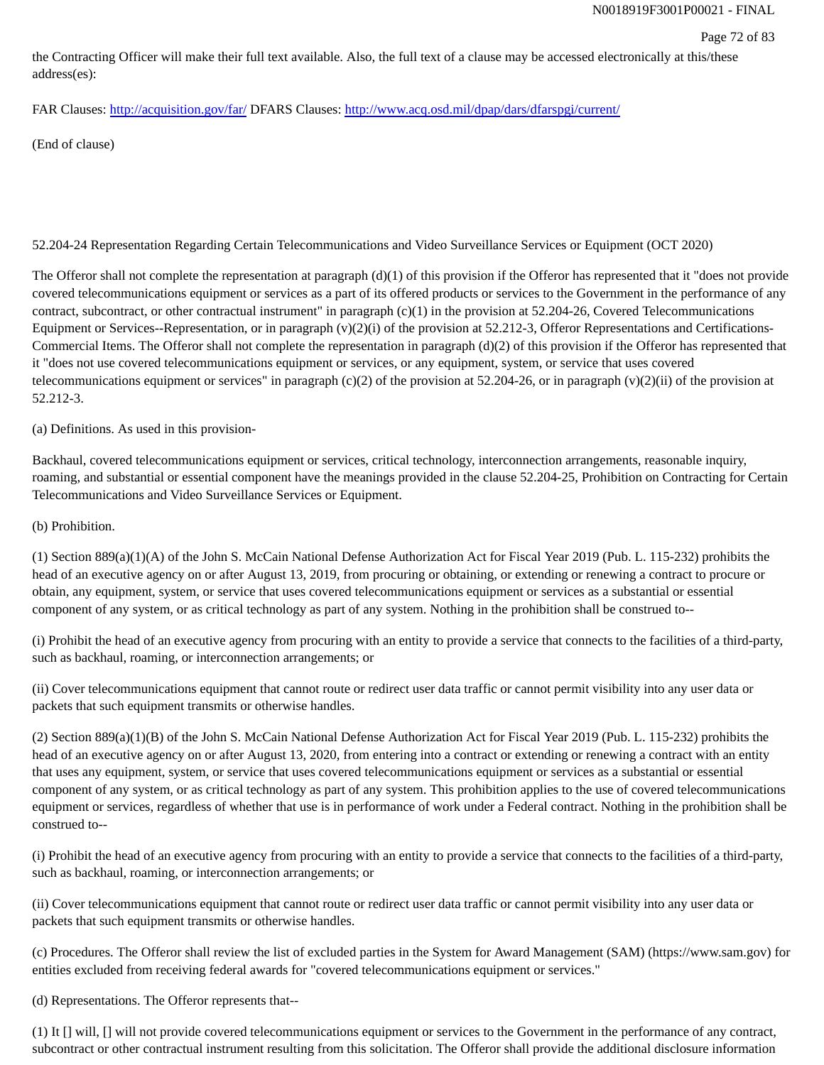the Contracting Officer will make their full text available. Also, the full text of a clause may be accessed electronically at this/these address(es):

FAR Clauses: http://acquisition.gov/far/ DFARS Clauses: http://www.acq.osd.mil/dpap/dars/dfarspgi/current/

(End of clause)

52.204-24 Representation Regarding Certain Telecommunications and Video Surveillance Services or Equipment (OCT 2020)

The Offeror shall not complete the representation at paragraph (d)(1) of this provision if the Offeror has represented that it "does not provide covered telecommunications equipment or services as a part of its offered products or services to the Government in the performance of any contract, subcontract, or other contractual instrument" in paragraph (c)(1) in the provision at 52.204-26, Covered Telecommunications Equipment or Services--Representation, or in paragraph (v)(2)(i) of the provision at 52.212-3, Offeror Representations and Certifications-Commercial Items. The Offeror shall not complete the representation in paragraph (d)(2) of this provision if the Offeror has represented that it "does not use covered telecommunications equipment or services, or any equipment, system, or service that uses covered telecommunications equipment or services" in paragraph (c)(2) of the provision at 52.204-26, or in paragraph (v)(2)(ii) of the provision at 52.212-3.

(a) Definitions. As used in this provision-

Backhaul, covered telecommunications equipment or services, critical technology, interconnection arrangements, reasonable inquiry, roaming, and substantial or essential component have the meanings provided in the clause 52.204-25, Prohibition on Contracting for Certain Telecommunications and Video Surveillance Services or Equipment.

(b) Prohibition.

(1) Section 889(a)(1)(A) of the John S. McCain National Defense Authorization Act for Fiscal Year 2019 (Pub. L. 115-232) prohibits the head of an executive agency on or after August 13, 2019, from procuring or obtaining, or extending or renewing a contract to procure or obtain, any equipment, system, or service that uses covered telecommunications equipment or services as a substantial or essential component of any system, or as critical technology as part of any system. Nothing in the prohibition shall be construed to--

(i) Prohibit the head of an executive agency from procuring with an entity to provide a service that connects to the facilities of a third-party, such as backhaul, roaming, or interconnection arrangements; or

(ii) Cover telecommunications equipment that cannot route or redirect user data traffic or cannot permit visibility into any user data or packets that such equipment transmits or otherwise handles.

(2) Section 889(a)(1)(B) of the John S. McCain National Defense Authorization Act for Fiscal Year 2019 (Pub. L. 115-232) prohibits the head of an executive agency on or after August 13, 2020, from entering into a contract or extending or renewing a contract with an entity that uses any equipment, system, or service that uses covered telecommunications equipment or services as a substantial or essential component of any system, or as critical technology as part of any system. This prohibition applies to the use of covered telecommunications equipment or services, regardless of whether that use is in performance of work under a Federal contract. Nothing in the prohibition shall be construed to--

(i) Prohibit the head of an executive agency from procuring with an entity to provide a service that connects to the facilities of a third-party, such as backhaul, roaming, or interconnection arrangements; or

(ii) Cover telecommunications equipment that cannot route or redirect user data traffic or cannot permit visibility into any user data or packets that such equipment transmits or otherwise handles.

(c) Procedures. The Offeror shall review the list of excluded parties in the System for Award Management (SAM) (https://www.sam.gov) for entities excluded from receiving federal awards for "covered telecommunications equipment or services."

(d) Representations. The Offeror represents that--

(1) It [] will, [] will not provide covered telecommunications equipment or services to the Government in the performance of any contract, subcontract or other contractual instrument resulting from this solicitation. The Offeror shall provide the additional disclosure information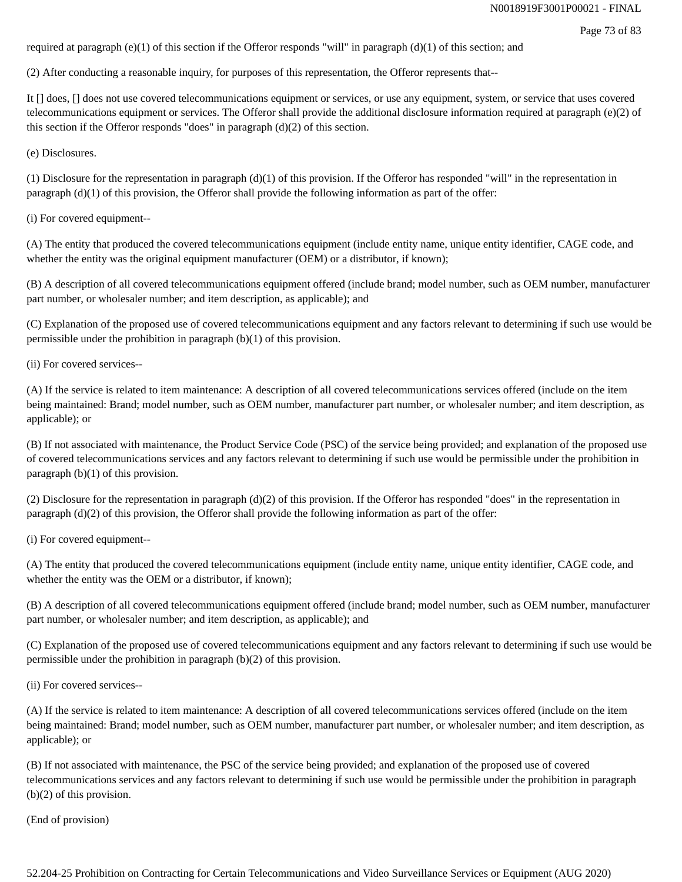required at paragraph (e)(1) of this section if the Offeror responds "will" in paragraph (d)(1) of this section; and

(2) After conducting a reasonable inquiry, for purposes of this representation, the Offeror represents that--

It [] does, [] does not use covered telecommunications equipment or services, or use any equipment, system, or service that uses covered telecommunications equipment or services. The Offeror shall provide the additional disclosure information required at paragraph (e)(2) of this section if the Offeror responds "does" in paragraph (d)(2) of this section.

(e) Disclosures.

(1) Disclosure for the representation in paragraph (d)(1) of this provision. If the Offeror has responded "will" in the representation in paragraph (d)(1) of this provision, the Offeror shall provide the following information as part of the offer:

(i) For covered equipment--

(A) The entity that produced the covered telecommunications equipment (include entity name, unique entity identifier, CAGE code, and whether the entity was the original equipment manufacturer (OEM) or a distributor, if known);

(B) A description of all covered telecommunications equipment offered (include brand; model number, such as OEM number, manufacturer part number, or wholesaler number; and item description, as applicable); and

(C) Explanation of the proposed use of covered telecommunications equipment and any factors relevant to determining if such use would be permissible under the prohibition in paragraph (b)(1) of this provision.

(ii) For covered services--

(A) If the service is related to item maintenance: A description of all covered telecommunications services offered (include on the item being maintained: Brand; model number, such as OEM number, manufacturer part number, or wholesaler number; and item description, as applicable); or

(B) If not associated with maintenance, the Product Service Code (PSC) of the service being provided; and explanation of the proposed use of covered telecommunications services and any factors relevant to determining if such use would be permissible under the prohibition in paragraph (b)(1) of this provision.

(2) Disclosure for the representation in paragraph (d)(2) of this provision. If the Offeror has responded "does" in the representation in paragraph (d)(2) of this provision, the Offeror shall provide the following information as part of the offer:

(i) For covered equipment--

(A) The entity that produced the covered telecommunications equipment (include entity name, unique entity identifier, CAGE code, and whether the entity was the OEM or a distributor, if known);

(B) A description of all covered telecommunications equipment offered (include brand; model number, such as OEM number, manufacturer part number, or wholesaler number; and item description, as applicable); and

(C) Explanation of the proposed use of covered telecommunications equipment and any factors relevant to determining if such use would be permissible under the prohibition in paragraph (b)(2) of this provision.

(ii) For covered services--

(A) If the service is related to item maintenance: A description of all covered telecommunications services offered (include on the item being maintained: Brand; model number, such as OEM number, manufacturer part number, or wholesaler number; and item description, as applicable); or

(B) If not associated with maintenance, the PSC of the service being provided; and explanation of the proposed use of covered telecommunications services and any factors relevant to determining if such use would be permissible under the prohibition in paragraph (b)(2) of this provision.

(End of provision)

52.204-25 Prohibition on Contracting for Certain Telecommunications and Video Surveillance Services or Equipment (AUG 2020)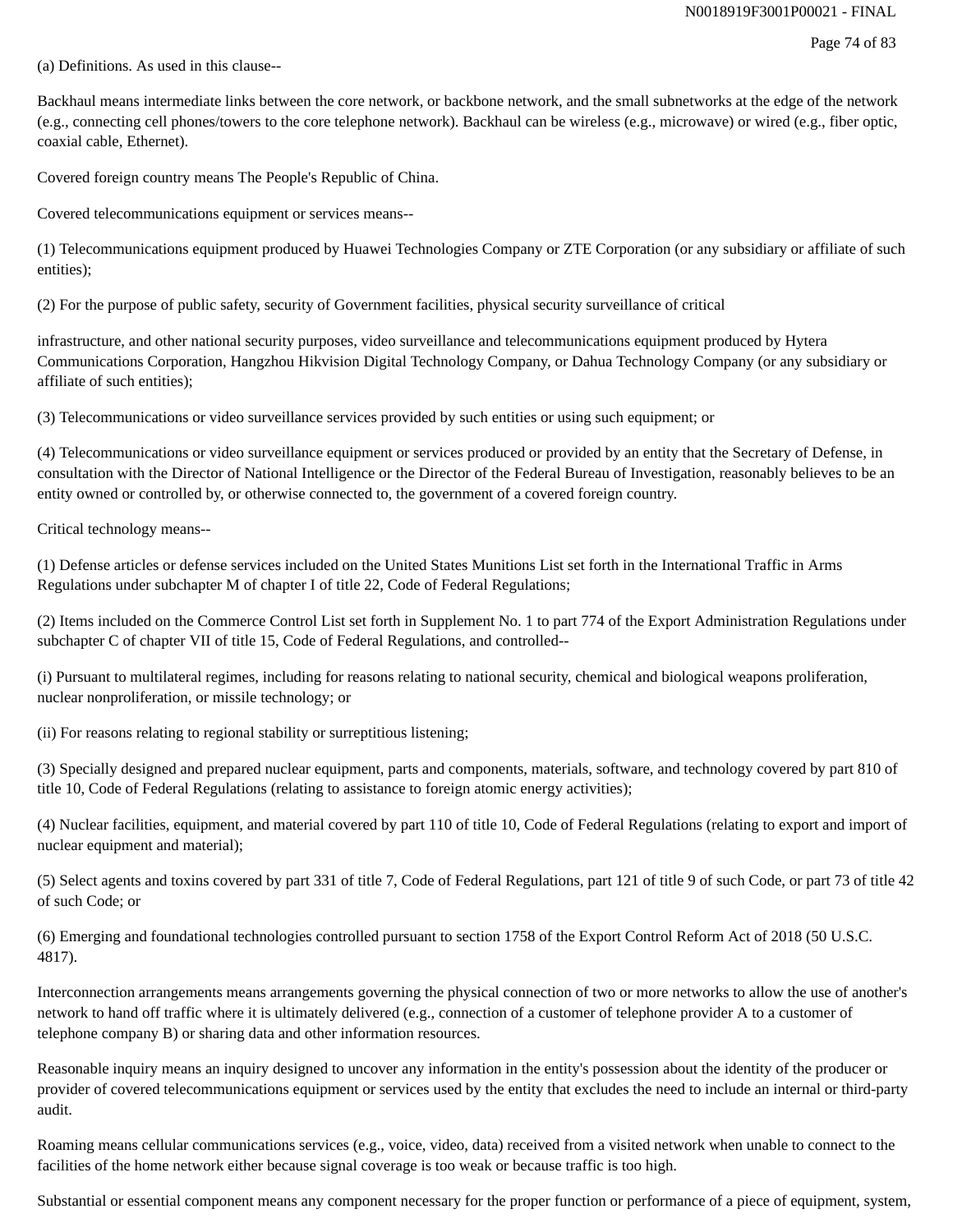(a) Definitions. As used in this clause--

Backhaul means intermediate links between the core network, or backbone network, and the small subnetworks at the edge of the network (e.g., connecting cell phones/towers to the core telephone network). Backhaul can be wireless (e.g., microwave) or wired (e.g., fiber optic, coaxial cable, Ethernet).

Covered foreign country means The People's Republic of China.

Covered telecommunications equipment or services means--

(1) Telecommunications equipment produced by Huawei Technologies Company or ZTE Corporation (or any subsidiary or affiliate of such entities);

(2) For the purpose of public safety, security of Government facilities, physical security surveillance of critical

infrastructure, and other national security purposes, video surveillance and telecommunications equipment produced by Hytera Communications Corporation, Hangzhou Hikvision Digital Technology Company, or Dahua Technology Company (or any subsidiary or affiliate of such entities);

(3) Telecommunications or video surveillance services provided by such entities or using such equipment; or

(4) Telecommunications or video surveillance equipment or services produced or provided by an entity that the Secretary of Defense, in consultation with the Director of National Intelligence or the Director of the Federal Bureau of Investigation, reasonably believes to be an entity owned or controlled by, or otherwise connected to, the government of a covered foreign country.

Critical technology means--

(1) Defense articles or defense services included on the United States Munitions List set forth in the International Traffic in Arms Regulations under subchapter M of chapter I of title 22, Code of Federal Regulations;

(2) Items included on the Commerce Control List set forth in Supplement No. 1 to part 774 of the Export Administration Regulations under subchapter C of chapter VII of title 15, Code of Federal Regulations, and controlled--

(i) Pursuant to multilateral regimes, including for reasons relating to national security, chemical and biological weapons proliferation, nuclear nonproliferation, or missile technology; or

(ii) For reasons relating to regional stability or surreptitious listening;

(3) Specially designed and prepared nuclear equipment, parts and components, materials, software, and technology covered by part 810 of title 10, Code of Federal Regulations (relating to assistance to foreign atomic energy activities);

(4) Nuclear facilities, equipment, and material covered by part 110 of title 10, Code of Federal Regulations (relating to export and import of nuclear equipment and material);

(5) Select agents and toxins covered by part 331 of title 7, Code of Federal Regulations, part 121 of title 9 of such Code, or part 73 of title 42 of such Code; or

(6) Emerging and foundational technologies controlled pursuant to section 1758 of the Export Control Reform Act of 2018 (50 U.S.C. 4817).

Interconnection arrangements means arrangements governing the physical connection of two or more networks to allow the use of another's network to hand off traffic where it is ultimately delivered (e.g., connection of a customer of telephone provider A to a customer of telephone company B) or sharing data and other information resources.

Reasonable inquiry means an inquiry designed to uncover any information in the entity's possession about the identity of the producer or provider of covered telecommunications equipment or services used by the entity that excludes the need to include an internal or third-party audit.

Roaming means cellular communications services (e.g., voice, video, data) received from a visited network when unable to connect to the facilities of the home network either because signal coverage is too weak or because traffic is too high.

Substantial or essential component means any component necessary for the proper function or performance of a piece of equipment, system,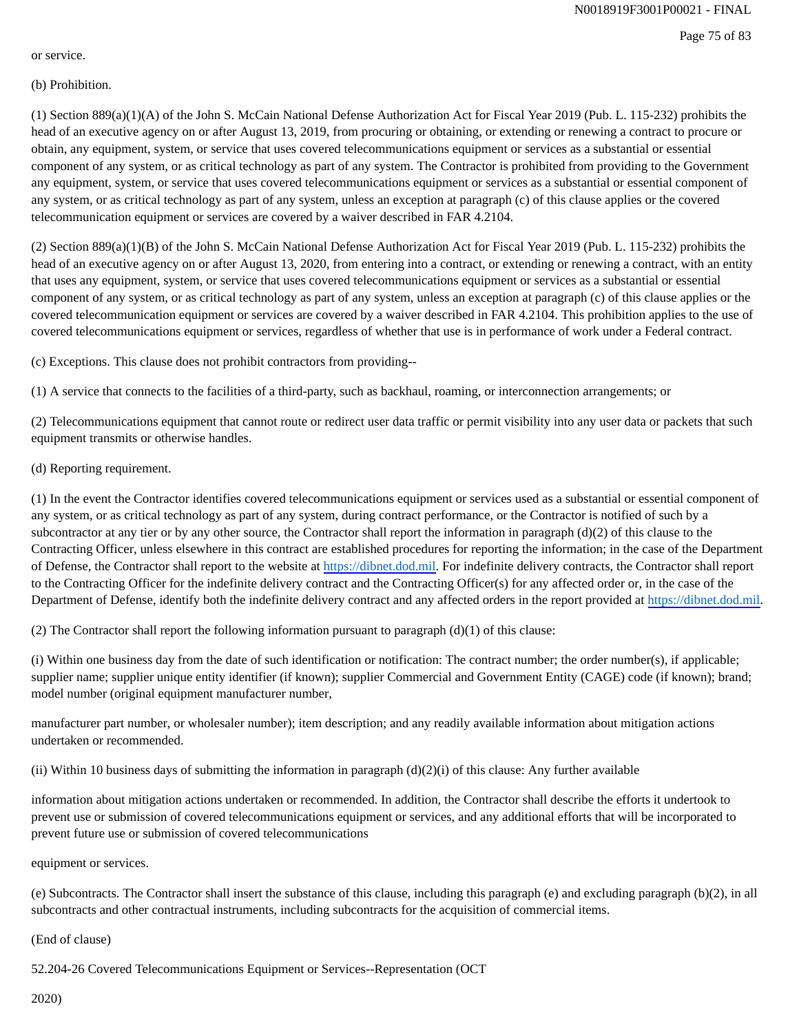or service.

(b) Prohibition.

(1) Section 889(a)(1)(A) of the John S. McCain National Defense Authorization Act for Fiscal Year 2019 (Pub. L. 115-232) prohibits the head of an executive agency on or after August 13, 2019, from procuring or obtaining, or extending or renewing a contract to procure or obtain, any equipment, system, or service that uses covered telecommunications equipment or services as a substantial or essential component of any system, or as critical technology as part of any system. The Contractor is prohibited from providing to the Government any equipment, system, or service that uses covered telecommunications equipment or services as a substantial or essential component of any system, or as critical technology as part of any system, unless an exception at paragraph (c) of this clause applies or the covered telecommunication equipment or services are covered by a waiver described in FAR 4.2104.

(2) Section 889(a)(1)(B) of the John S. McCain National Defense Authorization Act for Fiscal Year 2019 (Pub. L. 115-232) prohibits the head of an executive agency on or after August 13, 2020, from entering into a contract, or extending or renewing a contract, with an entity that uses any equipment, system, or service that uses covered telecommunications equipment or services as a substantial or essential component of any system, or as critical technology as part of any system, unless an exception at paragraph (c) of this clause applies or the covered telecommunication equipment or services are covered by a waiver described in FAR 4.2104. This prohibition applies to the use of covered telecommunications equipment or services, regardless of whether that use is in performance of work under a Federal contract.

(c) Exceptions. This clause does not prohibit contractors from providing--

(1) A service that connects to the facilities of a third-party, such as backhaul, roaming, or interconnection arrangements; or

(2) Telecommunications equipment that cannot route or redirect user data traffic or permit visibility into any user data or packets that such equipment transmits or otherwise handles.

(d) Reporting requirement.

(1) In the event the Contractor identifies covered telecommunications equipment or services used as a substantial or essential component of any system, or as critical technology as part of any system, during contract performance, or the Contractor is notified of such by a subcontractor at any tier or by any other source, the Contractor shall report the information in paragraph (d)(2) of this clause to the Contracting Officer, unless elsewhere in this contract are established procedures for reporting the information; in the case of the Department of Defense, the Contractor shall report to the website at https://dibnet.dod.mil. For indefinite delivery contracts, the Contractor shall report to the Contracting Officer for the indefinite delivery contract and the Contracting Officer(s) for any affected order or, in the case of the Department of Defense, identify both the indefinite delivery contract and any affected orders in the report provided at https://dibnet.dod.mil.

(2) The Contractor shall report the following information pursuant to paragraph (d)(1) of this clause:

(i) Within one business day from the date of such identification or notification: The contract number; the order number(s), if applicable; supplier name; supplier unique entity identifier (if known); supplier Commercial and Government Entity (CAGE) code (if known); brand; model number (original equipment manufacturer number, manufacturer part number, or wholesaler number); item description; and any readily available information about mitigation actions undertaken or recommended.

(ii) Within 10 business days of submitting the information in paragraph (d)(2)(i) of this clause: Any further available information about mitigation actions undertaken or recommended. In addition, the Contractor shall describe the efforts it undertook to prevent use or submission of covered telecommunications equipment or services, and any additional efforts that will be incorporated to prevent future use or submission of covered telecommunications equipment or services.

(e) Subcontracts. The Contractor shall insert the substance of this clause, including this paragraph (e) and excluding paragraph (b)(2), in all subcontracts and other contractual instruments, including subcontracts for the acquisition of commercial items.

(End of clause)

52.204-26 Covered Telecommunications Equipment or Services--Representation (OCT 2020)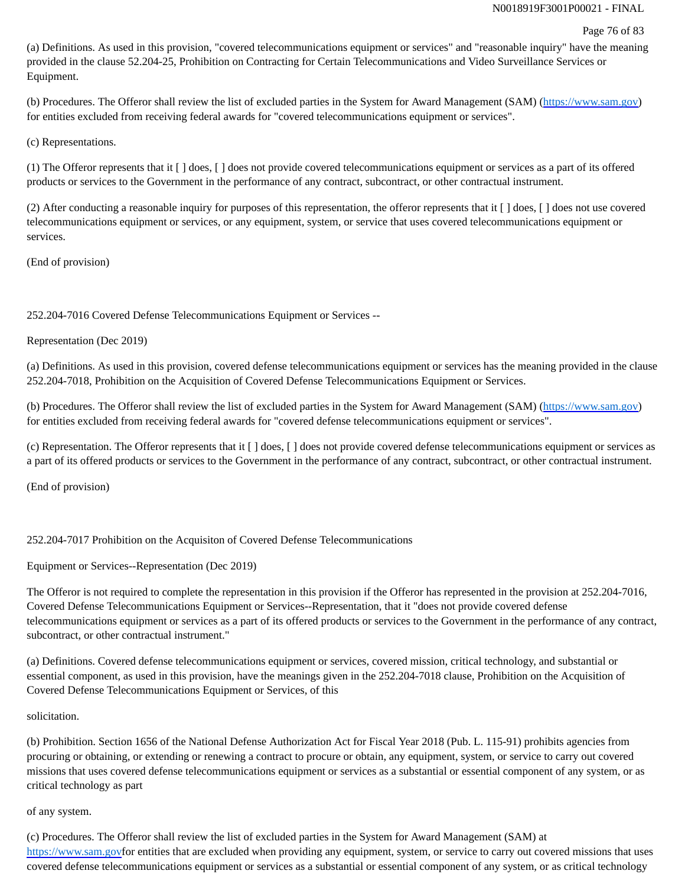(a) Definitions. As used in this provision, "covered telecommunications equipment or services" and "reasonable inquiry" have the meaning provided in the clause 52.204-25, Prohibition on Contracting for Certain Telecommunications and Video Surveillance Services or Equipment.

(b) Procedures. The Offeror shall review the list of excluded parties in the System for Award Management (SAM) (https://www.sam.gov) for entities excluded from receiving federal awards for "covered telecommunications equipment or services".

(c) Representations.

(1) The Offeror represents that it [ ] does, [ ] does not provide covered telecommunications equipment or services as a part of its offered products or services to the Government in the performance of any contract, subcontract, or other contractual instrument.

(2) After conducting a reasonable inquiry for purposes of this representation, the offeror represents that it [ ] does, [ ] does not use covered telecommunications equipment or services, or any equipment, system, or service that uses covered telecommunications equipment or services.

(End of provision)

252.204-7016 Covered Defense Telecommunications Equipment or Services --

Representation (Dec 2019)

(a) Definitions. As used in this provision, covered defense telecommunications equipment or services has the meaning provided in the clause 252.204-7018, Prohibition on the Acquisition of Covered Defense Telecommunications Equipment or Services.

(b) Procedures. The Offeror shall review the list of excluded parties in the System for Award Management (SAM) (https://www.sam.gov) for entities excluded from receiving federal awards for "covered defense telecommunications equipment or services".

(c) Representation. The Offeror represents that it [ ] does, [ ] does not provide covered defense telecommunications equipment or services as a part of its offered products or services to the Government in the performance of any contract, subcontract, or other contractual instrument.

(End of provision)

252.204-7017 Prohibition on the Acquisiton of Covered Defense Telecommunications

Equipment or Services--Representation (Dec 2019)

The Offeror is not required to complete the representation in this provision if the Offeror has represented in the provision at 252.204-7016, Covered Defense Telecommunications Equipment or Services--Representation, that it "does not provide covered defense telecommunications equipment or services as a part of its offered products or services to the Government in the performance of any contract, subcontract, or other contractual instrument."

(a) Definitions. Covered defense telecommunications equipment or services, covered mission, critical technology, and substantial or essential component, as used in this provision, have the meanings given in the 252.204-7018 clause, Prohibition on the Acquisition of Covered Defense Telecommunications Equipment or Services, of this

solicitation.

(b) Prohibition. Section 1656 of the National Defense Authorization Act for Fiscal Year 2018 (Pub. L. 115-91) prohibits agencies from procuring or obtaining, or extending or renewing a contract to procure or obtain, any equipment, system, or service to carry out covered missions that uses covered defense telecommunications equipment or services as a substantial or essential component of any system, or as critical technology as part

of any system.

(c) Procedures. The Offeror shall review the list of excluded parties in the System for Award Management (SAM) at https://www.sam.govfor entities that are excluded when providing any equipment, system, or service to carry out covered missions that uses covered defense telecommunications equipment or services as a substantial or essential component of any system, or as critical technology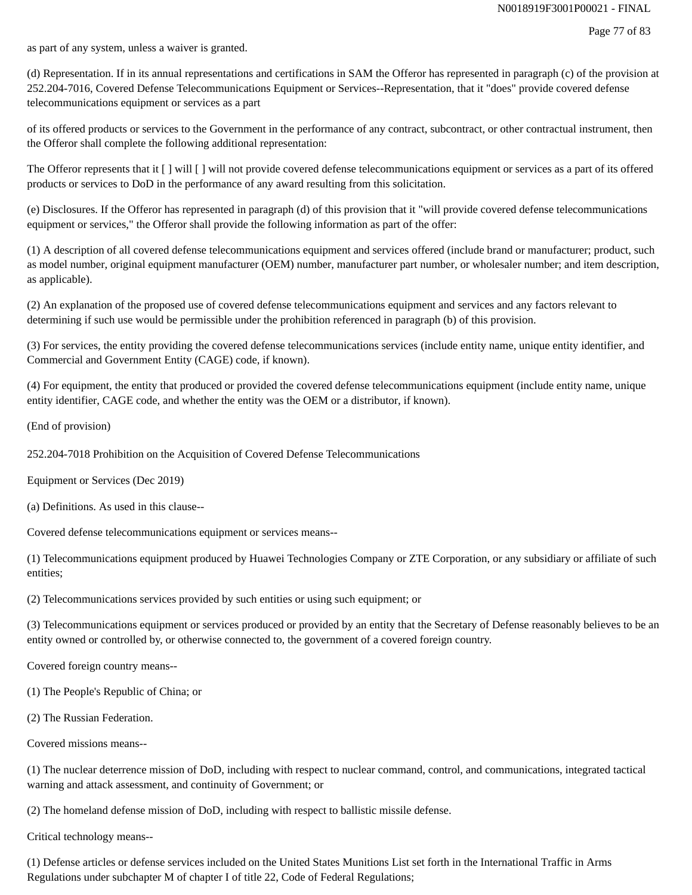as part of any system, unless a waiver is granted.

(d) Representation. If in its annual representations and certifications in SAM the Offeror has represented in paragraph (c) of the provision at 252.204-7016, Covered Defense Telecommunications Equipment or Services--Representation, that it "does" provide covered defense telecommunications equipment or services as a part

of its offered products or services to the Government in the performance of any contract, subcontract, or other contractual instrument, then the Offeror shall complete the following additional representation:

The Offeror represents that it [ ] will [ ] will not provide covered defense telecommunications equipment or services as a part of its offered products or services to DoD in the performance of any award resulting from this solicitation.

(e) Disclosures. If the Offeror has represented in paragraph (d) of this provision that it "will provide covered defense telecommunications equipment or services," the Offeror shall provide the following information as part of the offer:

(1) A description of all covered defense telecommunications equipment and services offered (include brand or manufacturer; product, such as model number, original equipment manufacturer (OEM) number, manufacturer part number, or wholesaler number; and item description, as applicable).

(2) An explanation of the proposed use of covered defense telecommunications equipment and services and any factors relevant to determining if such use would be permissible under the prohibition referenced in paragraph (b) of this provision.

(3) For services, the entity providing the covered defense telecommunications services (include entity name, unique entity identifier, and Commercial and Government Entity (CAGE) code, if known).

(4) For equipment, the entity that produced or provided the covered defense telecommunications equipment (include entity name, unique entity identifier, CAGE code, and whether the entity was the OEM or a distributor, if known).

(End of provision)

252.204-7018 Prohibition on the Acquisition of Covered Defense Telecommunications

Equipment or Services (Dec 2019)

(a) Definitions. As used in this clause--

Covered defense telecommunications equipment or services means--

(1) Telecommunications equipment produced by Huawei Technologies Company or ZTE Corporation, or any subsidiary or affiliate of such entities;

(2) Telecommunications services provided by such entities or using such equipment; or

(3) Telecommunications equipment or services produced or provided by an entity that the Secretary of Defense reasonably believes to be an entity owned or controlled by, or otherwise connected to, the government of a covered foreign country.

Covered foreign country means--

(1) The People's Republic of China; or

(2) The Russian Federation.

Covered missions means--

(1) The nuclear deterrence mission of DoD, including with respect to nuclear command, control, and communications, integrated tactical warning and attack assessment, and continuity of Government; or

(2) The homeland defense mission of DoD, including with respect to ballistic missile defense.

Critical technology means--

(1) Defense articles or defense services included on the United States Munitions List set forth in the International Traffic in Arms Regulations under subchapter M of chapter I of title 22, Code of Federal Regulations;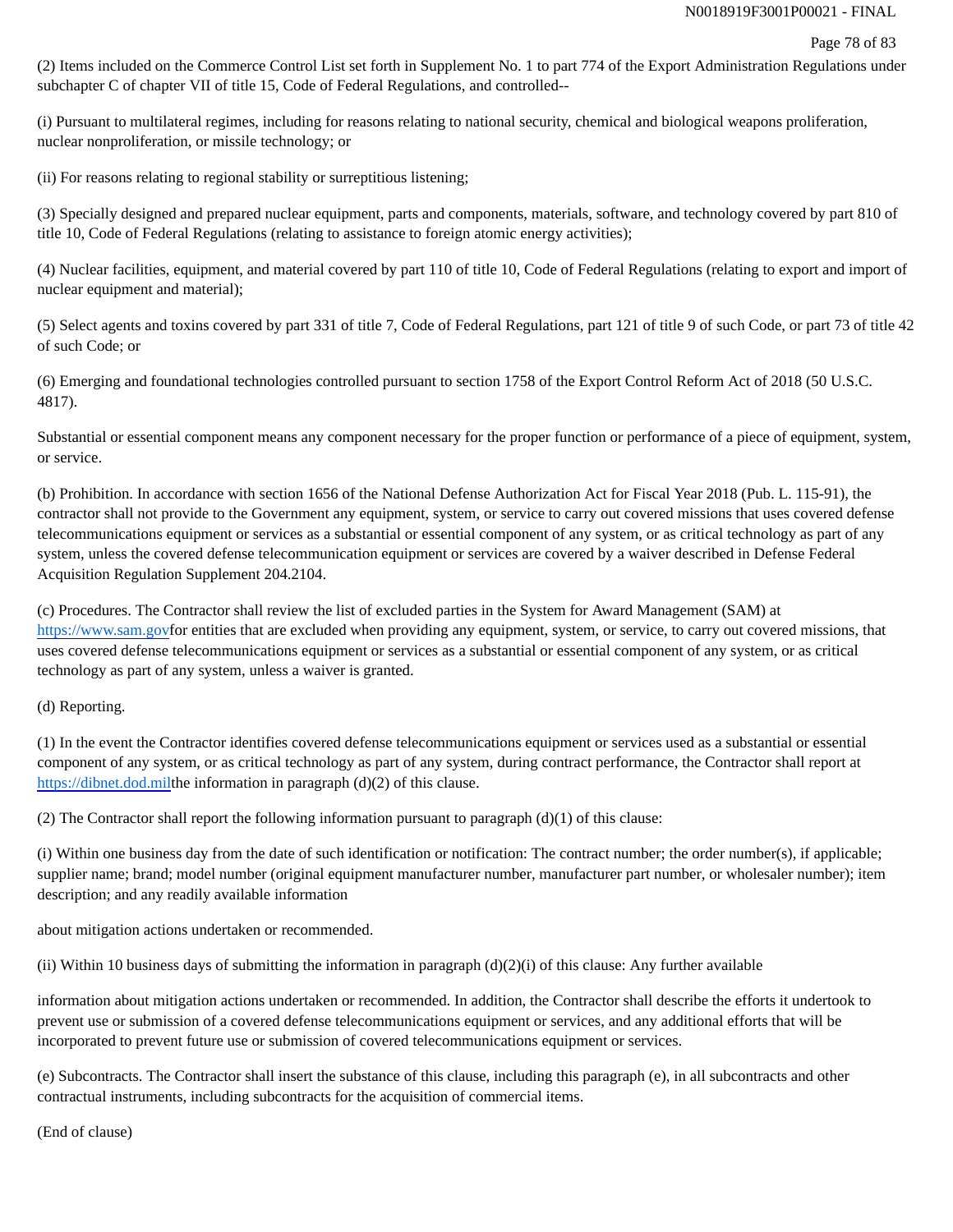(2) Items included on the Commerce Control List set forth in Supplement No. 1 to part 774 of the Export Administration Regulations under subchapter C of chapter VII of title 15, Code of Federal Regulations, and controlled--

(i) Pursuant to multilateral regimes, including for reasons relating to national security, chemical and biological weapons proliferation, nuclear nonproliferation, or missile technology; or

(ii) For reasons relating to regional stability or surreptitious listening;

(3) Specially designed and prepared nuclear equipment, parts and components, materials, software, and technology covered by part 810 of title 10, Code of Federal Regulations (relating to assistance to foreign atomic energy activities);

(4) Nuclear facilities, equipment, and material covered by part 110 of title 10, Code of Federal Regulations (relating to export and import of nuclear equipment and material);

(5) Select agents and toxins covered by part 331 of title 7, Code of Federal Regulations, part 121 of title 9 of such Code, or part 73 of title 42 of such Code; or

(6) Emerging and foundational technologies controlled pursuant to section 1758 of the Export Control Reform Act of 2018 (50 U.S.C. 4817).

Substantial or essential component means any component necessary for the proper function or performance of a piece of equipment, system, or service.

(b) Prohibition. In accordance with section 1656 of the National Defense Authorization Act for Fiscal Year 2018 (Pub. L. 115-91), the contractor shall not provide to the Government any equipment, system, or service to carry out covered missions that uses covered defense telecommunications equipment or services as a substantial or essential component of any system, or as critical technology as part of any system, unless the covered defense telecommunication equipment or services are covered by a waiver described in Defense Federal Acquisition Regulation Supplement 204.2104.

(c) Procedures. The Contractor shall review the list of excluded parties in the System for Award Management (SAM) at https://www.sam.govfor entities that are excluded when providing any equipment, system, or service, to carry out covered missions, that uses covered defense telecommunications equipment or services as a substantial or essential component of any system, or as critical technology as part of any system, unless a waiver is granted.

(d) Reporting.

(1) In the event the Contractor identifies covered defense telecommunications equipment or services used as a substantial or essential component of any system, or as critical technology as part of any system, during contract performance, the Contractor shall report at https://dibnet.dod.milthe information in paragraph (d)(2) of this clause.

(2) The Contractor shall report the following information pursuant to paragraph (d)(1) of this clause:

(i) Within one business day from the date of such identification or notification: The contract number; the order number(s), if applicable; supplier name; brand; model number (original equipment manufacturer number, manufacturer part number, or wholesaler number); item description; and any readily available information about mitigation actions undertaken or recommended.

(ii) Within 10 business days of submitting the information in paragraph (d)(2)(i) of this clause: Any further available information about mitigation actions undertaken or recommended. In addition, the Contractor shall describe the efforts it undertook to prevent use or submission of a covered defense telecommunications equipment or services, and any additional efforts that will be incorporated to prevent future use or submission of covered telecommunications equipment or services.

(e) Subcontracts. The Contractor shall insert the substance of this clause, including this paragraph (e), in all subcontracts and other contractual instruments, including subcontracts for the acquisition of commercial items.

(End of clause)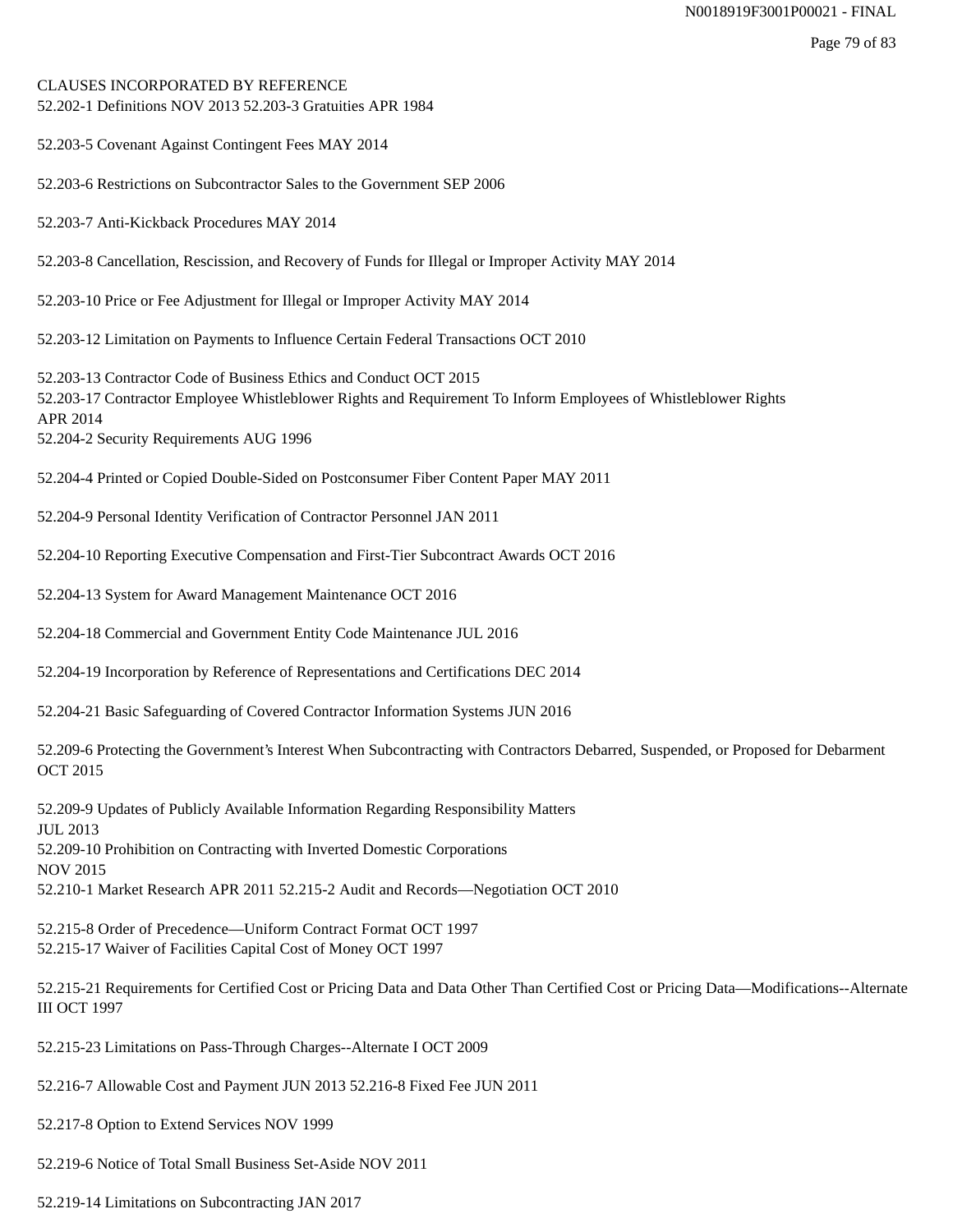CLAUSES INCORPORATED BY REFERENCE

52.202-1 Definitions NOV 2013 52.203-3 Gratuities APR 1984

52.203-5 Covenant Against Contingent Fees MAY 2014

52.203-6 Restrictions on Subcontractor Sales to the Government SEP 2006

52.203-7 Anti-Kickback Procedures MAY 2014

52.203-8 Cancellation, Rescission, and Recovery of Funds for Illegal or Improper Activity MAY 2014

52.203-10 Price or Fee Adjustment for Illegal or Improper Activity MAY 2014

52.203-12 Limitation on Payments to Influence Certain Federal Transactions OCT 2010

52.203-13 Contractor Code of Business Ethics and Conduct OCT 2015
52.203-17 Contractor Employee Whistleblower Rights and Requirement To Inform Employees of Whistleblower Rights APR 2014
52.204-2 Security Requirements AUG 1996

52.204-4 Printed or Copied Double-Sided on Postconsumer Fiber Content Paper MAY 2011

52.204-9 Personal Identity Verification of Contractor Personnel JAN 2011

52.204-10 Reporting Executive Compensation and First-Tier Subcontract Awards OCT 2016

52.204-13 System for Award Management Maintenance OCT 2016

52.204-18 Commercial and Government Entity Code Maintenance JUL 2016

52.204-19 Incorporation by Reference of Representations and Certifications DEC 2014

52.204-21 Basic Safeguarding of Covered Contractor Information Systems JUN 2016

52.209-6 Protecting the Government's Interest When Subcontracting with Contractors Debarred, Suspended, or Proposed for Debarment OCT 2015

52.209-9 Updates of Publicly Available Information Regarding Responsibility Matters JUL 2013
52.209-10 Prohibition on Contracting with Inverted Domestic Corporations NOV 2015
52.210-1 Market Research APR 2011 52.215-2 Audit and Records—Negotiation OCT 2010

52.215-8 Order of Precedence—Uniform Contract Format OCT 1997
52.215-17 Waiver of Facilities Capital Cost of Money OCT 1997

52.215-21 Requirements for Certified Cost or Pricing Data and Data Other Than Certified Cost or Pricing Data—Modifications--Alternate III OCT 1997

52.215-23 Limitations on Pass-Through Charges--Alternate I OCT 2009

52.216-7 Allowable Cost and Payment JUN 2013 52.216-8 Fixed Fee JUN 2011

52.217-8 Option to Extend Services NOV 1999

52.219-6 Notice of Total Small Business Set-Aside NOV 2011

52.219-14 Limitations on Subcontracting JAN 2017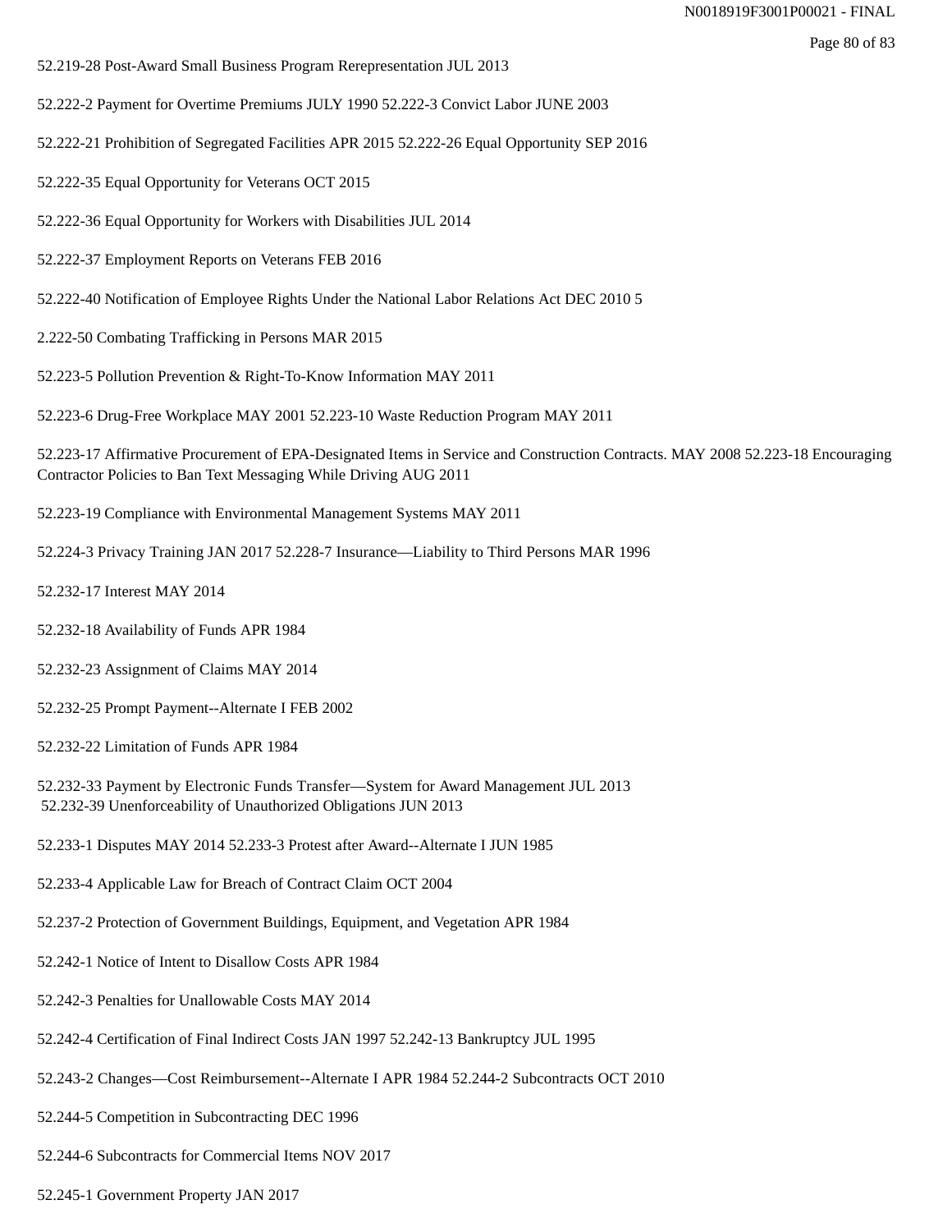52.219-28 Post-Award Small Business Program Rerepresentation JUL 2013

52.222-2 Payment for Overtime Premiums JULY 1990 52.222-3 Convict Labor JUNE 2003

52.222-21 Prohibition of Segregated Facilities APR 2015 52.222-26 Equal Opportunity SEP 2016

52.222-35 Equal Opportunity for Veterans OCT 2015

52.222-36 Equal Opportunity for Workers with Disabilities JUL 2014

52.222-37 Employment Reports on Veterans FEB 2016

52.222-40 Notification of Employee Rights Under the National Labor Relations Act DEC 2010 5

2.222-50 Combating Trafficking in Persons MAR 2015

52.223-5 Pollution Prevention & Right-To-Know Information MAY 2011

52.223-6 Drug-Free Workplace MAY 2001 52.223-10 Waste Reduction Program MAY 2011

52.223-17 Affirmative Procurement of EPA-Designated Items in Service and Construction Contracts. MAY 2008 52.223-18 Encouraging Contractor Policies to Ban Text Messaging While Driving AUG 2011

52.223-19 Compliance with Environmental Management Systems MAY 2011

52.224-3 Privacy Training JAN 2017 52.228-7 Insurance—Liability to Third Persons MAR 1996

52.232-17 Interest MAY 2014

52.232-18 Availability of Funds APR 1984

52.232-23 Assignment of Claims MAY 2014

52.232-25 Prompt Payment--Alternate I FEB 2002

52.232-22 Limitation of Funds APR 1984

52.232-33 Payment by Electronic Funds Transfer—System for Award Management JUL 2013
52.232-39 Unenforceability of Unauthorized Obligations JUN 2013

52.233-1 Disputes MAY 2014 52.233-3 Protest after Award--Alternate I JUN 1985

52.233-4 Applicable Law for Breach of Contract Claim OCT 2004

52.237-2 Protection of Government Buildings, Equipment, and Vegetation APR 1984

52.242-1 Notice of Intent to Disallow Costs APR 1984

52.242-3 Penalties for Unallowable Costs MAY 2014

52.242-4 Certification of Final Indirect Costs JAN 1997 52.242-13 Bankruptcy JUL 1995

52.243-2 Changes—Cost Reimbursement--Alternate I APR 1984 52.244-2 Subcontracts OCT 2010

52.244-5 Competition in Subcontracting DEC 1996

52.244-6 Subcontracts for Commercial Items NOV 2017

52.245-1 Government Property JAN 2017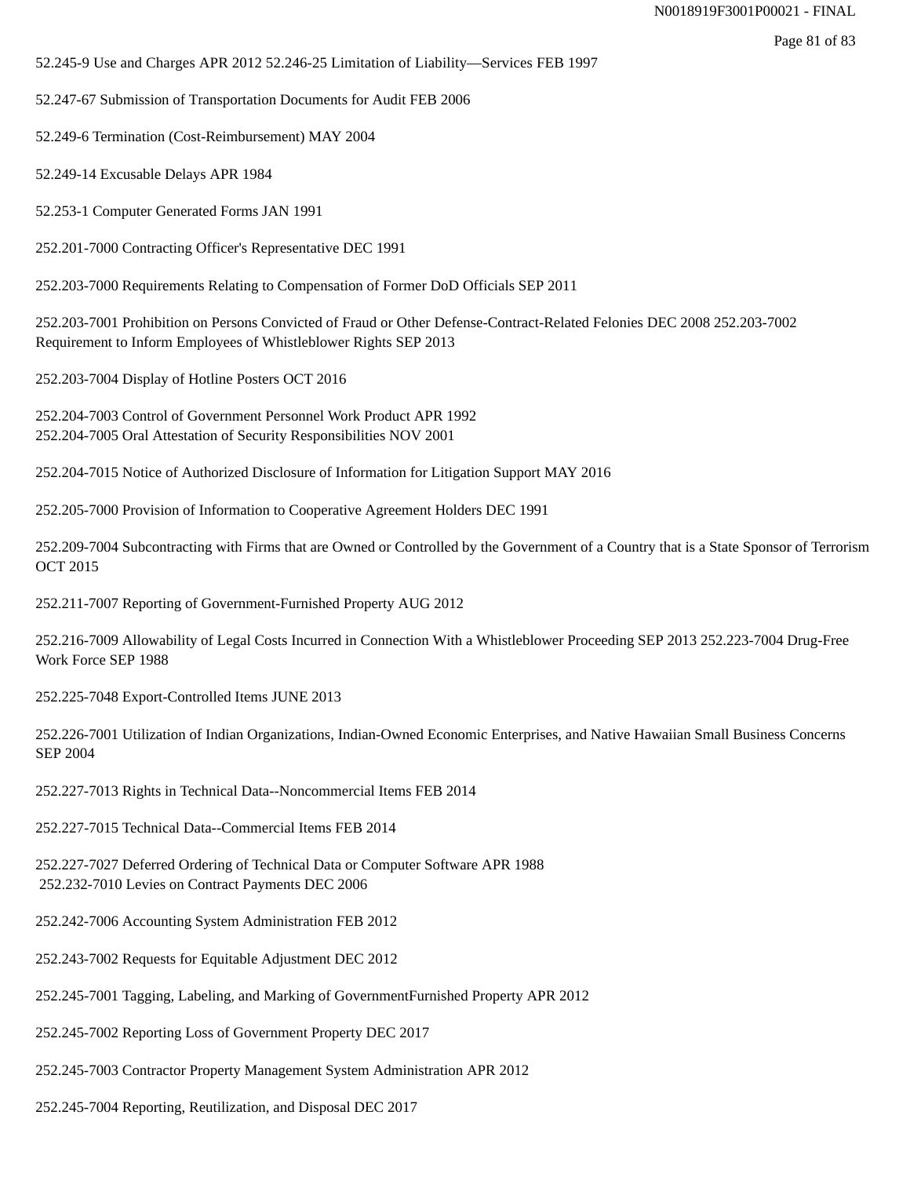52.245-9 Use and Charges APR 2012 52.246-25 Limitation of Liability—Services FEB 1997

52.247-67 Submission of Transportation Documents for Audit FEB 2006

52.249-6 Termination (Cost-Reimbursement) MAY 2004

52.249-14 Excusable Delays APR 1984

52.253-1 Computer Generated Forms JAN 1991

252.201-7000 Contracting Officer's Representative DEC 1991

252.203-7000 Requirements Relating to Compensation of Former DoD Officials SEP 2011

252.203-7001 Prohibition on Persons Convicted of Fraud or Other Defense-Contract-Related Felonies DEC 2008 252.203-7002 Requirement to Inform Employees of Whistleblower Rights SEP 2013

252.203-7004 Display of Hotline Posters OCT 2016

252.204-7003 Control of Government Personnel Work Product APR 1992
252.204-7005 Oral Attestation of Security Responsibilities NOV 2001

252.204-7015 Notice of Authorized Disclosure of Information for Litigation Support MAY 2016

252.205-7000 Provision of Information to Cooperative Agreement Holders DEC 1991

252.209-7004 Subcontracting with Firms that are Owned or Controlled by the Government of a Country that is a State Sponsor of Terrorism OCT 2015

252.211-7007 Reporting of Government-Furnished Property AUG 2012

252.216-7009 Allowability of Legal Costs Incurred in Connection With a Whistleblower Proceeding SEP 2013 252.223-7004 Drug-Free Work Force SEP 1988

252.225-7048 Export-Controlled Items JUNE 2013

252.226-7001 Utilization of Indian Organizations, Indian-Owned Economic Enterprises, and Native Hawaiian Small Business Concerns SEP 2004

252.227-7013 Rights in Technical Data--Noncommercial Items FEB 2014

252.227-7015 Technical Data--Commercial Items FEB 2014

252.227-7027 Deferred Ordering of Technical Data or Computer Software APR 1988
252.232-7010 Levies on Contract Payments DEC 2006

252.242-7006 Accounting System Administration FEB 2012

252.243-7002 Requests for Equitable Adjustment DEC 2012

252.245-7001 Tagging, Labeling, and Marking of GovernmentFurnished Property APR 2012

252.245-7002 Reporting Loss of Government Property DEC 2017

252.245-7003 Contractor Property Management System Administration APR 2012

252.245-7004 Reporting, Reutilization, and Disposal DEC 2017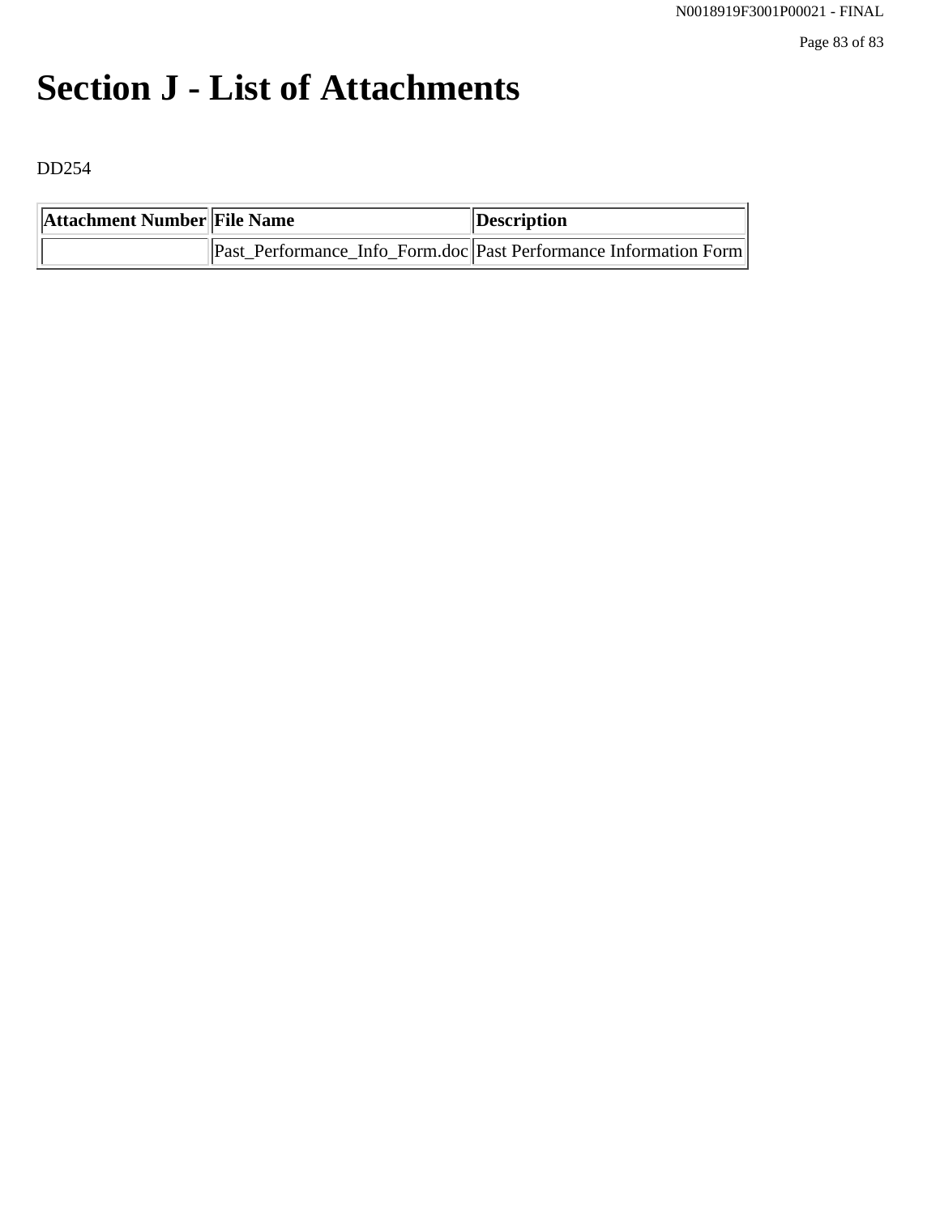# Section J - List of Attachments

DD254

| Attachment Number | File Name | Description |
|---|---|---|
| | Past_Performance_Info_Form.doc | Past Performance Information Form |